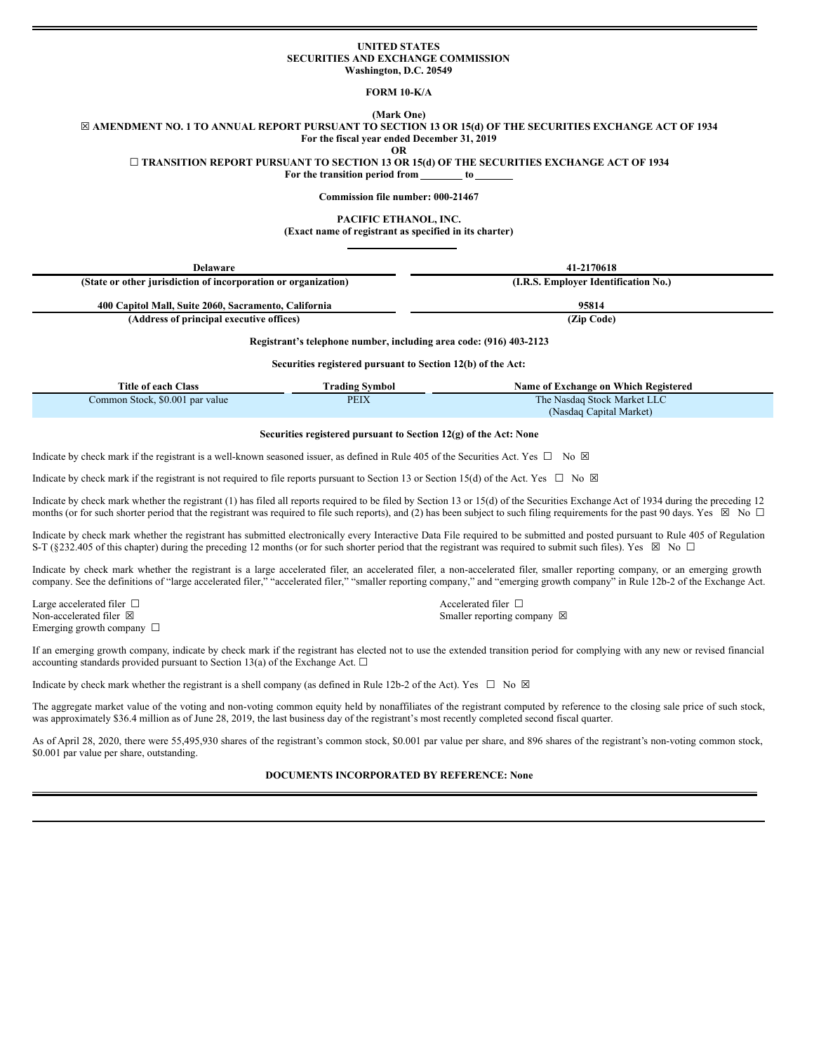**UNITED STATES**
**SECURITIES AND EXCHANGE COMMISSION**
**Washington, D.C. 20549**

**FORM 10-K/A**

**(Mark One)**

☒ **AMENDMENT NO. 1 TO ANNUAL REPORT PURSUANT TO SECTION 13 OR 15(d) OF THE SECURITIES EXCHANGE ACT OF 1934**
**For the fiscal year ended December 31, 2019**
**OR**
☐ **TRANSITION REPORT PURSUANT TO SECTION 13 OR 15(d) OF THE SECURITIES EXCHANGE ACT OF 1934**
**For the transition period from \_\_\_\_\_\_\_\_ to \_\_\_\_\_\_\_**

**Commission file number: 000-21467**

**PACIFIC ETHANOL, INC.**
**(Exact name of registrant as specified in its charter)**

| Delaware | 41-2170618 |
|---|---|
| (State or other jurisdiction of incorporation or organization) | (I.R.S. Employer Identification No.) |
| 400 Capitol Mall, Suite 2060, Sacramento, California | 95814 |
| (Address of principal executive offices) | (Zip Code) |

**Registrant's telephone number, including area code: (916) 403-2123**

**Securities registered pursuant to Section 12(b) of the Act:**

| Title of each Class | Trading Symbol | Name of Exchange on Which Registered |
|---|---|---|
| Common Stock, $0.001 par value | PEIX | The Nasdaq Stock Market LLC (Nasdaq Capital Market) |

**Securities registered pursuant to Section 12(g) of the Act: None**

Indicate by check mark if the registrant is a well-known seasoned issuer, as defined in Rule 405 of the Securities Act. Yes ☐ No ☒

Indicate by check mark if the registrant is not required to file reports pursuant to Section 13 or Section 15(d) of the Act. Yes ☐ No ☒

Indicate by check mark whether the registrant (1) has filed all reports required to be filed by Section 13 or 15(d) of the Securities Exchange Act of 1934 during the preceding 12 months (or for such shorter period that the registrant was required to file such reports), and (2) has been subject to such filing requirements for the past 90 days. Yes ☒ No ☐

Indicate by check mark whether the registrant has submitted electronically every Interactive Data File required to be submitted and posted pursuant to Rule 405 of Regulation S-T (§232.405 of this chapter) during the preceding 12 months (or for such shorter period that the registrant was required to submit such files). Yes ☒ No ☐

Indicate by check mark whether the registrant is a large accelerated filer, an accelerated filer, a non-accelerated filer, smaller reporting company, or an emerging growth company. See the definitions of "large accelerated filer," "accelerated filer," "smaller reporting company," and "emerging growth company" in Rule 12b-2 of the Exchange Act.

Large accelerated filer ☐
Accelerated filer ☐
Non-accelerated filer ☒
Smaller reporting company ☒
Emerging growth company ☐

If an emerging growth company, indicate by check mark if the registrant has elected not to use the extended transition period for complying with any new or revised financial accounting standards provided pursuant to Section 13(a) of the Exchange Act. ☐

Indicate by check mark whether the registrant is a shell company (as defined in Rule 12b-2 of the Act). Yes ☐ No ☒

The aggregate market value of the voting and non-voting common equity held by nonaffiliates of the registrant computed by reference to the closing sale price of such stock, was approximately $36.4 million as of June 28, 2019, the last business day of the registrant's most recently completed second fiscal quarter.

As of April 28, 2020, there were 55,495,930 shares of the registrant's common stock, $0.001 par value per share, and 896 shares of the registrant's non-voting common stock, $0.001 par value per share, outstanding.

**DOCUMENTS INCORPORATED BY REFERENCE: None**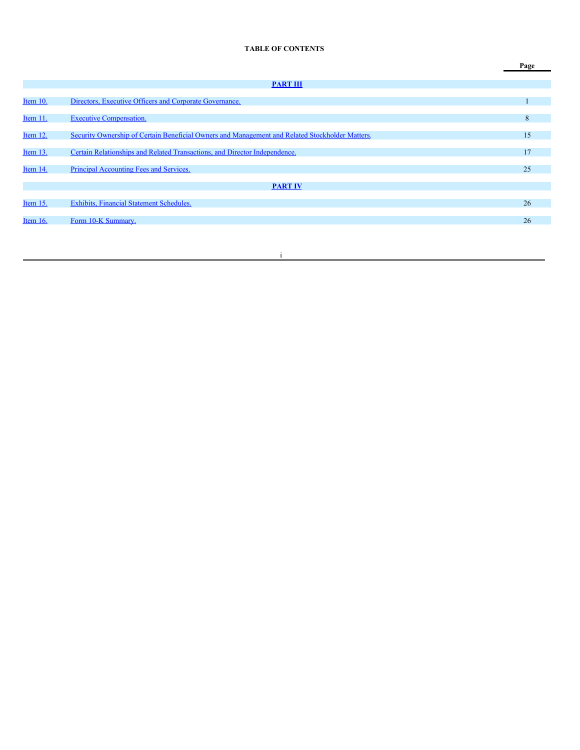**TABLE OF CONTENTS**

| | | Page |
|---|---|---|
| | **PART III** | |
| Item 10. | Directors, Executive Officers and Corporate Governance. | 1 |
| Item 11. | Executive Compensation. | 8 |
| Item 12. | Security Ownership of Certain Beneficial Owners and Management and Related Stockholder Matters. | 15 |
| Item 13. | Certain Relationships and Related Transactions, and Director Independence. | 17 |
| Item 14. | Principal Accounting Fees and Services. | 25 |
| | **PART IV** | |
| Item 15. | Exhibits, Financial Statement Schedules. | 26 |
| Item 16. | Form 10-K Summary. | 26 |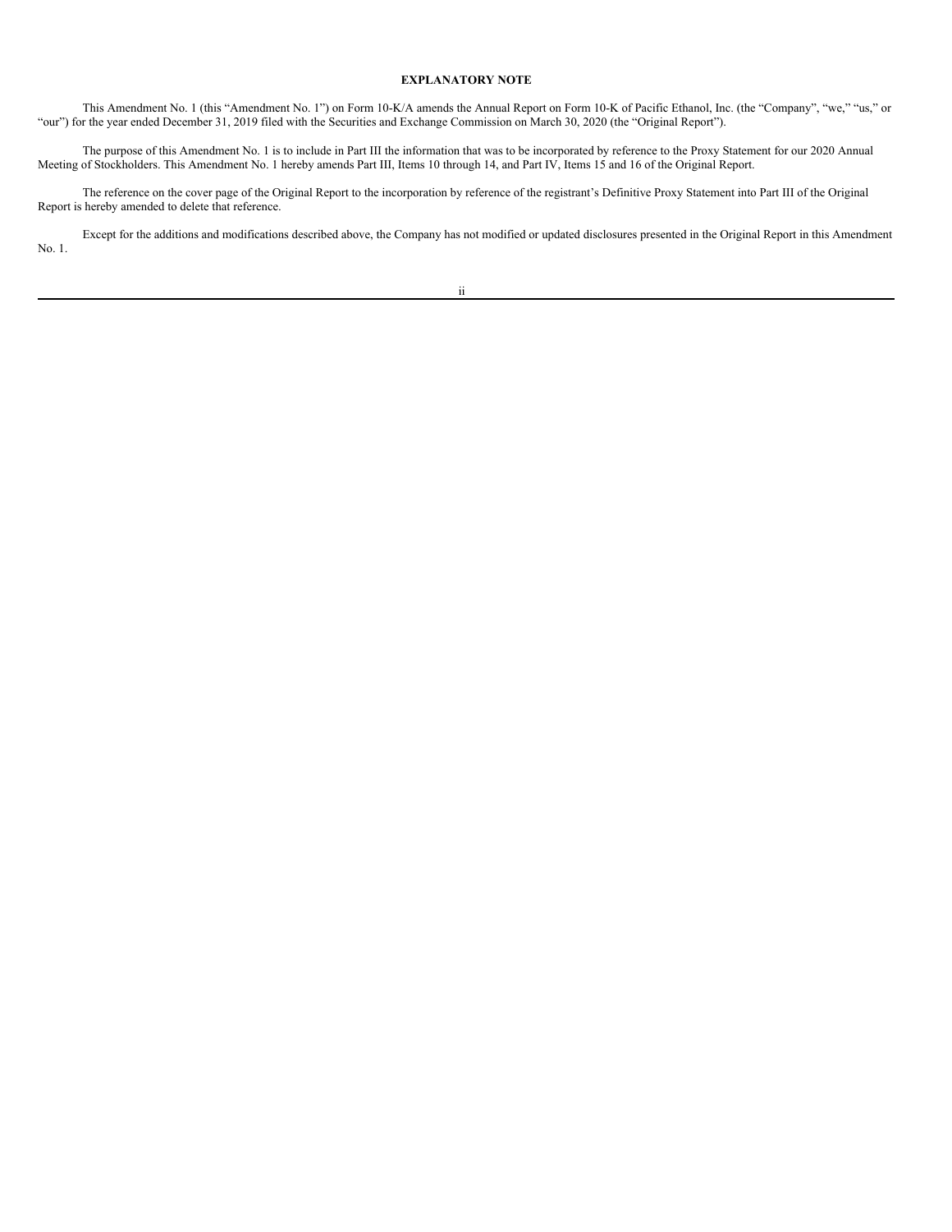## EXPLANATORY NOTE

This Amendment No. 1 (this "Amendment No. 1") on Form 10-K/A amends the Annual Report on Form 10-K of Pacific Ethanol, Inc. (the "Company", "we," "us," or "our") for the year ended December 31, 2019 filed with the Securities and Exchange Commission on March 30, 2020 (the "Original Report").

The purpose of this Amendment No. 1 is to include in Part III the information that was to be incorporated by reference to the Proxy Statement for our 2020 Annual Meeting of Stockholders. This Amendment No. 1 hereby amends Part III, Items 10 through 14, and Part IV, Items 15 and 16 of the Original Report.

The reference on the cover page of the Original Report to the incorporation by reference of the registrant's Definitive Proxy Statement into Part III of the Original Report is hereby amended to delete that reference.

Except for the additions and modifications described above, the Company has not modified or updated disclosures presented in the Original Report in this Amendment No. 1.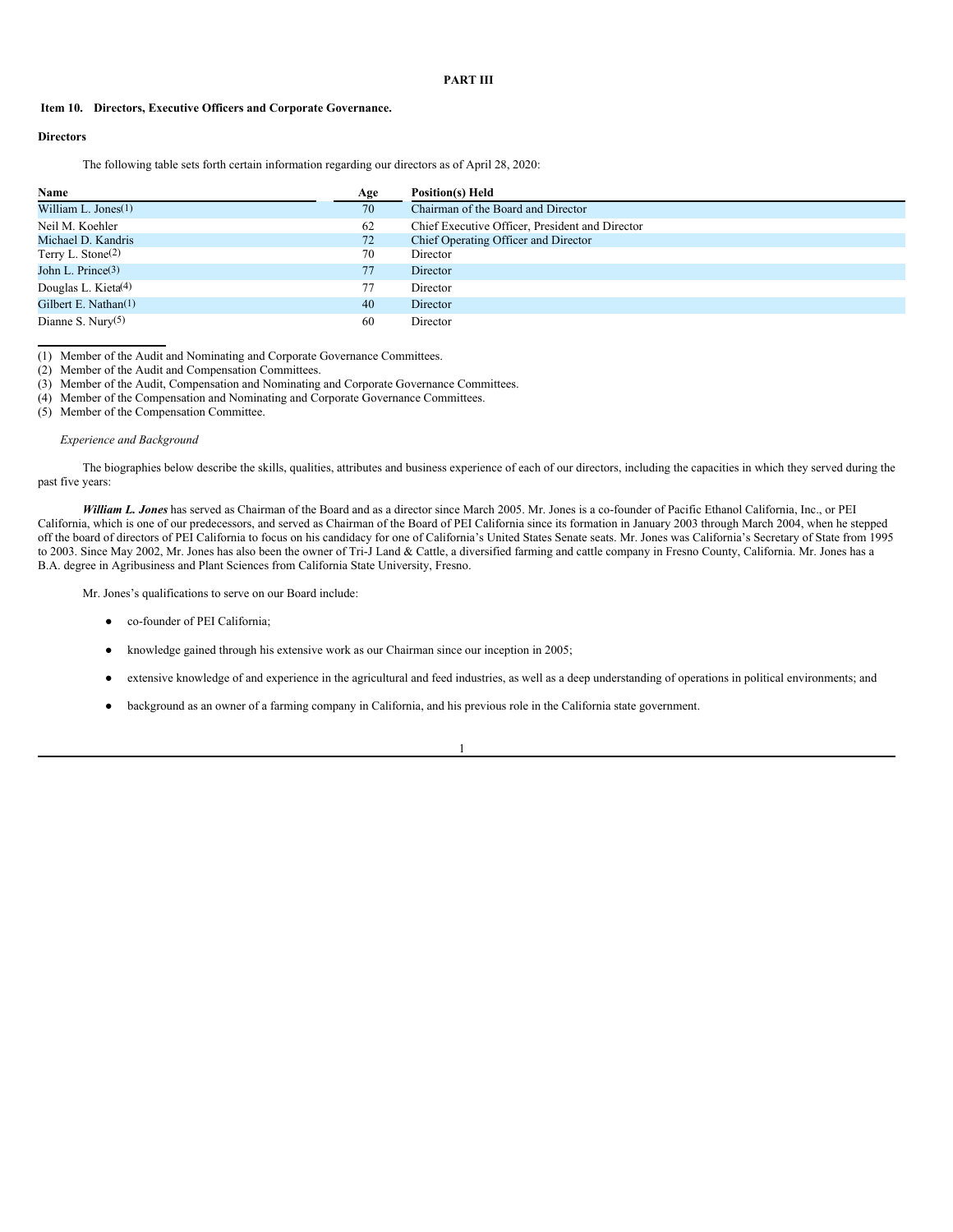# PART III

## Item 10. Directors, Executive Officers and Corporate Governance.

### Directors

The following table sets forth certain information regarding our directors as of April 28, 2020:

| Name | Age | Position(s) Held |
|---|---|---|
| William L. Jones(1) | 70 | Chairman of the Board and Director |
| Neil M. Koehler | 62 | Chief Executive Officer, President and Director |
| Michael D. Kandris | 72 | Chief Operating Officer and Director |
| Terry L. Stone(2) | 70 | Director |
| John L. Prince(3) | 77 | Director |
| Douglas L. Kieta(4) | 77 | Director |
| Gilbert E. Nathan(1) | 40 | Director |
| Dianne S. Nury(5) | 60 | Director |

(1) Member of the Audit and Nominating and Corporate Governance Committees.

(2) Member of the Audit and Compensation Committees.

(3) Member of the Audit, Compensation and Nominating and Corporate Governance Committees.

(4) Member of the Compensation and Nominating and Corporate Governance Committees.

(5) Member of the Compensation Committee.

*Experience and Background*

The biographies below describe the skills, qualities, attributes and business experience of each of our directors, including the capacities in which they served during the past five years:

***William L. Jones*** has served as Chairman of the Board and as a director since March 2005. Mr. Jones is a co-founder of Pacific Ethanol California, Inc., or PEI California, which is one of our predecessors, and served as Chairman of the Board of PEI California since its formation in January 2003 through March 2004, when he stepped off the board of directors of PEI California to focus on his candidacy for one of California's United States Senate seats. Mr. Jones was California's Secretary of State from 1995 to 2003. Since May 2002, Mr. Jones has also been the owner of Tri-J Land & Cattle, a diversified farming and cattle company in Fresno County, California. Mr. Jones has a B.A. degree in Agribusiness and Plant Sciences from California State University, Fresno.

Mr. Jones's qualifications to serve on our Board include:

- co-founder of PEI California;
- knowledge gained through his extensive work as our Chairman since our inception in 2005;
- extensive knowledge of and experience in the agricultural and feed industries, as well as a deep understanding of operations in political environments; and
- background as an owner of a farming company in California, and his previous role in the California state government.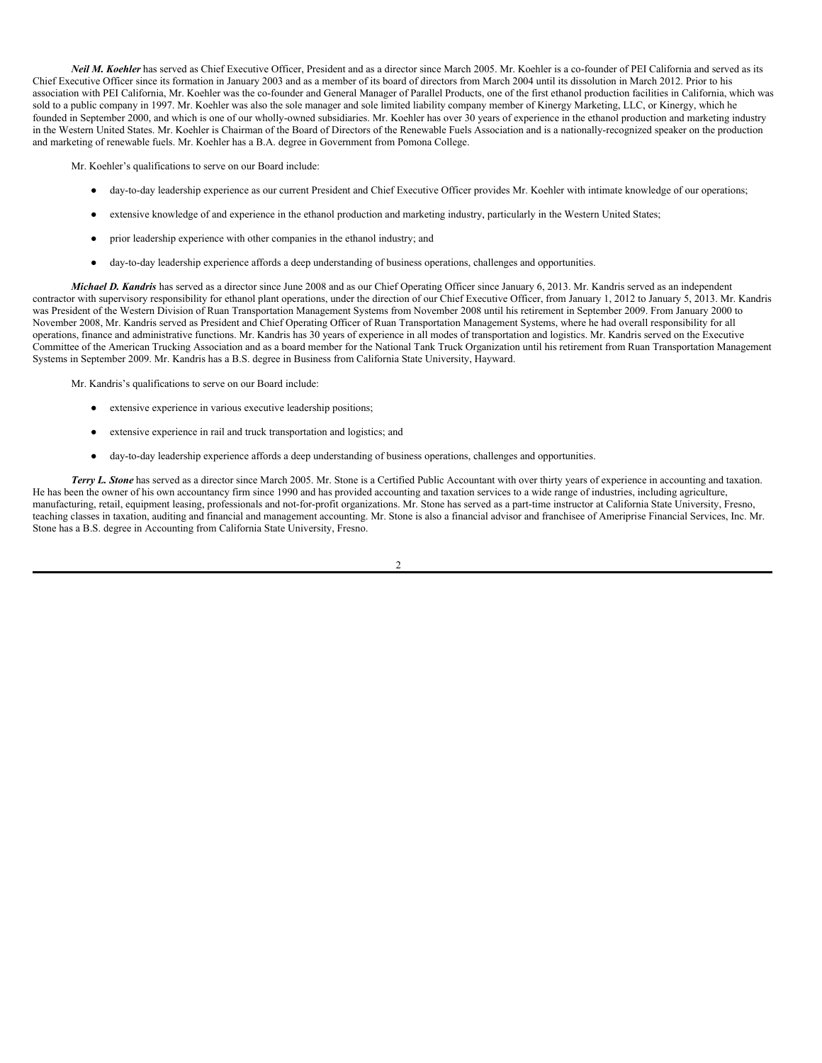***Neil M. Koehler*** has served as Chief Executive Officer, President and as a director since March 2005. Mr. Koehler is a co-founder of PEI California and served as its Chief Executive Officer since its formation in January 2003 and as a member of its board of directors from March 2004 until its dissolution in March 2012. Prior to his association with PEI California, Mr. Koehler was the co-founder and General Manager of Parallel Products, one of the first ethanol production facilities in California, which was sold to a public company in 1997. Mr. Koehler was also the sole manager and sole limited liability company member of Kinergy Marketing, LLC, or Kinergy, which he founded in September 2000, and which is one of our wholly-owned subsidiaries. Mr. Koehler has over 30 years of experience in the ethanol production and marketing industry in the Western United States. Mr. Koehler is Chairman of the Board of Directors of the Renewable Fuels Association and is a nationally-recognized speaker on the production and marketing of renewable fuels. Mr. Koehler has a B.A. degree in Government from Pomona College.

Mr. Koehler's qualifications to serve on our Board include:

- day-to-day leadership experience as our current President and Chief Executive Officer provides Mr. Koehler with intimate knowledge of our operations;
- extensive knowledge of and experience in the ethanol production and marketing industry, particularly in the Western United States;
- prior leadership experience with other companies in the ethanol industry; and
- day-to-day leadership experience affords a deep understanding of business operations, challenges and opportunities.

***Michael D. Kandris*** has served as a director since June 2008 and as our Chief Operating Officer since January 6, 2013. Mr. Kandris served as an independent contractor with supervisory responsibility for ethanol plant operations, under the direction of our Chief Executive Officer, from January 1, 2012 to January 5, 2013. Mr. Kandris was President of the Western Division of Ruan Transportation Management Systems from November 2008 until his retirement in September 2009. From January 2000 to November 2008, Mr. Kandris served as President and Chief Operating Officer of Ruan Transportation Management Systems, where he had overall responsibility for all operations, finance and administrative functions. Mr. Kandris has 30 years of experience in all modes of transportation and logistics. Mr. Kandris served on the Executive Committee of the American Trucking Association and as a board member for the National Tank Truck Organization until his retirement from Ruan Transportation Management Systems in September 2009. Mr. Kandris has a B.S. degree in Business from California State University, Hayward.

Mr. Kandris's qualifications to serve on our Board include:

- extensive experience in various executive leadership positions;
- extensive experience in rail and truck transportation and logistics; and
- day-to-day leadership experience affords a deep understanding of business operations, challenges and opportunities.

***Terry L. Stone*** has served as a director since March 2005. Mr. Stone is a Certified Public Accountant with over thirty years of experience in accounting and taxation. He has been the owner of his own accountancy firm since 1990 and has provided accounting and taxation services to a wide range of industries, including agriculture, manufacturing, retail, equipment leasing, professionals and not-for-profit organizations. Mr. Stone has served as a part-time instructor at California State University, Fresno, teaching classes in taxation, auditing and financial and management accounting. Mr. Stone is also a financial advisor and franchisee of Ameriprise Financial Services, Inc. Mr. Stone has a B.S. degree in Accounting from California State University, Fresno.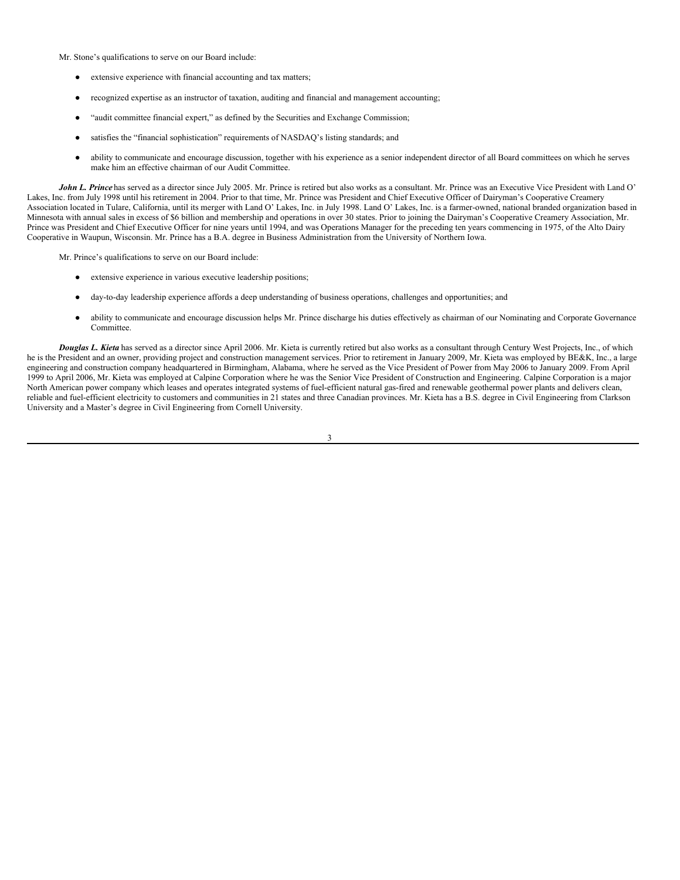Mr. Stone's qualifications to serve on our Board include:

- extensive experience with financial accounting and tax matters;
- recognized expertise as an instructor of taxation, auditing and financial and management accounting;
- "audit committee financial expert," as defined by the Securities and Exchange Commission;
- satisfies the "financial sophistication" requirements of NASDAQ's listing standards; and
- ability to communicate and encourage discussion, together with his experience as a senior independent director of all Board committees on which he serves make him an effective chairman of our Audit Committee.

***John L. Prince*** has served as a director since July 2005. Mr. Prince is retired but also works as a consultant. Mr. Prince was an Executive Vice President with Land O' Lakes, Inc. from July 1998 until his retirement in 2004. Prior to that time, Mr. Prince was President and Chief Executive Officer of Dairyman's Cooperative Creamery Association located in Tulare, California, until its merger with Land O' Lakes, Inc. in July 1998. Land O' Lakes, Inc. is a farmer-owned, national branded organization based in Minnesota with annual sales in excess of $6 billion and membership and operations in over 30 states. Prior to joining the Dairyman's Cooperative Creamery Association, Mr. Prince was President and Chief Executive Officer for nine years until 1994, and was Operations Manager for the preceding ten years commencing in 1975, of the Alto Dairy Cooperative in Waupun, Wisconsin. Mr. Prince has a B.A. degree in Business Administration from the University of Northern Iowa.

Mr. Prince's qualifications to serve on our Board include:

- extensive experience in various executive leadership positions;
- day-to-day leadership experience affords a deep understanding of business operations, challenges and opportunities; and
- ability to communicate and encourage discussion helps Mr. Prince discharge his duties effectively as chairman of our Nominating and Corporate Governance Committee.

***Douglas L. Kieta*** has served as a director since April 2006. Mr. Kieta is currently retired but also works as a consultant through Century West Projects, Inc., of which he is the President and an owner, providing project and construction management services. Prior to retirement in January 2009, Mr. Kieta was employed by BE&K, Inc., a large engineering and construction company headquartered in Birmingham, Alabama, where he served as the Vice President of Power from May 2006 to January 2009. From April 1999 to April 2006, Mr. Kieta was employed at Calpine Corporation where he was the Senior Vice President of Construction and Engineering. Calpine Corporation is a major North American power company which leases and operates integrated systems of fuel-efficient natural gas-fired and renewable geothermal power plants and delivers clean, reliable and fuel-efficient electricity to customers and communities in 21 states and three Canadian provinces. Mr. Kieta has a B.S. degree in Civil Engineering from Clarkson University and a Master's degree in Civil Engineering from Cornell University.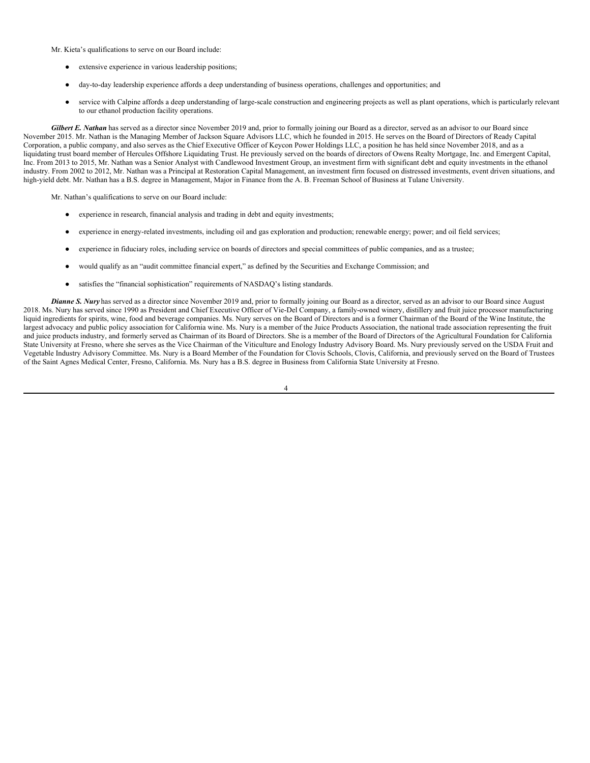Mr. Kieta's qualifications to serve on our Board include:

- extensive experience in various leadership positions;
- day-to-day leadership experience affords a deep understanding of business operations, challenges and opportunities; and
- service with Calpine affords a deep understanding of large-scale construction and engineering projects as well as plant operations, which is particularly relevant to our ethanol production facility operations.

***Gilbert E. Nathan*** has served as a director since November 2019 and, prior to formally joining our Board as a director, served as an advisor to our Board since November 2015. Mr. Nathan is the Managing Member of Jackson Square Advisors LLC, which he founded in 2015. He serves on the Board of Directors of Ready Capital Corporation, a public company, and also serves as the Chief Executive Officer of Keycon Power Holdings LLC, a position he has held since November 2018, and as a liquidating trust board member of Hercules Offshore Liquidating Trust. He previously served on the boards of directors of Owens Realty Mortgage, Inc. and Emergent Capital, Inc. From 2013 to 2015, Mr. Nathan was a Senior Analyst with Candlewood Investment Group, an investment firm with significant debt and equity investments in the ethanol industry. From 2002 to 2012, Mr. Nathan was a Principal at Restoration Capital Management, an investment firm focused on distressed investments, event driven situations, and high-yield debt. Mr. Nathan has a B.S. degree in Management, Major in Finance from the A. B. Freeman School of Business at Tulane University.

Mr. Nathan's qualifications to serve on our Board include:

- experience in research, financial analysis and trading in debt and equity investments;
- experience in energy-related investments, including oil and gas exploration and production; renewable energy; power; and oil field services;
- experience in fiduciary roles, including service on boards of directors and special committees of public companies, and as a trustee;
- would qualify as an "audit committee financial expert," as defined by the Securities and Exchange Commission; and
- satisfies the "financial sophistication" requirements of NASDAQ's listing standards.

***Dianne S. Nury*** has served as a director since November 2019 and, prior to formally joining our Board as a director, served as an advisor to our Board since August 2018. Ms. Nury has served since 1990 as President and Chief Executive Officer of Vie-Del Company, a family-owned winery, distillery and fruit juice processor manufacturing liquid ingredients for spirits, wine, food and beverage companies. Ms. Nury serves on the Board of Directors and is a former Chairman of the Board of the Wine Institute, the largest advocacy and public policy association for California wine. Ms. Nury is a member of the Juice Products Association, the national trade association representing the fruit and juice products industry, and formerly served as Chairman of its Board of Directors. She is a member of the Board of Directors of the Agricultural Foundation for California State University at Fresno, where she serves as the Vice Chairman of the Viticulture and Enology Industry Advisory Board. Ms. Nury previously served on the USDA Fruit and Vegetable Industry Advisory Committee. Ms. Nury is a Board Member of the Foundation for Clovis Schools, Clovis, California, and previously served on the Board of Trustees of the Saint Agnes Medical Center, Fresno, California. Ms. Nury has a B.S. degree in Business from California State University at Fresno.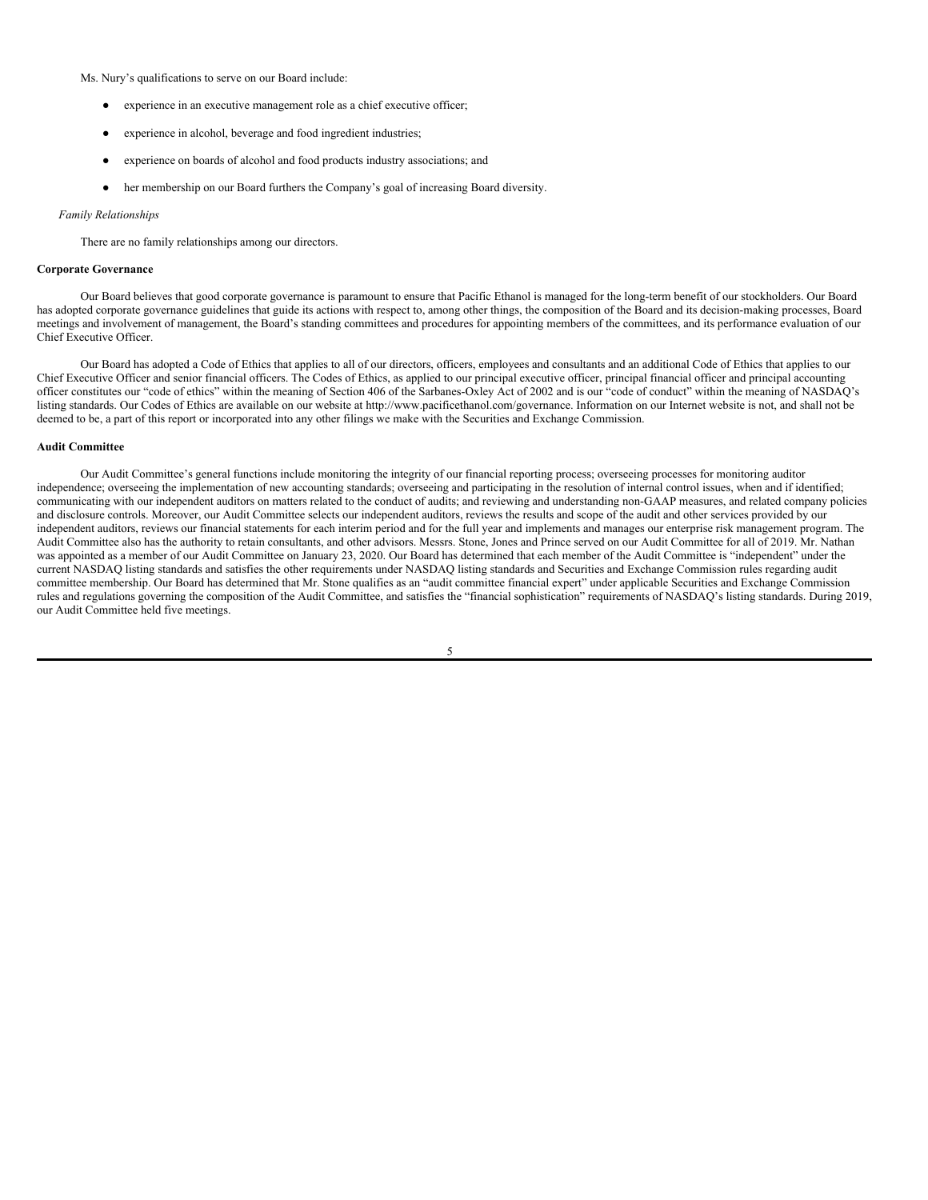Ms. Nury's qualifications to serve on our Board include:

- experience in an executive management role as a chief executive officer;
- experience in alcohol, beverage and food ingredient industries;
- experience on boards of alcohol and food products industry associations; and
- her membership on our Board furthers the Company's goal of increasing Board diversity.

*Family Relationships*

There are no family relationships among our directors.

**Corporate Governance**

Our Board believes that good corporate governance is paramount to ensure that Pacific Ethanol is managed for the long-term benefit of our stockholders. Our Board has adopted corporate governance guidelines that guide its actions with respect to, among other things, the composition of the Board and its decision-making processes, Board meetings and involvement of management, the Board's standing committees and procedures for appointing members of the committees, and its performance evaluation of our Chief Executive Officer.

Our Board has adopted a Code of Ethics that applies to all of our directors, officers, employees and consultants and an additional Code of Ethics that applies to our Chief Executive Officer and senior financial officers. The Codes of Ethics, as applied to our principal executive officer, principal financial officer and principal accounting officer constitutes our "code of ethics" within the meaning of Section 406 of the Sarbanes-Oxley Act of 2002 and is our "code of conduct" within the meaning of NASDAQ's listing standards. Our Codes of Ethics are available on our website at http://www.pacificethanol.com/governance. Information on our Internet website is not, and shall not be deemed to be, a part of this report or incorporated into any other filings we make with the Securities and Exchange Commission.

**Audit Committee**

Our Audit Committee's general functions include monitoring the integrity of our financial reporting process; overseeing processes for monitoring auditor independence; overseeing the implementation of new accounting standards; overseeing and participating in the resolution of internal control issues, when and if identified; communicating with our independent auditors on matters related to the conduct of audits; and reviewing and understanding non-GAAP measures, and related company policies and disclosure controls. Moreover, our Audit Committee selects our independent auditors, reviews the results and scope of the audit and other services provided by our independent auditors, reviews our financial statements for each interim period and for the full year and implements and manages our enterprise risk management program. The Audit Committee also has the authority to retain consultants, and other advisors. Messrs. Stone, Jones and Prince served on our Audit Committee for all of 2019. Mr. Nathan was appointed as a member of our Audit Committee on January 23, 2020. Our Board has determined that each member of the Audit Committee is "independent" under the current NASDAQ listing standards and satisfies the other requirements under NASDAQ listing standards and Securities and Exchange Commission rules regarding audit committee membership. Our Board has determined that Mr. Stone qualifies as an "audit committee financial expert" under applicable Securities and Exchange Commission rules and regulations governing the composition of the Audit Committee, and satisfies the "financial sophistication" requirements of NASDAQ's listing standards. During 2019, our Audit Committee held five meetings.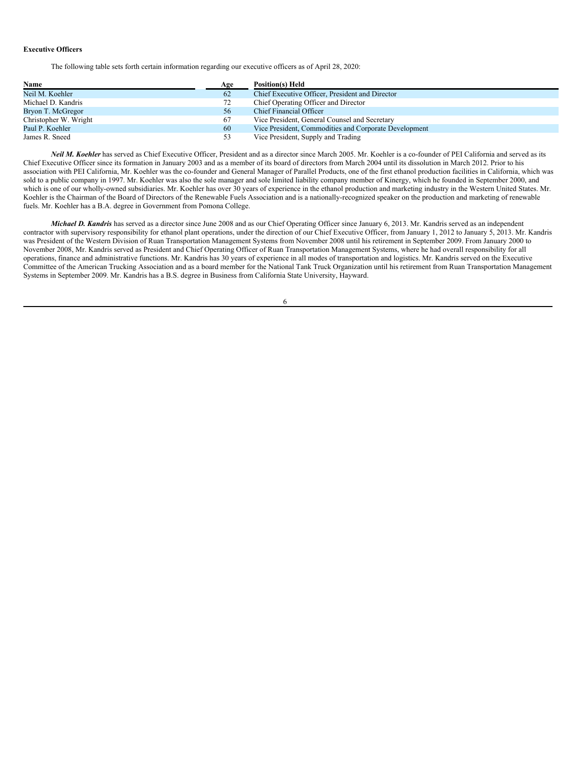**Executive Officers**

The following table sets forth certain information regarding our executive officers as of April 28, 2020:

| Name | Age | Position(s) Held |
| --- | --- | --- |
| Neil M. Koehler | 62 | Chief Executive Officer, President and Director |
| Michael D. Kandris | 72 | Chief Operating Officer and Director |
| Bryon T. McGregor | 56 | Chief Financial Officer |
| Christopher W. Wright | 67 | Vice President, General Counsel and Secretary |
| Paul P. Koehler | 60 | Vice President, Commodities and Corporate Development |
| James R. Sneed | 53 | Vice President, Supply and Trading |

***Neil M. Koehler*** has served as Chief Executive Officer, President and as a director since March 2005. Mr. Koehler is a co-founder of PEI California and served as its Chief Executive Officer since its formation in January 2003 and as a member of its board of directors from March 2004 until its dissolution in March 2012. Prior to his association with PEI California, Mr. Koehler was the co-founder and General Manager of Parallel Products, one of the first ethanol production facilities in California, which was sold to a public company in 1997. Mr. Koehler was also the sole manager and sole limited liability company member of Kinergy, which he founded in September 2000, and which is one of our wholly-owned subsidiaries. Mr. Koehler has over 30 years of experience in the ethanol production and marketing industry in the Western United States. Mr. Koehler is the Chairman of the Board of Directors of the Renewable Fuels Association and is a nationally-recognized speaker on the production and marketing of renewable fuels. Mr. Koehler has a B.A. degree in Government from Pomona College.

***Michael D. Kandris*** has served as a director since June 2008 and as our Chief Operating Officer since January 6, 2013. Mr. Kandris served as an independent contractor with supervisory responsibility for ethanol plant operations, under the direction of our Chief Executive Officer, from January 1, 2012 to January 5, 2013. Mr. Kandris was President of the Western Division of Ruan Transportation Management Systems from November 2008 until his retirement in September 2009. From January 2000 to November 2008, Mr. Kandris served as President and Chief Operating Officer of Ruan Transportation Management Systems, where he had overall responsibility for all operations, finance and administrative functions. Mr. Kandris has 30 years of experience in all modes of transportation and logistics. Mr. Kandris served on the Executive Committee of the American Trucking Association and as a board member for the National Tank Truck Organization until his retirement from Ruan Transportation Management Systems in September 2009. Mr. Kandris has a B.S. degree in Business from California State University, Hayward.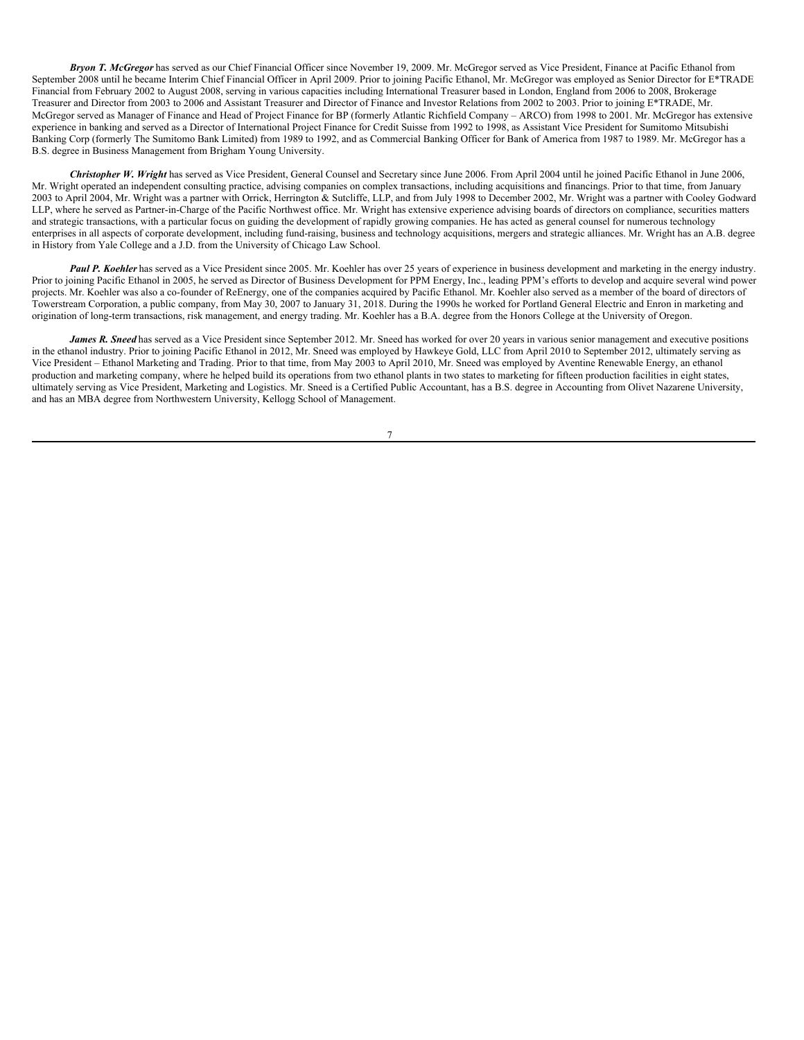***Bryon T. McGregor*** has served as our Chief Financial Officer since November 19, 2009. Mr. McGregor served as Vice President, Finance at Pacific Ethanol from September 2008 until he became Interim Chief Financial Officer in April 2009. Prior to joining Pacific Ethanol, Mr. McGregor was employed as Senior Director for E*TRADE Financial from February 2002 to August 2008, serving in various capacities including International Treasurer based in London, England from 2006 to 2008, Brokerage Treasurer and Director from 2003 to 2006 and Assistant Treasurer and Director of Finance and Investor Relations from 2002 to 2003. Prior to joining E*TRADE, Mr. McGregor served as Manager of Finance and Head of Project Finance for BP (formerly Atlantic Richfield Company – ARCO) from 1998 to 2001. Mr. McGregor has extensive experience in banking and served as a Director of International Project Finance for Credit Suisse from 1992 to 1998, as Assistant Vice President for Sumitomo Mitsubishi Banking Corp (formerly The Sumitomo Bank Limited) from 1989 to 1992, and as Commercial Banking Officer for Bank of America from 1987 to 1989. Mr. McGregor has a B.S. degree in Business Management from Brigham Young University.

***Christopher W. Wright*** has served as Vice President, General Counsel and Secretary since June 2006. From April 2004 until he joined Pacific Ethanol in June 2006, Mr. Wright operated an independent consulting practice, advising companies on complex transactions, including acquisitions and financings. Prior to that time, from January 2003 to April 2004, Mr. Wright was a partner with Orrick, Herrington & Sutcliffe, LLP, and from July 1998 to December 2002, Mr. Wright was a partner with Cooley Godward LLP, where he served as Partner-in-Charge of the Pacific Northwest office. Mr. Wright has extensive experience advising boards of directors on compliance, securities matters and strategic transactions, with a particular focus on guiding the development of rapidly growing companies. He has acted as general counsel for numerous technology enterprises in all aspects of corporate development, including fund-raising, business and technology acquisitions, mergers and strategic alliances. Mr. Wright has an A.B. degree in History from Yale College and a J.D. from the University of Chicago Law School.

***Paul P. Koehler*** has served as a Vice President since 2005. Mr. Koehler has over 25 years of experience in business development and marketing in the energy industry. Prior to joining Pacific Ethanol in 2005, he served as Director of Business Development for PPM Energy, Inc., leading PPM's efforts to develop and acquire several wind power projects. Mr. Koehler was also a co-founder of ReEnergy, one of the companies acquired by Pacific Ethanol. Mr. Koehler also served as a member of the board of directors of Towerstream Corporation, a public company, from May 30, 2007 to January 31, 2018. During the 1990s he worked for Portland General Electric and Enron in marketing and origination of long-term transactions, risk management, and energy trading. Mr. Koehler has a B.A. degree from the Honors College at the University of Oregon.

***James R. Sneed*** has served as a Vice President since September 2012. Mr. Sneed has worked for over 20 years in various senior management and executive positions in the ethanol industry. Prior to joining Pacific Ethanol in 2012, Mr. Sneed was employed by Hawkeye Gold, LLC from April 2010 to September 2012, ultimately serving as Vice President – Ethanol Marketing and Trading. Prior to that time, from May 2003 to April 2010, Mr. Sneed was employed by Aventine Renewable Energy, an ethanol production and marketing company, where he helped build its operations from two ethanol plants in two states to marketing for fifteen production facilities in eight states, ultimately serving as Vice President, Marketing and Logistics. Mr. Sneed is a Certified Public Accountant, has a B.S. degree in Accounting from Olivet Nazarene University, and has an MBA degree from Northwestern University, Kellogg School of Management.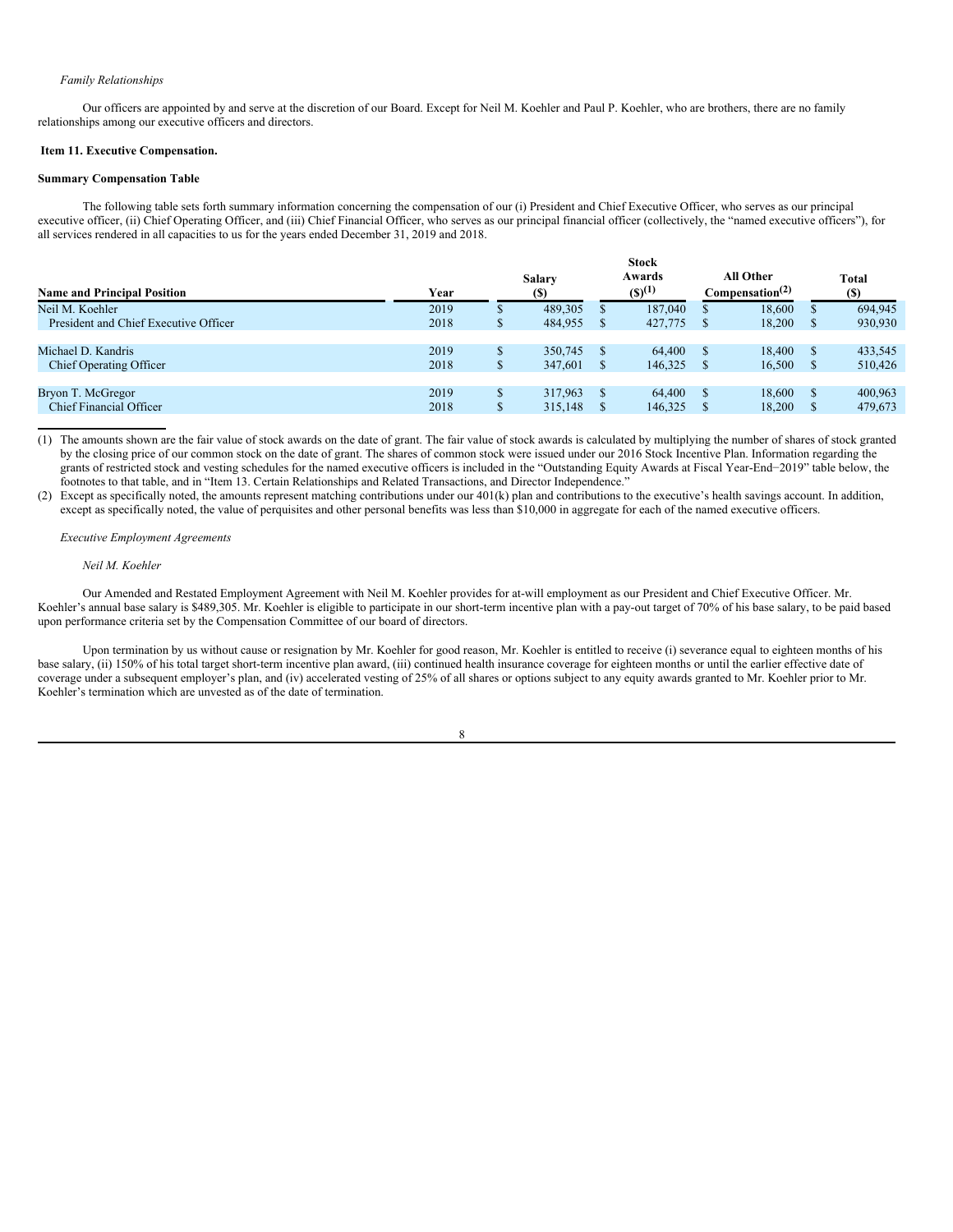*Family Relationships*

Our officers are appointed by and serve at the discretion of our Board. Except for Neil M. Koehler and Paul P. Koehler, who are brothers, there are no family relationships among our executive officers and directors.

**Item 11. Executive Compensation.**

**Summary Compensation Table**

The following table sets forth summary information concerning the compensation of our (i) President and Chief Executive Officer, who serves as our principal executive officer, (ii) Chief Operating Officer, and (iii) Chief Financial Officer, who serves as our principal financial officer (collectively, the "named executive officers"), for all services rendered in all capacities to us for the years ended December 31, 2019 and 2018.

| Name and Principal Position | Year | Salary ($) | Stock Awards ($)(1) | All Other Compensation(2) | Total ($) |
|---|---|---|---|---|---|
| Neil M. Koehler | 2019 | $ 489,305 | $ 187,040 | $ 18,600 | $ 694,945 |
| President and Chief Executive Officer | 2018 | $ 484,955 | $ 427,775 | $ 18,200 | $ 930,930 |
| | | | | | |
| Michael D. Kandris | 2019 | $ 350,745 | $ 64,400 | $ 18,400 | $ 433,545 |
| Chief Operating Officer | 2018 | $ 347,601 | $ 146,325 | $ 16,500 | $ 510,426 |
| | | | | | |
| Bryon T. McGregor | 2019 | $ 317,963 | $ 64,400 | $ 18,600 | $ 400,963 |
| Chief Financial Officer | 2018 | $ 315,148 | $ 146,325 | $ 18,200 | $ 479,673 |

(1) The amounts shown are the fair value of stock awards on the date of grant. The fair value of stock awards is calculated by multiplying the number of shares of stock granted by the closing price of our common stock on the date of grant. The shares of common stock were issued under our 2016 Stock Incentive Plan. Information regarding the grants of restricted stock and vesting schedules for the named executive officers is included in the "Outstanding Equity Awards at Fiscal Year-End–2019" table below, the footnotes to that table, and in "Item 13. Certain Relationships and Related Transactions, and Director Independence."

(2) Except as specifically noted, the amounts represent matching contributions under our 401(k) plan and contributions to the executive's health savings account. In addition, except as specifically noted, the value of perquisites and other personal benefits was less than $10,000 in aggregate for each of the named executive officers.

*Executive Employment Agreements*

*Neil M. Koehler*

Our Amended and Restated Employment Agreement with Neil M. Koehler provides for at-will employment as our President and Chief Executive Officer. Mr. Koehler's annual base salary is $489,305. Mr. Koehler is eligible to participate in our short-term incentive plan with a pay-out target of 70% of his base salary, to be paid based upon performance criteria set by the Compensation Committee of our board of directors.

Upon termination by us without cause or resignation by Mr. Koehler for good reason, Mr. Koehler is entitled to receive (i) severance equal to eighteen months of his base salary, (ii) 150% of his total target short-term incentive plan award, (iii) continued health insurance coverage for eighteen months or until the earlier effective date of coverage under a subsequent employer's plan, and (iv) accelerated vesting of 25% of all shares or options subject to any equity awards granted to Mr. Koehler prior to Mr. Koehler's termination which are unvested as of the date of termination.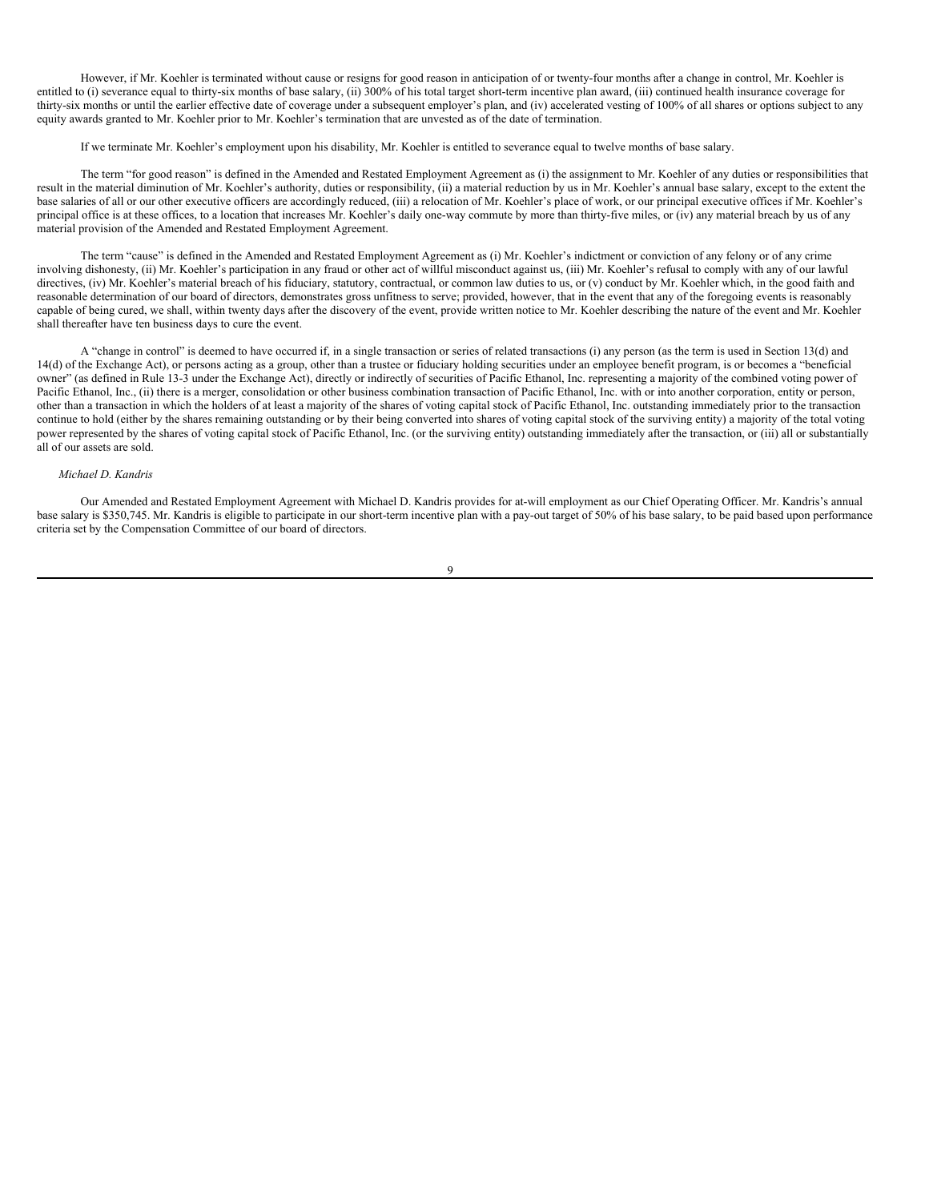However, if Mr. Koehler is terminated without cause or resigns for good reason in anticipation of or twenty-four months after a change in control, Mr. Koehler is entitled to (i) severance equal to thirty-six months of base salary, (ii) 300% of his total target short-term incentive plan award, (iii) continued health insurance coverage for thirty-six months or until the earlier effective date of coverage under a subsequent employer's plan, and (iv) accelerated vesting of 100% of all shares or options subject to any equity awards granted to Mr. Koehler prior to Mr. Koehler's termination that are unvested as of the date of termination.

If we terminate Mr. Koehler's employment upon his disability, Mr. Koehler is entitled to severance equal to twelve months of base salary.

The term "for good reason" is defined in the Amended and Restated Employment Agreement as (i) the assignment to Mr. Koehler of any duties or responsibilities that result in the material diminution of Mr. Koehler's authority, duties or responsibility, (ii) a material reduction by us in Mr. Koehler's annual base salary, except to the extent the base salaries of all or our other executive officers are accordingly reduced, (iii) a relocation of Mr. Koehler's place of work, or our principal executive offices if Mr. Koehler's principal office is at these offices, to a location that increases Mr. Koehler's daily one-way commute by more than thirty-five miles, or (iv) any material breach by us of any material provision of the Amended and Restated Employment Agreement.

The term "cause" is defined in the Amended and Restated Employment Agreement as (i) Mr. Koehler's indictment or conviction of any felony or of any crime involving dishonesty, (ii) Mr. Koehler's participation in any fraud or other act of willful misconduct against us, (iii) Mr. Koehler's refusal to comply with any of our lawful directives, (iv) Mr. Koehler's material breach of his fiduciary, statutory, contractual, or common law duties to us, or (v) conduct by Mr. Koehler which, in the good faith and reasonable determination of our board of directors, demonstrates gross unfitness to serve; provided, however, that in the event that any of the foregoing events is reasonably capable of being cured, we shall, within twenty days after the discovery of the event, provide written notice to Mr. Koehler describing the nature of the event and Mr. Koehler shall thereafter have ten business days to cure the event.

A "change in control" is deemed to have occurred if, in a single transaction or series of related transactions (i) any person (as the term is used in Section 13(d) and 14(d) of the Exchange Act), or persons acting as a group, other than a trustee or fiduciary holding securities under an employee benefit program, is or becomes a "beneficial owner" (as defined in Rule 13-3 under the Exchange Act), directly or indirectly of securities of Pacific Ethanol, Inc. representing a majority of the combined voting power of Pacific Ethanol, Inc., (ii) there is a merger, consolidation or other business combination transaction of Pacific Ethanol, Inc. with or into another corporation, entity or person, other than a transaction in which the holders of at least a majority of the shares of voting capital stock of Pacific Ethanol, Inc. outstanding immediately prior to the transaction continue to hold (either by the shares remaining outstanding or by their being converted into shares of voting capital stock of the surviving entity) a majority of the total voting power represented by the shares of voting capital stock of Pacific Ethanol, Inc. (or the surviving entity) outstanding immediately after the transaction, or (iii) all or substantially all of our assets are sold.

*Michael D. Kandris*

Our Amended and Restated Employment Agreement with Michael D. Kandris provides for at-will employment as our Chief Operating Officer. Mr. Kandris's annual base salary is $350,745. Mr. Kandris is eligible to participate in our short-term incentive plan with a pay-out target of 50% of his base salary, to be paid based upon performance criteria set by the Compensation Committee of our board of directors.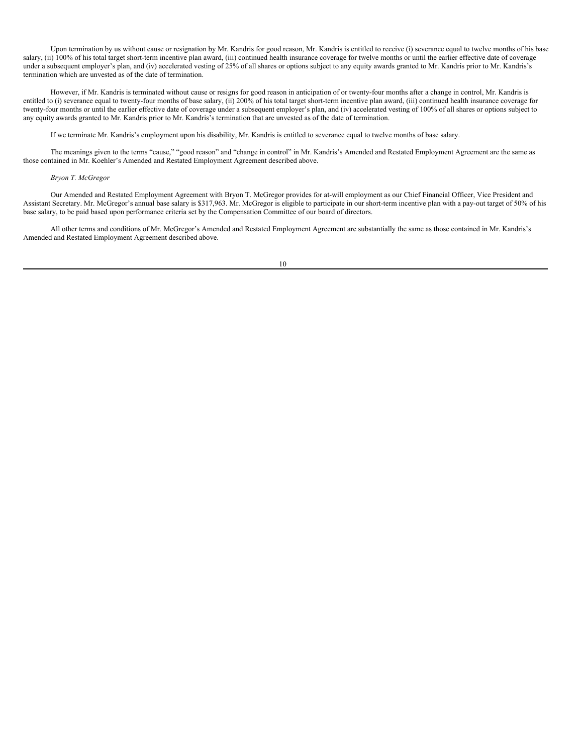Upon termination by us without cause or resignation by Mr. Kandris for good reason, Mr. Kandris is entitled to receive (i) severance equal to twelve months of his base salary, (ii) 100% of his total target short-term incentive plan award, (iii) continued health insurance coverage for twelve months or until the earlier effective date of coverage under a subsequent employer's plan, and (iv) accelerated vesting of 25% of all shares or options subject to any equity awards granted to Mr. Kandris prior to Mr. Kandris's termination which are unvested as of the date of termination.

However, if Mr. Kandris is terminated without cause or resigns for good reason in anticipation of or twenty-four months after a change in control, Mr. Kandris is entitled to (i) severance equal to twenty-four months of base salary, (ii) 200% of his total target short-term incentive plan award, (iii) continued health insurance coverage for twenty-four months or until the earlier effective date of coverage under a subsequent employer's plan, and (iv) accelerated vesting of 100% of all shares or options subject to any equity awards granted to Mr. Kandris prior to Mr. Kandris's termination that are unvested as of the date of termination.

If we terminate Mr. Kandris's employment upon his disability, Mr. Kandris is entitled to severance equal to twelve months of base salary.

The meanings given to the terms "cause," "good reason" and "change in control" in Mr. Kandris's Amended and Restated Employment Agreement are the same as those contained in Mr. Koehler's Amended and Restated Employment Agreement described above.

*Bryon T. McGregor*

Our Amended and Restated Employment Agreement with Bryon T. McGregor provides for at-will employment as our Chief Financial Officer, Vice President and Assistant Secretary. Mr. McGregor's annual base salary is $317,963. Mr. McGregor is eligible to participate in our short-term incentive plan with a pay-out target of 50% of his base salary, to be paid based upon performance criteria set by the Compensation Committee of our board of directors.

All other terms and conditions of Mr. McGregor's Amended and Restated Employment Agreement are substantially the same as those contained in Mr. Kandris's Amended and Restated Employment Agreement described above.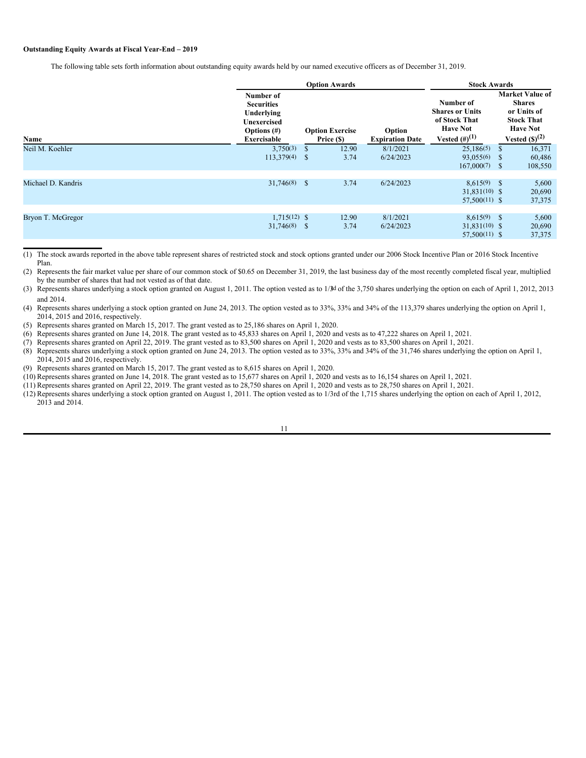**Outstanding Equity Awards at Fiscal Year-End – 2019**

The following table sets forth information about outstanding equity awards held by our named executive officers as of December 31, 2019.

| | Option Awards | | | Stock Awards | |
|---|---|---|---|---|---|
| Name | Number of Securities Underlying Unexercised Options (#) Exercisable | Option Exercise Price ($) | Option Expiration Date | Number of Shares or Units of Stock That Have Not Vested (#)(1) | Market Value of Shares or Units of Stock That Have Not Vested ($)(2) |
| Neil M. Koehler | 3,750(3) | $ 12.90 | 8/1/2021 | 25,186(5) | $ 16,371 |
| | 113,379(4) | $ 3.74 | 6/24/2023 | 93,055(6) | $ 60,486 |
| | | | | 167,000(7) | $ 108,550 |
| Michael D. Kandris | 31,746(8) | $ 3.74 | 6/24/2023 | 8,615(9) | $ 5,600 |
| | | | | 31,831(10) | $ 20,690 |
| | | | | 57,500(11) | $ 37,375 |
| Bryon T. McGregor | 1,715(12) | $ 12.90 | 8/1/2021 | 8,615(9) | $ 5,600 |
| | 31,746(8) | $ 3.74 | 6/24/2023 | 31,831(10) | $ 20,690 |
| | | | | 57,500(11) | $ 37,375 |

(1) The stock awards reported in the above table represent shares of restricted stock and stock options granted under our 2006 Stock Incentive Plan or 2016 Stock Incentive Plan.

(2) Represents the fair market value per share of our common stock of $0.65 on December 31, 2019, the last business day of the most recently completed fiscal year, multiplied by the number of shares that had not vested as of that date.

(3) Represents shares underlying a stock option granted on August 1, 2011. The option vested as to 1/3rd of the 3,750 shares underlying the option on each of April 1, 2012, 2013 and 2014.

(4) Represents shares underlying a stock option granted on June 24, 2013. The option vested as to 33%, 33% and 34% of the 113,379 shares underlying the option on April 1, 2014, 2015 and 2016, respectively.

(5) Represents shares granted on March 15, 2017. The grant vested as to 25,186 shares on April 1, 2020.

(6) Represents shares granted on June 14, 2018. The grant vested as to 45,833 shares on April 1, 2020 and vests as to 47,222 shares on April 1, 2021.

(7) Represents shares granted on April 22, 2019. The grant vested as to 83,500 shares on April 1, 2020 and vests as to 83,500 shares on April 1, 2021.

(8) Represents shares underlying a stock option granted on June 24, 2013. The option vested as to 33%, 33% and 34% of the 31,746 shares underlying the option on April 1, 2014, 2015 and 2016, respectively.

(9) Represents shares granted on March 15, 2017. The grant vested as to 8,615 shares on April 1, 2020.

(10) Represents shares granted on June 14, 2018. The grant vested as to 15,677 shares on April 1, 2020 and vests as to 16,154 shares on April 1, 2021.

(11) Represents shares granted on April 22, 2019. The grant vested as to 28,750 shares on April 1, 2020 and vests as to 28,750 shares on April 1, 2021.

(12) Represents shares underlying a stock option granted on August 1, 2011. The option vested as to 1/3rd of the 1,715 shares underlying the option on each of April 1, 2012, 2013 and 2014.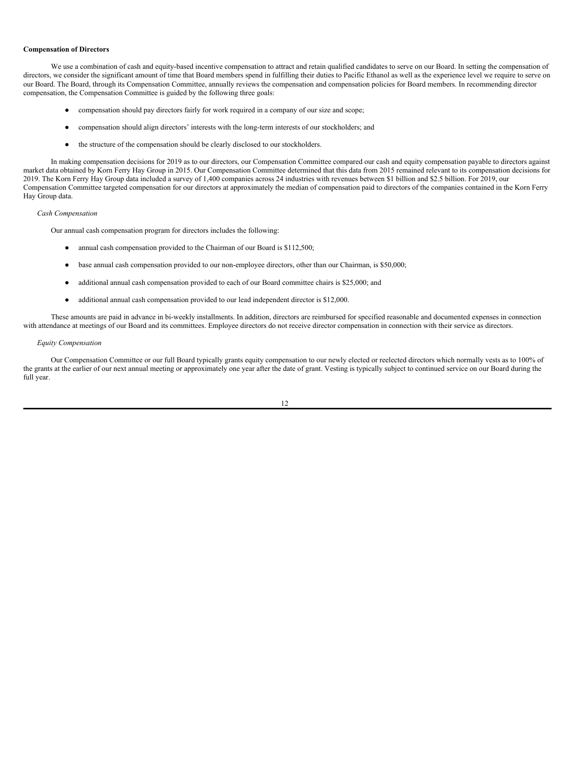**Compensation of Directors**

We use a combination of cash and equity-based incentive compensation to attract and retain qualified candidates to serve on our Board. In setting the compensation of directors, we consider the significant amount of time that Board members spend in fulfilling their duties to Pacific Ethanol as well as the experience level we require to serve on our Board. The Board, through its Compensation Committee, annually reviews the compensation and compensation policies for Board members. In recommending director compensation, the Compensation Committee is guided by the following three goals:

- compensation should pay directors fairly for work required in a company of our size and scope;
- compensation should align directors' interests with the long-term interests of our stockholders; and
- the structure of the compensation should be clearly disclosed to our stockholders.

In making compensation decisions for 2019 as to our directors, our Compensation Committee compared our cash and equity compensation payable to directors against market data obtained by Korn Ferry Hay Group in 2015. Our Compensation Committee determined that this data from 2015 remained relevant to its compensation decisions for 2019. The Korn Ferry Hay Group data included a survey of 1,400 companies across 24 industries with revenues between $1 billion and $2.5 billion. For 2019, our Compensation Committee targeted compensation for our directors at approximately the median of compensation paid to directors of the companies contained in the Korn Ferry Hay Group data.

*Cash Compensation*

Our annual cash compensation program for directors includes the following:

- annual cash compensation provided to the Chairman of our Board is $112,500;
- base annual cash compensation provided to our non-employee directors, other than our Chairman, is $50,000;
- additional annual cash compensation provided to each of our Board committee chairs is $25,000; and
- additional annual cash compensation provided to our lead independent director is $12,000.

These amounts are paid in advance in bi-weekly installments. In addition, directors are reimbursed for specified reasonable and documented expenses in connection with attendance at meetings of our Board and its committees. Employee directors do not receive director compensation in connection with their service as directors.

*Equity Compensation*

Our Compensation Committee or our full Board typically grants equity compensation to our newly elected or reelected directors which normally vests as to 100% of the grants at the earlier of our next annual meeting or approximately one year after the date of grant. Vesting is typically subject to continued service on our Board during the full year.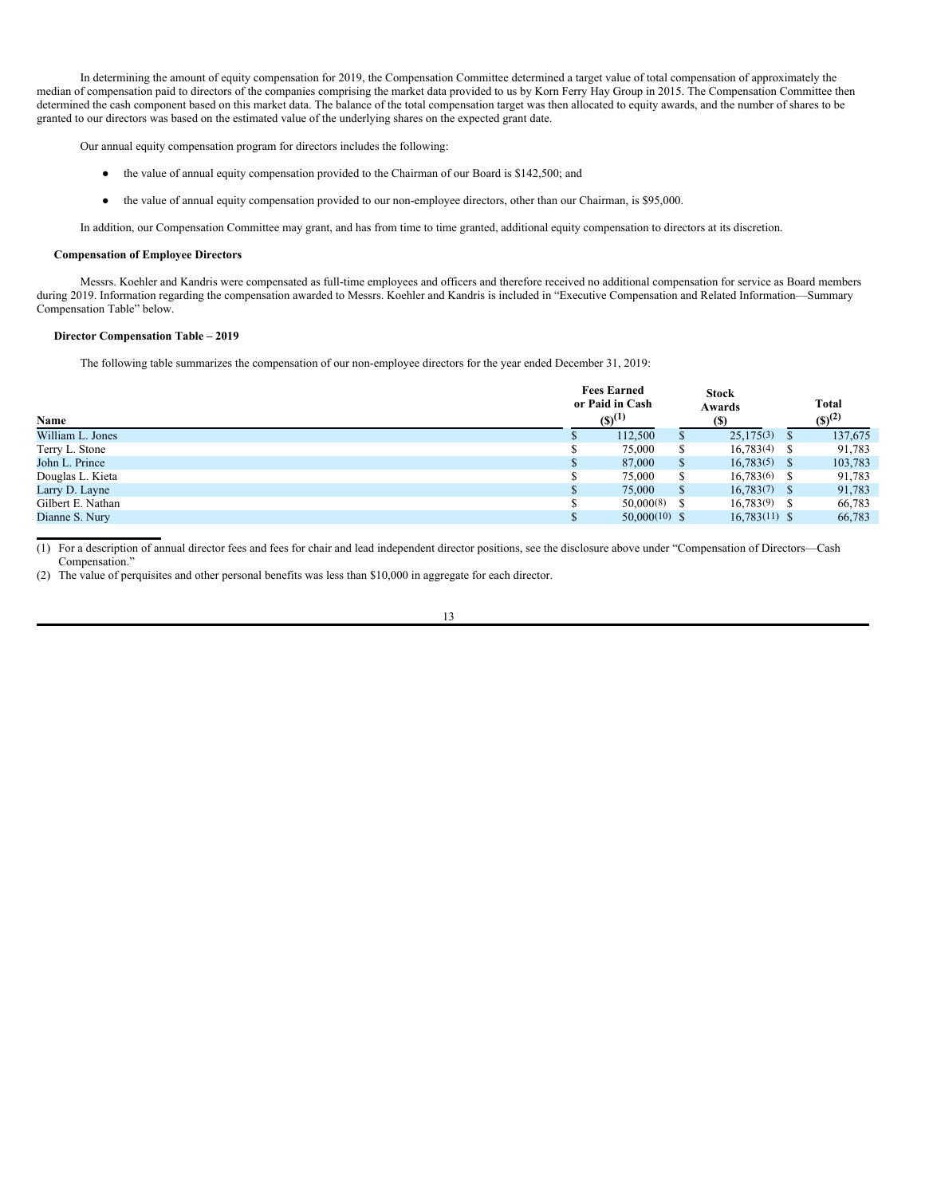In determining the amount of equity compensation for 2019, the Compensation Committee determined a target value of total compensation of approximately the median of compensation paid to directors of the companies comprising the market data provided to us by Korn Ferry Hay Group in 2015. The Compensation Committee then determined the cash component based on this market data. The balance of the total compensation target was then allocated to equity awards, and the number of shares to be granted to our directors was based on the estimated value of the underlying shares on the expected grant date.

Our annual equity compensation program for directors includes the following:

- the value of annual equity compensation provided to the Chairman of our Board is $142,500; and
- the value of annual equity compensation provided to our non-employee directors, other than our Chairman, is $95,000.

In addition, our Compensation Committee may grant, and has from time to time granted, additional equity compensation to directors at its discretion.

**Compensation of Employee Directors**

Messrs. Koehler and Kandris were compensated as full-time employees and officers and therefore received no additional compensation for service as Board members during 2019. Information regarding the compensation awarded to Messrs. Koehler and Kandris is included in "Executive Compensation and Related Information—Summary Compensation Table" below.

**Director Compensation Table – 2019**

The following table summarizes the compensation of our non-employee directors for the year ended December 31, 2019:

| Name | Fees Earned or Paid in Cash ($)(1) | Stock Awards ($) | Total ($)(2) |
|---|---|---|---|
| William L. Jones | $ 112,500 | $ 25,175(3) | $ 137,675 |
| Terry L. Stone | $ 75,000 | $ 16,783(4) | $ 91,783 |
| John L. Prince | $ 87,000 | $ 16,783(5) | $ 103,783 |
| Douglas L. Kieta | $ 75,000 | $ 16,783(6) | $ 91,783 |
| Larry D. Layne | $ 75,000 | $ 16,783(7) | $ 91,783 |
| Gilbert E. Nathan | $ 50,000(8) | $ 16,783(9) | $ 66,783 |
| Dianne S. Nury | $ 50,000(10) | $ 16,783(11) | $ 66,783 |

(1) For a description of annual director fees and fees for chair and lead independent director positions, see the disclosure above under "Compensation of Directors—Cash Compensation."

(2) The value of perquisites and other personal benefits was less than $10,000 in aggregate for each director.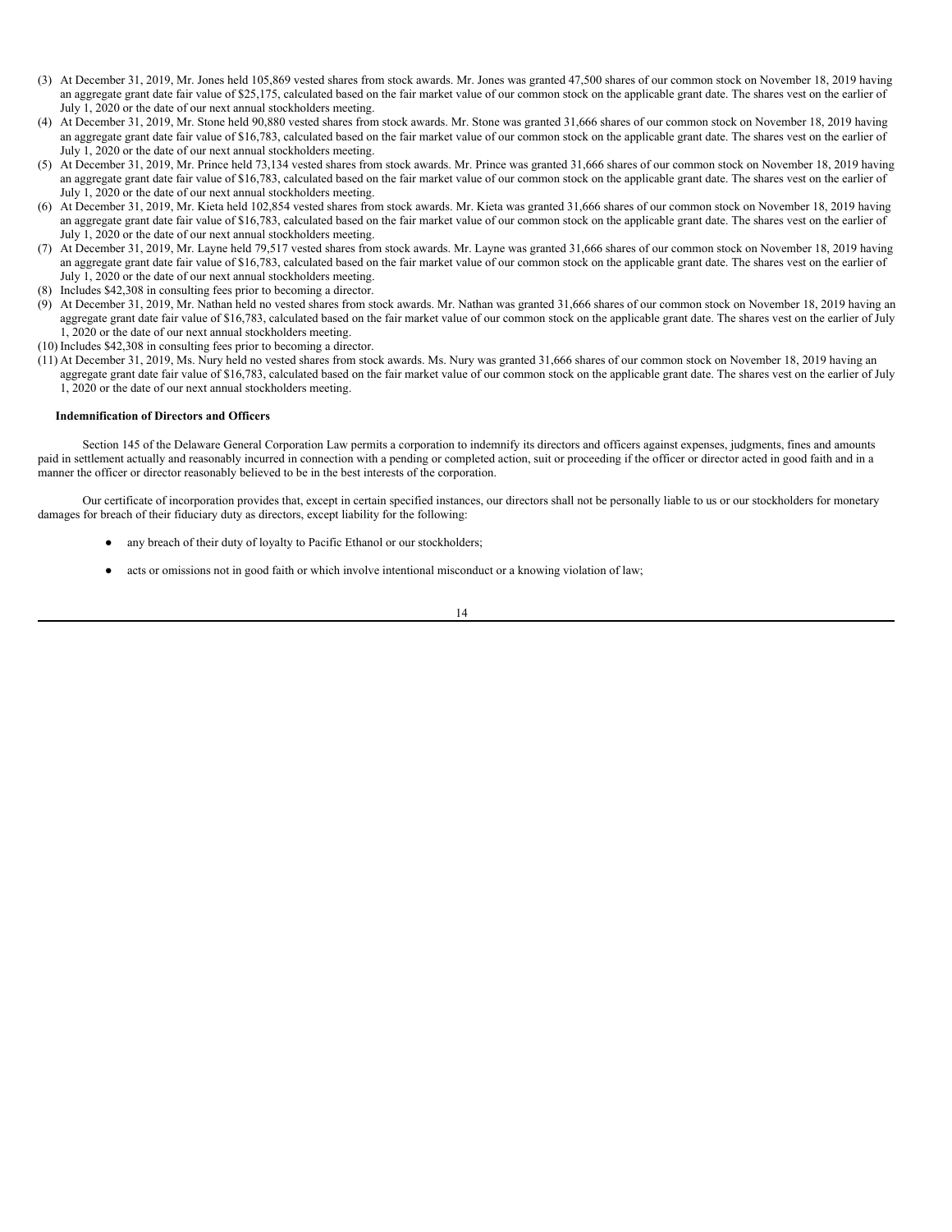(3) At December 31, 2019, Mr. Jones held 105,869 vested shares from stock awards. Mr. Jones was granted 47,500 shares of our common stock on November 18, 2019 having an aggregate grant date fair value of $25,175, calculated based on the fair market value of our common stock on the applicable grant date. The shares vest on the earlier of July 1, 2020 or the date of our next annual stockholders meeting.
(4) At December 31, 2019, Mr. Stone held 90,880 vested shares from stock awards. Mr. Stone was granted 31,666 shares of our common stock on November 18, 2019 having an aggregate grant date fair value of $16,783, calculated based on the fair market value of our common stock on the applicable grant date. The shares vest on the earlier of July 1, 2020 or the date of our next annual stockholders meeting.
(5) At December 31, 2019, Mr. Prince held 73,134 vested shares from stock awards. Mr. Prince was granted 31,666 shares of our common stock on November 18, 2019 having an aggregate grant date fair value of $16,783, calculated based on the fair market value of our common stock on the applicable grant date. The shares vest on the earlier of July 1, 2020 or the date of our next annual stockholders meeting.
(6) At December 31, 2019, Mr. Kieta held 102,854 vested shares from stock awards. Mr. Kieta was granted 31,666 shares of our common stock on November 18, 2019 having an aggregate grant date fair value of $16,783, calculated based on the fair market value of our common stock on the applicable grant date. The shares vest on the earlier of July 1, 2020 or the date of our next annual stockholders meeting.
(7) At December 31, 2019, Mr. Layne held 79,517 vested shares from stock awards. Mr. Layne was granted 31,666 shares of our common stock on November 18, 2019 having an aggregate grant date fair value of $16,783, calculated based on the fair market value of our common stock on the applicable grant date. The shares vest on the earlier of July 1, 2020 or the date of our next annual stockholders meeting.
(8) Includes $42,308 in consulting fees prior to becoming a director.
(9) At December 31, 2019, Mr. Nathan held no vested shares from stock awards. Mr. Nathan was granted 31,666 shares of our common stock on November 18, 2019 having an aggregate grant date fair value of $16,783, calculated based on the fair market value of our common stock on the applicable grant date. The shares vest on the earlier of July 1, 2020 or the date of our next annual stockholders meeting.
(10) Includes $42,308 in consulting fees prior to becoming a director.
(11) At December 31, 2019, Ms. Nury held no vested shares from stock awards. Ms. Nury was granted 31,666 shares of our common stock on November 18, 2019 having an aggregate grant date fair value of $16,783, calculated based on the fair market value of our common stock on the applicable grant date. The shares vest on the earlier of July 1, 2020 or the date of our next annual stockholders meeting.

**Indemnification of Directors and Officers**

Section 145 of the Delaware General Corporation Law permits a corporation to indemnify its directors and officers against expenses, judgments, fines and amounts paid in settlement actually and reasonably incurred in connection with a pending or completed action, suit or proceeding if the officer or director acted in good faith and in a manner the officer or director reasonably believed to be in the best interests of the corporation.

Our certificate of incorporation provides that, except in certain specified instances, our directors shall not be personally liable to us or our stockholders for monetary damages for breach of their fiduciary duty as directors, except liability for the following:

- any breach of their duty of loyalty to Pacific Ethanol or our stockholders;
- acts or omissions not in good faith or which involve intentional misconduct or a knowing violation of law;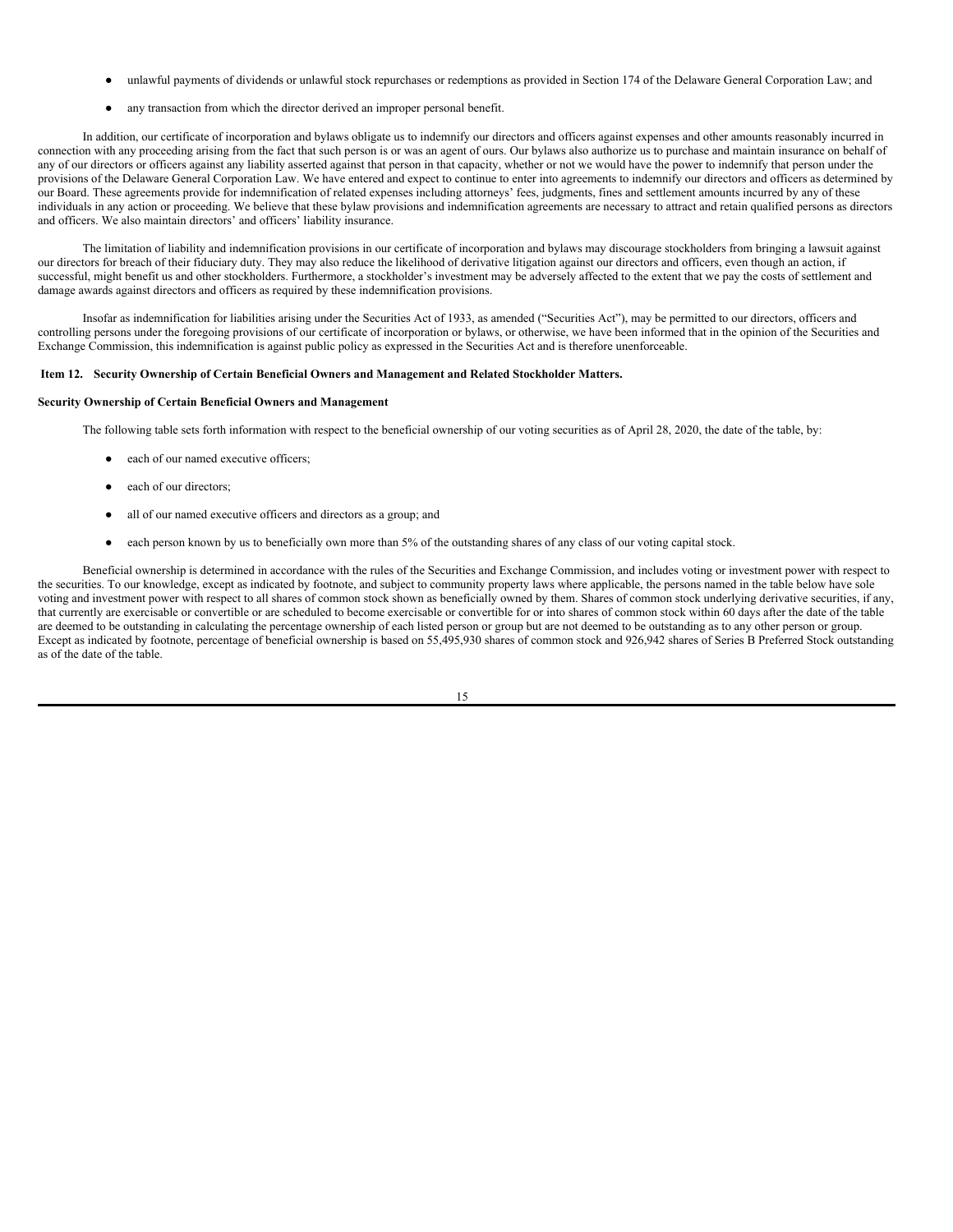- unlawful payments of dividends or unlawful stock repurchases or redemptions as provided in Section 174 of the Delaware General Corporation Law; and
- any transaction from which the director derived an improper personal benefit.

In addition, our certificate of incorporation and bylaws obligate us to indemnify our directors and officers against expenses and other amounts reasonably incurred in connection with any proceeding arising from the fact that such person is or was an agent of ours. Our bylaws also authorize us to purchase and maintain insurance on behalf of any of our directors or officers against any liability asserted against that person in that capacity, whether or not we would have the power to indemnify that person under the provisions of the Delaware General Corporation Law. We have entered and expect to continue to enter into agreements to indemnify our directors and officers as determined by our Board. These agreements provide for indemnification of related expenses including attorneys' fees, judgments, fines and settlement amounts incurred by any of these individuals in any action or proceeding. We believe that these bylaw provisions and indemnification agreements are necessary to attract and retain qualified persons as directors and officers. We also maintain directors' and officers' liability insurance.

The limitation of liability and indemnification provisions in our certificate of incorporation and bylaws may discourage stockholders from bringing a lawsuit against our directors for breach of their fiduciary duty. They may also reduce the likelihood of derivative litigation against our directors and officers, even though an action, if successful, might benefit us and other stockholders. Furthermore, a stockholder's investment may be adversely affected to the extent that we pay the costs of settlement and damage awards against directors and officers as required by these indemnification provisions.

Insofar as indemnification for liabilities arising under the Securities Act of 1933, as amended ("Securities Act"), may be permitted to our directors, officers and controlling persons under the foregoing provisions of our certificate of incorporation or bylaws, or otherwise, we have been informed that in the opinion of the Securities and Exchange Commission, this indemnification is against public policy as expressed in the Securities Act and is therefore unenforceable.

## Item 12. Security Ownership of Certain Beneficial Owners and Management and Related Stockholder Matters.

### Security Ownership of Certain Beneficial Owners and Management

The following table sets forth information with respect to the beneficial ownership of our voting securities as of April 28, 2020, the date of the table, by:

- each of our named executive officers;
- each of our directors;
- all of our named executive officers and directors as a group; and
- each person known by us to beneficially own more than 5% of the outstanding shares of any class of our voting capital stock.

Beneficial ownership is determined in accordance with the rules of the Securities and Exchange Commission, and includes voting or investment power with respect to the securities. To our knowledge, except as indicated by footnote, and subject to community property laws where applicable, the persons named in the table below have sole voting and investment power with respect to all shares of common stock shown as beneficially owned by them. Shares of common stock underlying derivative securities, if any, that currently are exercisable or convertible or are scheduled to become exercisable or convertible for or into shares of common stock within 60 days after the date of the table are deemed to be outstanding in calculating the percentage ownership of each listed person or group but are not deemed to be outstanding as to any other person or group. Except as indicated by footnote, percentage of beneficial ownership is based on 55,495,930 shares of common stock and 926,942 shares of Series B Preferred Stock outstanding as of the date of the table.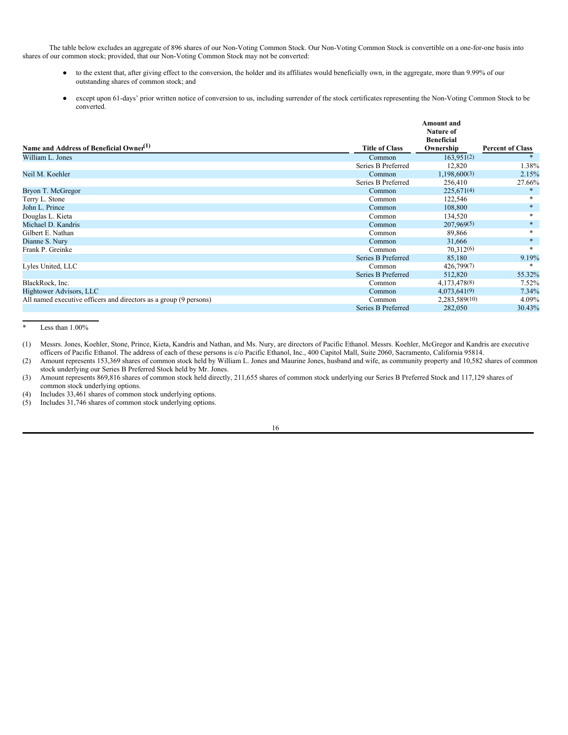The table below excludes an aggregate of 896 shares of our Non-Voting Common Stock. Our Non-Voting Common Stock is convertible on a one-for-one basis into shares of our common stock; provided, that our Non-Voting Common Stock may not be converted:

- to the extent that, after giving effect to the conversion, the holder and its affiliates would beneficially own, in the aggregate, more than 9.99% of our outstanding shares of common stock; and
- except upon 61-days' prior written notice of conversion to us, including surrender of the stock certificates representing the Non-Voting Common Stock to be converted.

| Name and Address of Beneficial Owner(1) | Title of Class | Amount and Nature of Beneficial Ownership | Percent of Class |
|---|---|---|---|
| William L. Jones | Common | 163,951(2) | * |
| | Series B Preferred | 12,820 | 1.38% |
| Neil M. Koehler | Common | 1,198,600(3) | 2.15% |
| | Series B Preferred | 256,410 | 27.66% |
| Bryon T. McGregor | Common | 225,671(4) | * |
| Terry L. Stone | Common | 122,546 | * |
| John L. Prince | Common | 108,800 | * |
| Douglas L. Kieta | Common | 134,520 | * |
| Michael D. Kandris | Common | 207,969(5) | * |
| Gilbert E. Nathan | Common | 89,866 | * |
| Dianne S. Nury | Common | 31,666 | * |
| Frank P. Greinke | Common | 70,312(6) | * |
| | Series B Preferred | 85,180 | 9.19% |
| Lyles United, LLC | Common | 426,799(7) | * |
| | Series B Preferred | 512,820 | 55.32% |
| BlackRock, Inc. | Common | 4,173,478(8) | 7.52% |
| Hightower Advisors, LLC | Common | 4,073,641(9) | 7.34% |
| All named executive officers and directors as a group (9 persons) | Common | 2,283,589(10) | 4.09% |
| | Series B Preferred | 282,050 | 30.43% |

\* Less than 1.00%

(1) Messrs. Jones, Koehler, Stone, Prince, Kieta, Kandris and Nathan, and Ms. Nury, are directors of Pacific Ethanol. Messrs. Koehler, McGregor and Kandris are executive officers of Pacific Ethanol. The address of each of these persons is c/o Pacific Ethanol, Inc., 400 Capitol Mall, Suite 2060, Sacramento, California 95814.

(2) Amount represents 153,369 shares of common stock held by William L. Jones and Maurine Jones, husband and wife, as community property and 10,582 shares of common stock underlying our Series B Preferred Stock held by Mr. Jones.

(3) Amount represents 869,816 shares of common stock held directly, 211,655 shares of common stock underlying our Series B Preferred Stock and 117,129 shares of common stock underlying options.

(4) Includes 33,461 shares of common stock underlying options.

(5) Includes 31,746 shares of common stock underlying options.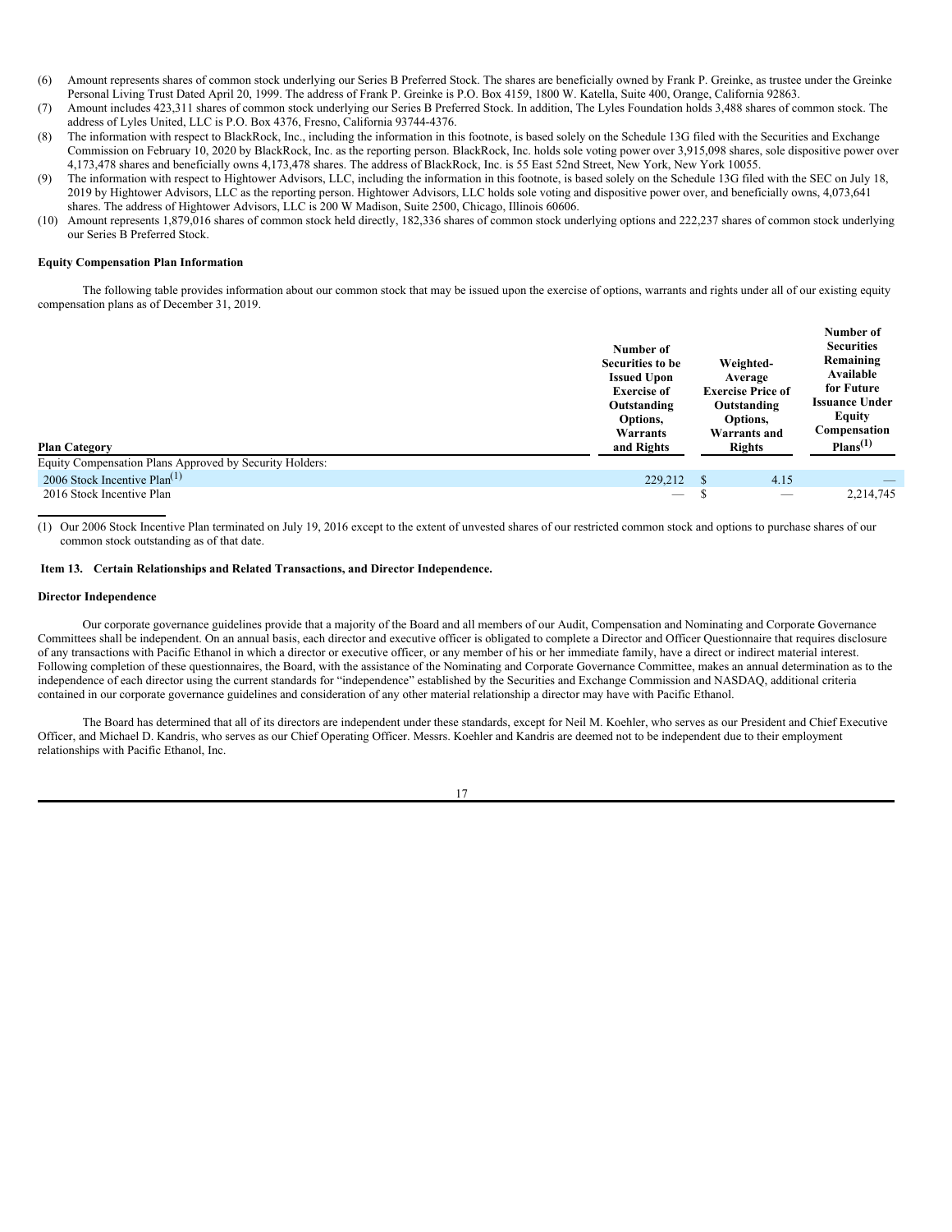(6) Amount represents shares of common stock underlying our Series B Preferred Stock. The shares are beneficially owned by Frank P. Greinke, as trustee under the Greinke Personal Living Trust Dated April 20, 1999. The address of Frank P. Greinke is P.O. Box 4159, 1800 W. Katella, Suite 400, Orange, California 92863.

(7) Amount includes 423,311 shares of common stock underlying our Series B Preferred Stock. In addition, The Lyles Foundation holds 3,488 shares of common stock. The address of Lyles United, LLC is P.O. Box 4376, Fresno, California 93744-4376.

(8) The information with respect to BlackRock, Inc., including the information in this footnote, is based solely on the Schedule 13G filed with the Securities and Exchange Commission on February 10, 2020 by BlackRock, Inc. as the reporting person. BlackRock, Inc. holds sole voting power over 3,915,098 shares, sole dispositive power over 4,173,478 shares and beneficially owns 4,173,478 shares. The address of BlackRock, Inc. is 55 East 52nd Street, New York, New York 10055.

(9) The information with respect to Hightower Advisors, LLC, including the information in this footnote, is based solely on the Schedule 13G filed with the SEC on July 18, 2019 by Hightower Advisors, LLC as the reporting person. Hightower Advisors, LLC holds sole voting and dispositive power over, and beneficially owns, 4,073,641 shares. The address of Hightower Advisors, LLC is 200 W Madison, Suite 2500, Chicago, Illinois 60606.

(10) Amount represents 1,879,016 shares of common stock held directly, 182,336 shares of common stock underlying options and 222,237 shares of common stock underlying our Series B Preferred Stock.

**Equity Compensation Plan Information**

The following table provides information about our common stock that may be issued upon the exercise of options, warrants and rights under all of our existing equity compensation plans as of December 31, 2019.

| Plan Category | Number of Securities to be Issued Upon Exercise of Outstanding Options, Warrants and Rights | Weighted-Average Exercise Price of Outstanding Options, Warrants and Rights | Number of Securities Remaining Available for Future Issuance Under Equity Compensation Plans(1) |
|---|---|---|---|
| Equity Compensation Plans Approved by Security Holders: | | | |
| 2006 Stock Incentive Plan(1) | 229,212 | $ 4.15 | — |
| 2016 Stock Incentive Plan | — | $ — | 2,214,745 |

(1) Our 2006 Stock Incentive Plan terminated on July 19, 2016 except to the extent of unvested shares of our restricted common stock and options to purchase shares of our common stock outstanding as of that date.

### Item 13. Certain Relationships and Related Transactions, and Director Independence.

**Director Independence**

Our corporate governance guidelines provide that a majority of the Board and all members of our Audit, Compensation and Nominating and Corporate Governance Committees shall be independent. On an annual basis, each director and executive officer is obligated to complete a Director and Officer Questionnaire that requires disclosure of any transactions with Pacific Ethanol in which a director or executive officer, or any member of his or her immediate family, have a direct or indirect material interest. Following completion of these questionnaires, the Board, with the assistance of the Nominating and Corporate Governance Committee, makes an annual determination as to the independence of each director using the current standards for "independence" established by the Securities and Exchange Commission and NASDAQ, additional criteria contained in our corporate governance guidelines and consideration of any other material relationship a director may have with Pacific Ethanol.

The Board has determined that all of its directors are independent under these standards, except for Neil M. Koehler, who serves as our President and Chief Executive Officer, and Michael D. Kandris, who serves as our Chief Operating Officer. Messrs. Koehler and Kandris are deemed not to be independent due to their employment relationships with Pacific Ethanol, Inc.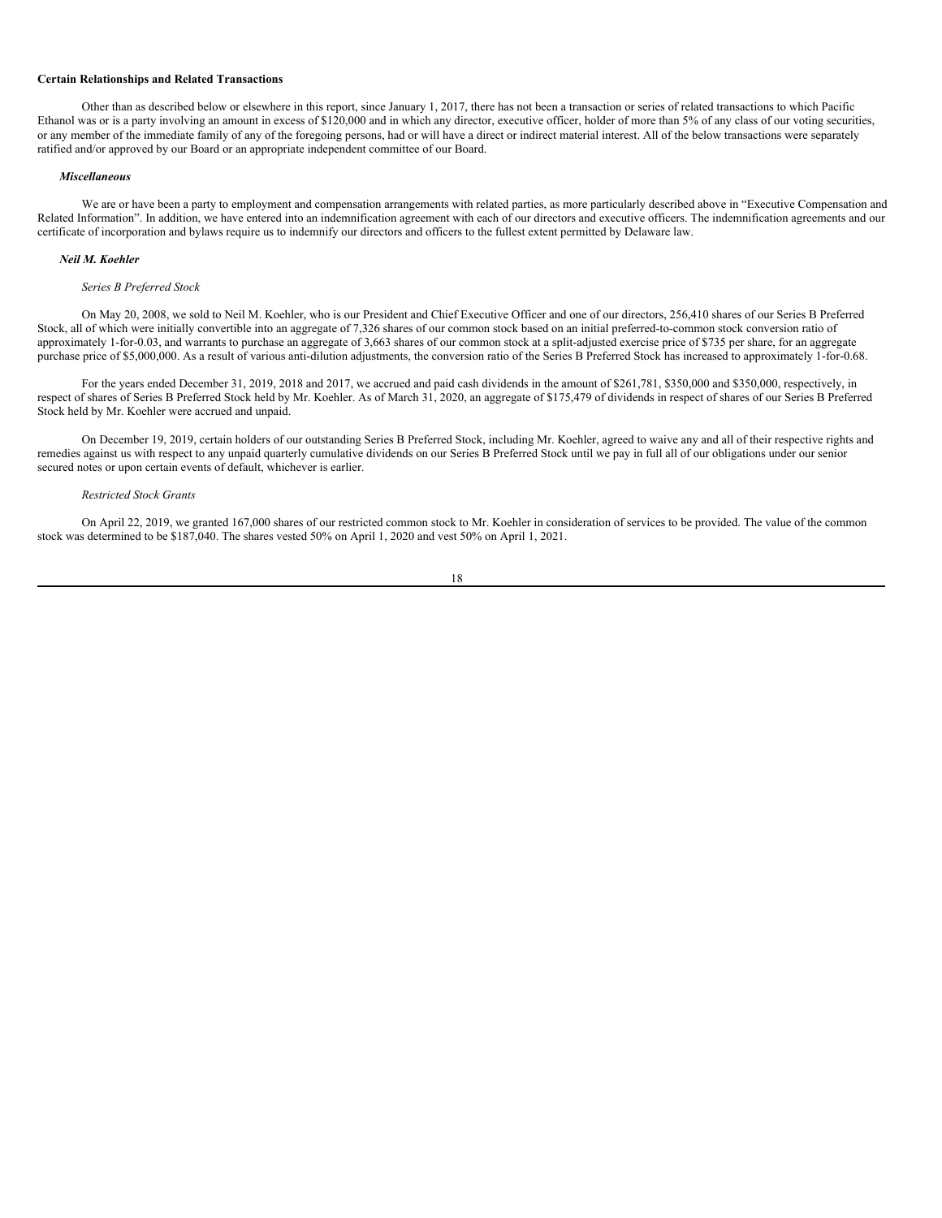**Certain Relationships and Related Transactions**

Other than as described below or elsewhere in this report, since January 1, 2017, there has not been a transaction or series of related transactions to which Pacific Ethanol was or is a party involving an amount in excess of $120,000 and in which any director, executive officer, holder of more than 5% of any class of our voting securities, or any member of the immediate family of any of the foregoing persons, had or will have a direct or indirect material interest. All of the below transactions were separately ratified and/or approved by our Board or an appropriate independent committee of our Board.

***Miscellaneous***

We are or have been a party to employment and compensation arrangements with related parties, as more particularly described above in "Executive Compensation and Related Information". In addition, we have entered into an indemnification agreement with each of our directors and executive officers. The indemnification agreements and our certificate of incorporation and bylaws require us to indemnify our directors and officers to the fullest extent permitted by Delaware law.

***Neil M. Koehler***

*Series B Preferred Stock*

On May 20, 2008, we sold to Neil M. Koehler, who is our President and Chief Executive Officer and one of our directors, 256,410 shares of our Series B Preferred Stock, all of which were initially convertible into an aggregate of 7,326 shares of our common stock based on an initial preferred-to-common stock conversion ratio of approximately 1-for-0.03, and warrants to purchase an aggregate of 3,663 shares of our common stock at a split-adjusted exercise price of $735 per share, for an aggregate purchase price of $5,000,000. As a result of various anti-dilution adjustments, the conversion ratio of the Series B Preferred Stock has increased to approximately 1-for-0.68.

For the years ended December 31, 2019, 2018 and 2017, we accrued and paid cash dividends in the amount of $261,781, $350,000 and $350,000, respectively, in respect of shares of Series B Preferred Stock held by Mr. Koehler. As of March 31, 2020, an aggregate of $175,479 of dividends in respect of shares of our Series B Preferred Stock held by Mr. Koehler were accrued and unpaid.

On December 19, 2019, certain holders of our outstanding Series B Preferred Stock, including Mr. Koehler, agreed to waive any and all of their respective rights and remedies against us with respect to any unpaid quarterly cumulative dividends on our Series B Preferred Stock until we pay in full all of our obligations under our senior secured notes or upon certain events of default, whichever is earlier.

*Restricted Stock Grants*

On April 22, 2019, we granted 167,000 shares of our restricted common stock to Mr. Koehler in consideration of services to be provided. The value of the common stock was determined to be $187,040. The shares vested 50% on April 1, 2020 and vest 50% on April 1, 2021.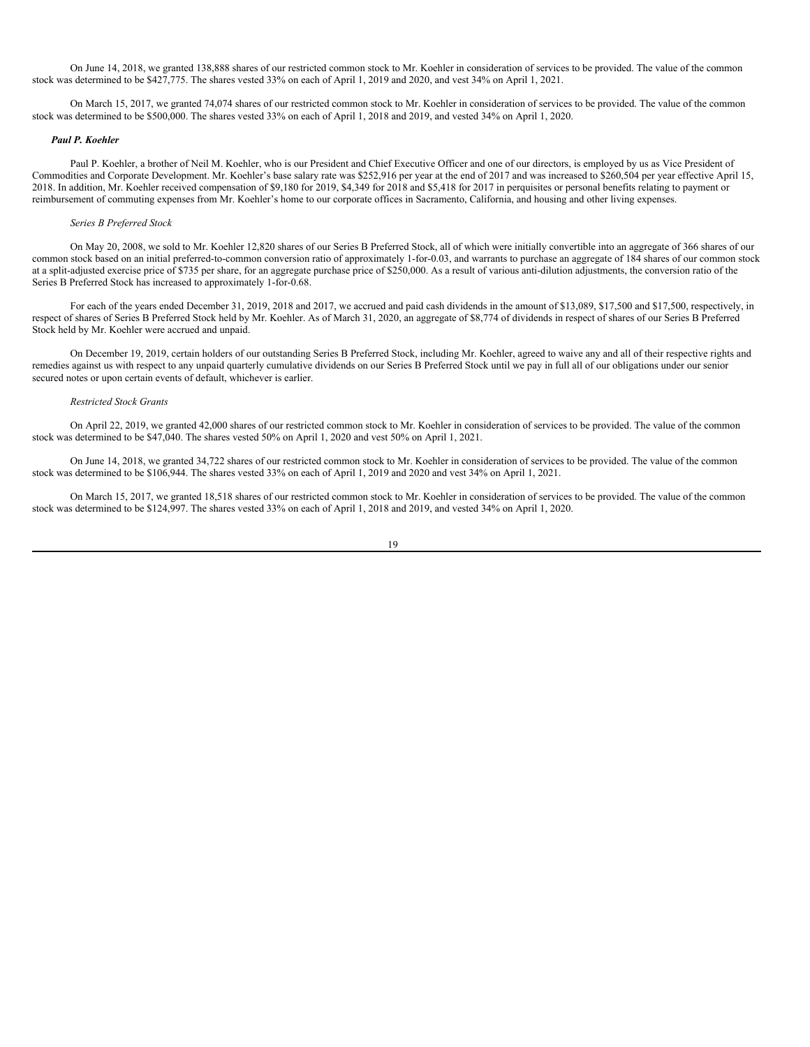On June 14, 2018, we granted 138,888 shares of our restricted common stock to Mr. Koehler in consideration of services to be provided. The value of the common stock was determined to be $427,775. The shares vested 33% on each of April 1, 2019 and 2020, and vest 34% on April 1, 2021.

On March 15, 2017, we granted 74,074 shares of our restricted common stock to Mr. Koehler in consideration of services to be provided. The value of the common stock was determined to be $500,000. The shares vested 33% on each of April 1, 2018 and 2019, and vested 34% on April 1, 2020.

***Paul P. Koehler***

Paul P. Koehler, a brother of Neil M. Koehler, who is our President and Chief Executive Officer and one of our directors, is employed by us as Vice President of Commodities and Corporate Development. Mr. Koehler's base salary rate was $252,916 per year at the end of 2017 and was increased to $260,504 per year effective April 15, 2018. In addition, Mr. Koehler received compensation of $9,180 for 2019, $4,349 for 2018 and $5,418 for 2017 in perquisites or personal benefits relating to payment or reimbursement of commuting expenses from Mr. Koehler's home to our corporate offices in Sacramento, California, and housing and other living expenses.

*Series B Preferred Stock*

On May 20, 2008, we sold to Mr. Koehler 12,820 shares of our Series B Preferred Stock, all of which were initially convertible into an aggregate of 366 shares of our common stock based on an initial preferred-to-common conversion ratio of approximately 1-for-0.03, and warrants to purchase an aggregate of 184 shares of our common stock at a split-adjusted exercise price of $735 per share, for an aggregate purchase price of $250,000. As a result of various anti-dilution adjustments, the conversion ratio of the Series B Preferred Stock has increased to approximately 1-for-0.68.

For each of the years ended December 31, 2019, 2018 and 2017, we accrued and paid cash dividends in the amount of $13,089, $17,500 and $17,500, respectively, in respect of shares of Series B Preferred Stock held by Mr. Koehler. As of March 31, 2020, an aggregate of $8,774 of dividends in respect of shares of our Series B Preferred Stock held by Mr. Koehler were accrued and unpaid.

On December 19, 2019, certain holders of our outstanding Series B Preferred Stock, including Mr. Koehler, agreed to waive any and all of their respective rights and remedies against us with respect to any unpaid quarterly cumulative dividends on our Series B Preferred Stock until we pay in full all of our obligations under our senior secured notes or upon certain events of default, whichever is earlier.

*Restricted Stock Grants*

On April 22, 2019, we granted 42,000 shares of our restricted common stock to Mr. Koehler in consideration of services to be provided. The value of the common stock was determined to be $47,040. The shares vested 50% on April 1, 2020 and vest 50% on April 1, 2021.

On June 14, 2018, we granted 34,722 shares of our restricted common stock to Mr. Koehler in consideration of services to be provided. The value of the common stock was determined to be $106,944. The shares vested 33% on each of April 1, 2019 and 2020 and vest 34% on April 1, 2021.

On March 15, 2017, we granted 18,518 shares of our restricted common stock to Mr. Koehler in consideration of services to be provided. The value of the common stock was determined to be $124,997. The shares vested 33% on each of April 1, 2018 and 2019, and vested 34% on April 1, 2020.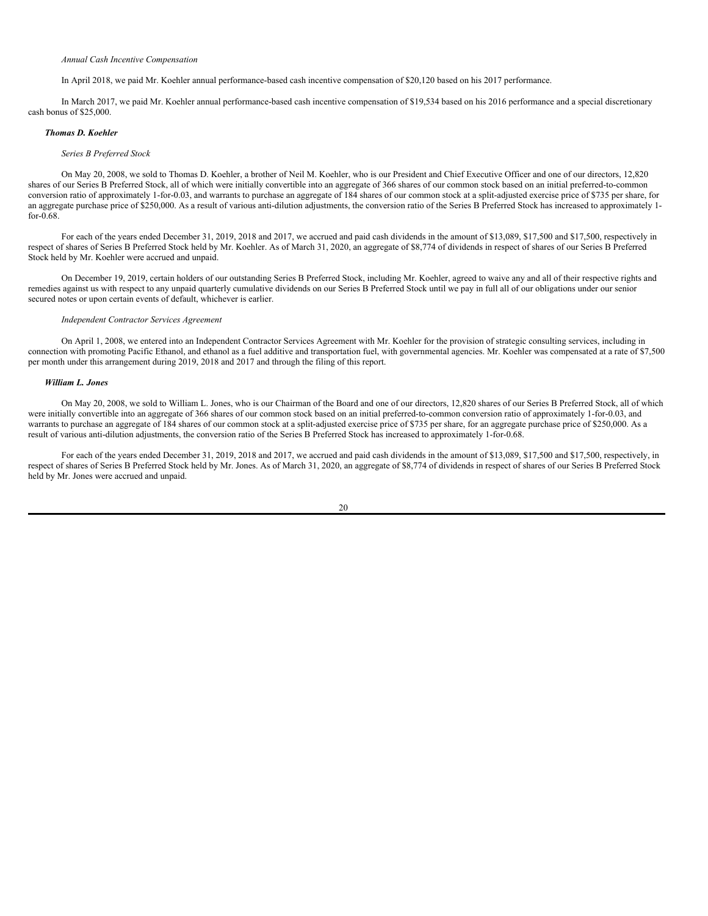*Annual Cash Incentive Compensation*

In April 2018, we paid Mr. Koehler annual performance-based cash incentive compensation of $20,120 based on his 2017 performance.

In March 2017, we paid Mr. Koehler annual performance-based cash incentive compensation of $19,534 based on his 2016 performance and a special discretionary cash bonus of $25,000.

***Thomas D. Koehler***

*Series B Preferred Stock*

On May 20, 2008, we sold to Thomas D. Koehler, a brother of Neil M. Koehler, who is our President and Chief Executive Officer and one of our directors, 12,820 shares of our Series B Preferred Stock, all of which were initially convertible into an aggregate of 366 shares of our common stock based on an initial preferred-to-common conversion ratio of approximately 1-for-0.03, and warrants to purchase an aggregate of 184 shares of our common stock at a split-adjusted exercise price of $735 per share, for an aggregate purchase price of $250,000. As a result of various anti-dilution adjustments, the conversion ratio of the Series B Preferred Stock has increased to approximately 1-for-0.68.

For each of the years ended December 31, 2019, 2018 and 2017, we accrued and paid cash dividends in the amount of $13,089, $17,500 and $17,500, respectively in respect of shares of Series B Preferred Stock held by Mr. Koehler. As of March 31, 2020, an aggregate of $8,774 of dividends in respect of shares of our Series B Preferred Stock held by Mr. Koehler were accrued and unpaid.

On December 19, 2019, certain holders of our outstanding Series B Preferred Stock, including Mr. Koehler, agreed to waive any and all of their respective rights and remedies against us with respect to any unpaid quarterly cumulative dividends on our Series B Preferred Stock until we pay in full all of our obligations under our senior secured notes or upon certain events of default, whichever is earlier.

*Independent Contractor Services Agreement*

On April 1, 2008, we entered into an Independent Contractor Services Agreement with Mr. Koehler for the provision of strategic consulting services, including in connection with promoting Pacific Ethanol, and ethanol as a fuel additive and transportation fuel, with governmental agencies. Mr. Koehler was compensated at a rate of $7,500 per month under this arrangement during 2019, 2018 and 2017 and through the filing of this report.

***William L. Jones***

On May 20, 2008, we sold to William L. Jones, who is our Chairman of the Board and one of our directors, 12,820 shares of our Series B Preferred Stock, all of which were initially convertible into an aggregate of 366 shares of our common stock based on an initial preferred-to-common conversion ratio of approximately 1-for-0.03, and warrants to purchase an aggregate of 184 shares of our common stock at a split-adjusted exercise price of $735 per share, for an aggregate purchase price of $250,000. As a result of various anti-dilution adjustments, the conversion ratio of the Series B Preferred Stock has increased to approximately 1-for-0.68.

For each of the years ended December 31, 2019, 2018 and 2017, we accrued and paid cash dividends in the amount of $13,089, $17,500 and $17,500, respectively, in respect of shares of Series B Preferred Stock held by Mr. Jones. As of March 31, 2020, an aggregate of $8,774 of dividends in respect of shares of our Series B Preferred Stock held by Mr. Jones were accrued and unpaid.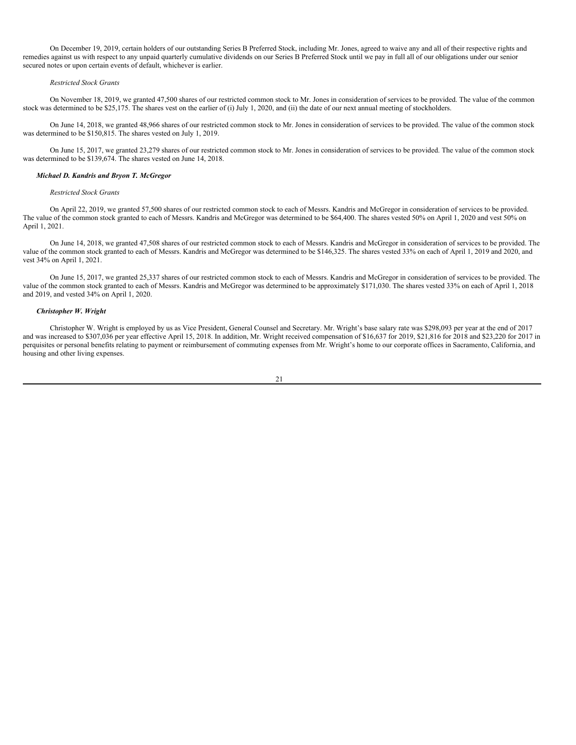On December 19, 2019, certain holders of our outstanding Series B Preferred Stock, including Mr. Jones, agreed to waive any and all of their respective rights and remedies against us with respect to any unpaid quarterly cumulative dividends on our Series B Preferred Stock until we pay in full all of our obligations under our senior secured notes or upon certain events of default, whichever is earlier.

*Restricted Stock Grants*

On November 18, 2019, we granted 47,500 shares of our restricted common stock to Mr. Jones in consideration of services to be provided. The value of the common stock was determined to be $25,175. The shares vest on the earlier of (i) July 1, 2020, and (ii) the date of our next annual meeting of stockholders.

On June 14, 2018, we granted 48,966 shares of our restricted common stock to Mr. Jones in consideration of services to be provided. The value of the common stock was determined to be $150,815. The shares vested on July 1, 2019.

On June 15, 2017, we granted 23,279 shares of our restricted common stock to Mr. Jones in consideration of services to be provided. The value of the common stock was determined to be $139,674. The shares vested on June 14, 2018.

***Michael D. Kandris and Bryon T. McGregor***

*Restricted Stock Grants*

On April 22, 2019, we granted 57,500 shares of our restricted common stock to each of Messrs. Kandris and McGregor in consideration of services to be provided. The value of the common stock granted to each of Messrs. Kandris and McGregor was determined to be $64,400. The shares vested 50% on April 1, 2020 and vest 50% on April 1, 2021.

On June 14, 2018, we granted 47,508 shares of our restricted common stock to each of Messrs. Kandris and McGregor in consideration of services to be provided. The value of the common stock granted to each of Messrs. Kandris and McGregor was determined to be $146,325. The shares vested 33% on each of April 1, 2019 and 2020, and vest 34% on April 1, 2021.

On June 15, 2017, we granted 25,337 shares of our restricted common stock to each of Messrs. Kandris and McGregor in consideration of services to be provided. The value of the common stock granted to each of Messrs. Kandris and McGregor was determined to be approximately $171,030. The shares vested 33% on each of April 1, 2018 and 2019, and vested 34% on April 1, 2020.

***Christopher W. Wright***

Christopher W. Wright is employed by us as Vice President, General Counsel and Secretary. Mr. Wright's base salary rate was $298,093 per year at the end of 2017 and was increased to $307,036 per year effective April 15, 2018. In addition, Mr. Wright received compensation of $16,637 for 2019, $21,816 for 2018 and $23,220 for 2017 in perquisites or personal benefits relating to payment or reimbursement of commuting expenses from Mr. Wright's home to our corporate offices in Sacramento, California, and housing and other living expenses.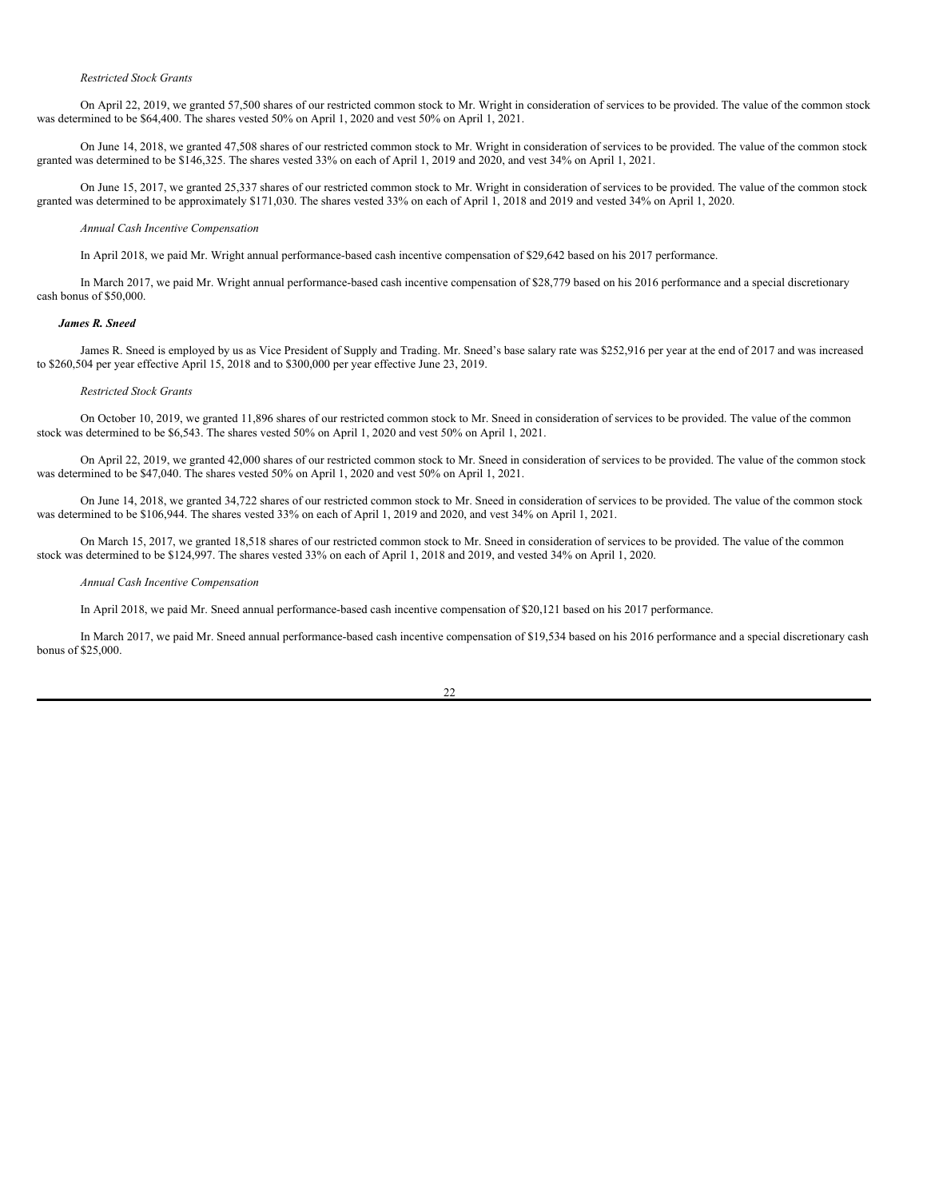*Restricted Stock Grants*

On April 22, 2019, we granted 57,500 shares of our restricted common stock to Mr. Wright in consideration of services to be provided. The value of the common stock was determined to be $64,400. The shares vested 50% on April 1, 2020 and vest 50% on April 1, 2021.

On June 14, 2018, we granted 47,508 shares of our restricted common stock to Mr. Wright in consideration of services to be provided. The value of the common stock granted was determined to be $146,325. The shares vested 33% on each of April 1, 2019 and 2020, and vest 34% on April 1, 2021.

On June 15, 2017, we granted 25,337 shares of our restricted common stock to Mr. Wright in consideration of services to be provided. The value of the common stock granted was determined to be approximately $171,030. The shares vested 33% on each of April 1, 2018 and 2019 and vested 34% on April 1, 2020.

*Annual Cash Incentive Compensation*

In April 2018, we paid Mr. Wright annual performance-based cash incentive compensation of $29,642 based on his 2017 performance.

In March 2017, we paid Mr. Wright annual performance-based cash incentive compensation of $28,779 based on his 2016 performance and a special discretionary cash bonus of $50,000.

***James R. Sneed***

James R. Sneed is employed by us as Vice President of Supply and Trading. Mr. Sneed's base salary rate was $252,916 per year at the end of 2017 and was increased to $260,504 per year effective April 15, 2018 and to $300,000 per year effective June 23, 2019.

*Restricted Stock Grants*

On October 10, 2019, we granted 11,896 shares of our restricted common stock to Mr. Sneed in consideration of services to be provided. The value of the common stock was determined to be $6,543. The shares vested 50% on April 1, 2020 and vest 50% on April 1, 2021.

On April 22, 2019, we granted 42,000 shares of our restricted common stock to Mr. Sneed in consideration of services to be provided. The value of the common stock was determined to be $47,040. The shares vested 50% on April 1, 2020 and vest 50% on April 1, 2021.

On June 14, 2018, we granted 34,722 shares of our restricted common stock to Mr. Sneed in consideration of services to be provided. The value of the common stock was determined to be $106,944. The shares vested 33% on each of April 1, 2019 and 2020, and vest 34% on April 1, 2021.

On March 15, 2017, we granted 18,518 shares of our restricted common stock to Mr. Sneed in consideration of services to be provided. The value of the common stock was determined to be $124,997. The shares vested 33% on each of April 1, 2018 and 2019, and vested 34% on April 1, 2020.

*Annual Cash Incentive Compensation*

In April 2018, we paid Mr. Sneed annual performance-based cash incentive compensation of $20,121 based on his 2017 performance.

In March 2017, we paid Mr. Sneed annual performance-based cash incentive compensation of $19,534 based on his 2016 performance and a special discretionary cash bonus of $25,000.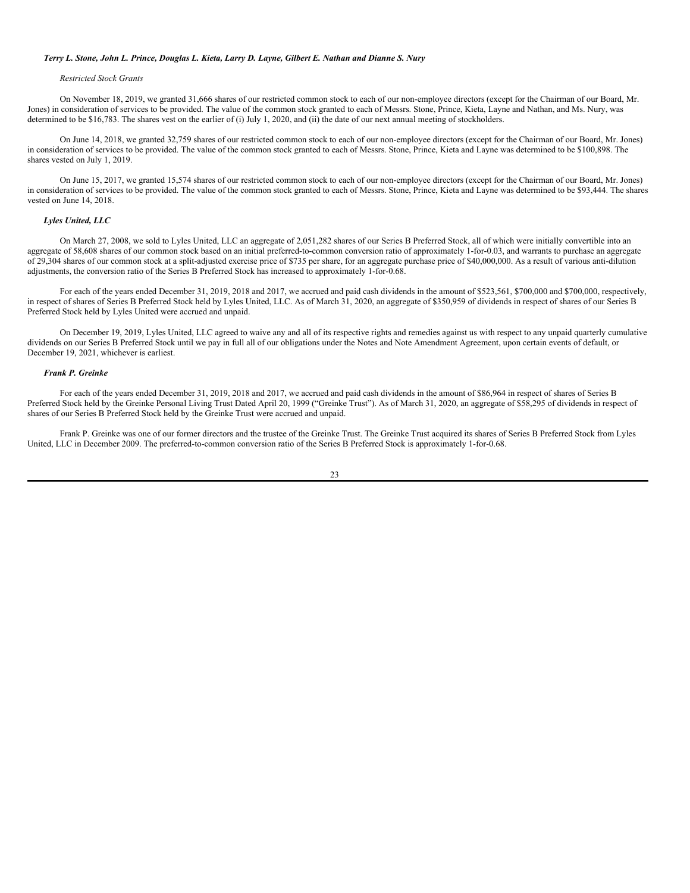### *Terry L. Stone, John L. Prince, Douglas L. Kieta, Larry D. Layne, Gilbert E. Nathan and Dianne S. Nury*

*Restricted Stock Grants*

On November 18, 2019, we granted 31,666 shares of our restricted common stock to each of our non-employee directors (except for the Chairman of our Board, Mr. Jones) in consideration of services to be provided. The value of the common stock granted to each of Messrs. Stone, Prince, Kieta, Layne and Nathan, and Ms. Nury, was determined to be $16,783. The shares vest on the earlier of (i) July 1, 2020, and (ii) the date of our next annual meeting of stockholders.

On June 14, 2018, we granted 32,759 shares of our restricted common stock to each of our non-employee directors (except for the Chairman of our Board, Mr. Jones) in consideration of services to be provided. The value of the common stock granted to each of Messrs. Stone, Prince, Kieta and Layne was determined to be $100,898. The shares vested on July 1, 2019.

On June 15, 2017, we granted 15,574 shares of our restricted common stock to each of our non-employee directors (except for the Chairman of our Board, Mr. Jones) in consideration of services to be provided. The value of the common stock granted to each of Messrs. Stone, Prince, Kieta and Layne was determined to be $93,444. The shares vested on June 14, 2018.

### *Lyles United, LLC*

On March 27, 2008, we sold to Lyles United, LLC an aggregate of 2,051,282 shares of our Series B Preferred Stock, all of which were initially convertible into an aggregate of 58,608 shares of our common stock based on an initial preferred-to-common conversion ratio of approximately 1-for-0.03, and warrants to purchase an aggregate of 29,304 shares of our common stock at a split-adjusted exercise price of $735 per share, for an aggregate purchase price of $40,000,000. As a result of various anti-dilution adjustments, the conversion ratio of the Series B Preferred Stock has increased to approximately 1-for-0.68.

For each of the years ended December 31, 2019, 2018 and 2017, we accrued and paid cash dividends in the amount of $523,561, $700,000 and $700,000, respectively, in respect of shares of Series B Preferred Stock held by Lyles United, LLC. As of March 31, 2020, an aggregate of $350,959 of dividends in respect of shares of our Series B Preferred Stock held by Lyles United were accrued and unpaid.

On December 19, 2019, Lyles United, LLC agreed to waive any and all of its respective rights and remedies against us with respect to any unpaid quarterly cumulative dividends on our Series B Preferred Stock until we pay in full all of our obligations under the Notes and Note Amendment Agreement, upon certain events of default, or December 19, 2021, whichever is earliest.

### *Frank P. Greinke*

For each of the years ended December 31, 2019, 2018 and 2017, we accrued and paid cash dividends in the amount of $86,964 in respect of shares of Series B Preferred Stock held by the Greinke Personal Living Trust Dated April 20, 1999 ("Greinke Trust"). As of March 31, 2020, an aggregate of $58,295 of dividends in respect of shares of our Series B Preferred Stock held by the Greinke Trust were accrued and unpaid.

Frank P. Greinke was one of our former directors and the trustee of the Greinke Trust. The Greinke Trust acquired its shares of Series B Preferred Stock from Lyles United, LLC in December 2009. The preferred-to-common conversion ratio of the Series B Preferred Stock is approximately 1-for-0.68.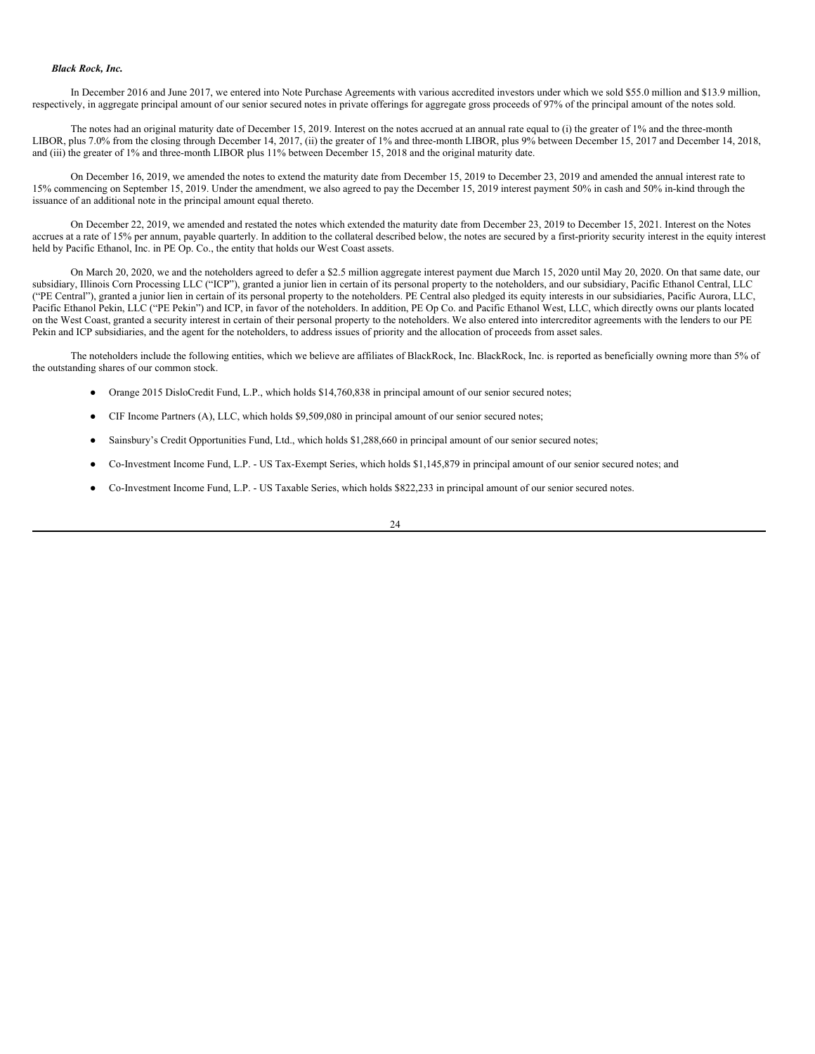***Black Rock, Inc.***

In December 2016 and June 2017, we entered into Note Purchase Agreements with various accredited investors under which we sold $55.0 million and $13.9 million, respectively, in aggregate principal amount of our senior secured notes in private offerings for aggregate gross proceeds of 97% of the principal amount of the notes sold.

The notes had an original maturity date of December 15, 2019. Interest on the notes accrued at an annual rate equal to (i) the greater of 1% and the three-month LIBOR, plus 7.0% from the closing through December 14, 2017, (ii) the greater of 1% and three-month LIBOR, plus 9% between December 15, 2017 and December 14, 2018, and (iii) the greater of 1% and three-month LIBOR plus 11% between December 15, 2018 and the original maturity date.

On December 16, 2019, we amended the notes to extend the maturity date from December 15, 2019 to December 23, 2019 and amended the annual interest rate to 15% commencing on September 15, 2019. Under the amendment, we also agreed to pay the December 15, 2019 interest payment 50% in cash and 50% in-kind through the issuance of an additional note in the principal amount equal thereto.

On December 22, 2019, we amended and restated the notes which extended the maturity date from December 23, 2019 to December 15, 2021. Interest on the Notes accrues at a rate of 15% per annum, payable quarterly. In addition to the collateral described below, the notes are secured by a first-priority security interest in the equity interest held by Pacific Ethanol, Inc. in PE Op. Co., the entity that holds our West Coast assets.

On March 20, 2020, we and the noteholders agreed to defer a $2.5 million aggregate interest payment due March 15, 2020 until May 20, 2020. On that same date, our subsidiary, Illinois Corn Processing LLC ("ICP"), granted a junior lien in certain of its personal property to the noteholders, and our subsidiary, Pacific Ethanol Central, LLC ("PE Central"), granted a junior lien in certain of its personal property to the noteholders. PE Central also pledged its equity interests in our subsidiaries, Pacific Aurora, LLC, Pacific Ethanol Pekin, LLC ("PE Pekin") and ICP, in favor of the noteholders. In addition, PE Op Co. and Pacific Ethanol West, LLC, which directly owns our plants located on the West Coast, granted a security interest in certain of their personal property to the noteholders. We also entered into intercreditor agreements with the lenders to our PE Pekin and ICP subsidiaries, and the agent for the noteholders, to address issues of priority and the allocation of proceeds from asset sales.

The noteholders include the following entities, which we believe are affiliates of BlackRock, Inc. BlackRock, Inc. is reported as beneficially owning more than 5% of the outstanding shares of our common stock.

- Orange 2015 DisloCredit Fund, L.P., which holds $14,760,838 in principal amount of our senior secured notes;
- CIF Income Partners (A), LLC, which holds $9,509,080 in principal amount of our senior secured notes;
- Sainsbury's Credit Opportunities Fund, Ltd., which holds $1,288,660 in principal amount of our senior secured notes;
- Co-Investment Income Fund, L.P. - US Tax-Exempt Series, which holds $1,145,879 in principal amount of our senior secured notes; and
- Co-Investment Income Fund, L.P. - US Taxable Series, which holds $822,233 in principal amount of our senior secured notes.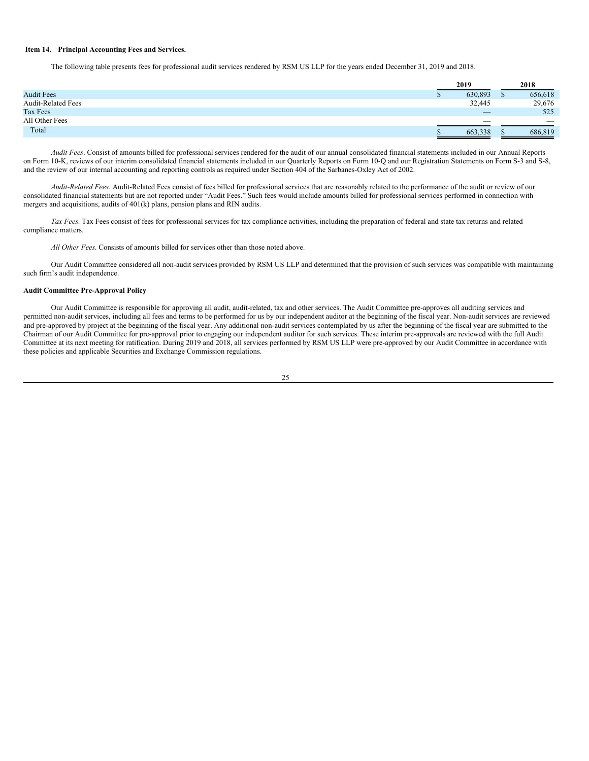### Item 14. Principal Accounting Fees and Services.

The following table presents fees for professional audit services rendered by RSM US LLP for the years ended December 31, 2019 and 2018.

| | 2019 | 2018 |
|---|---|---|
| Audit Fees | $ 630,893 | $ 656,618 |
| Audit-Related Fees | 32,445 | 29,676 |
| Tax Fees | — | 525 |
| All Other Fees | — | — |
| Total | $ 663,338 | $ 686,819 |

*Audit Fees*. Consist of amounts billed for professional services rendered for the audit of our annual consolidated financial statements included in our Annual Reports on Form 10-K, reviews of our interim consolidated financial statements included in our Quarterly Reports on Form 10-Q and our Registration Statements on Form S-3 and S-8, and the review of our internal accounting and reporting controls as required under Section 404 of the Sarbanes-Oxley Act of 2002.

*Audit-Related Fees*. Audit-Related Fees consist of fees billed for professional services that are reasonably related to the performance of the audit or review of our consolidated financial statements but are not reported under "Audit Fees." Such fees would include amounts billed for professional services performed in connection with mergers and acquisitions, audits of 401(k) plans, pension plans and RIN audits.

*Tax Fees.* Tax Fees consist of fees for professional services for tax compliance activities, including the preparation of federal and state tax returns and related compliance matters.

*All Other Fees*. Consists of amounts billed for services other than those noted above.

Our Audit Committee considered all non-audit services provided by RSM US LLP and determined that the provision of such services was compatible with maintaining such firm's audit independence.

**Audit Committee Pre-Approval Policy**

Our Audit Committee is responsible for approving all audit, audit-related, tax and other services. The Audit Committee pre-approves all auditing services and permitted non-audit services, including all fees and terms to be performed for us by our independent auditor at the beginning of the fiscal year. Non-audit services are reviewed and pre-approved by project at the beginning of the fiscal year. Any additional non-audit services contemplated by us after the beginning of the fiscal year are submitted to the Chairman of our Audit Committee for pre-approval prior to engaging our independent auditor for such services. These interim pre-approvals are reviewed with the full Audit Committee at its next meeting for ratification. During 2019 and 2018, all services performed by RSM US LLP were pre-approved by our Audit Committee in accordance with these policies and applicable Securities and Exchange Commission regulations.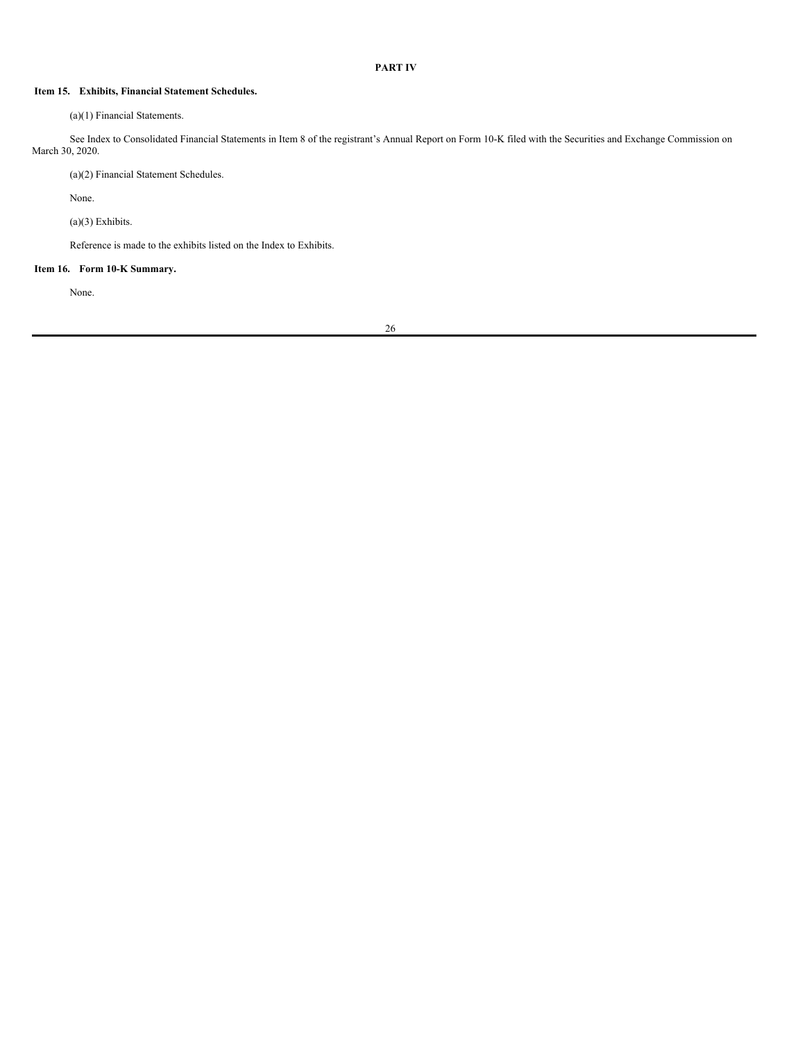# PART IV

## Item 15. Exhibits, Financial Statement Schedules.

(a)(1) Financial Statements.

See Index to Consolidated Financial Statements in Item 8 of the registrant's Annual Report on Form 10-K filed with the Securities and Exchange Commission on March 30, 2020.

(a)(2) Financial Statement Schedules.

None.

(a)(3) Exhibits.

Reference is made to the exhibits listed on the Index to Exhibits.

## Item 16. Form 10-K Summary.

None.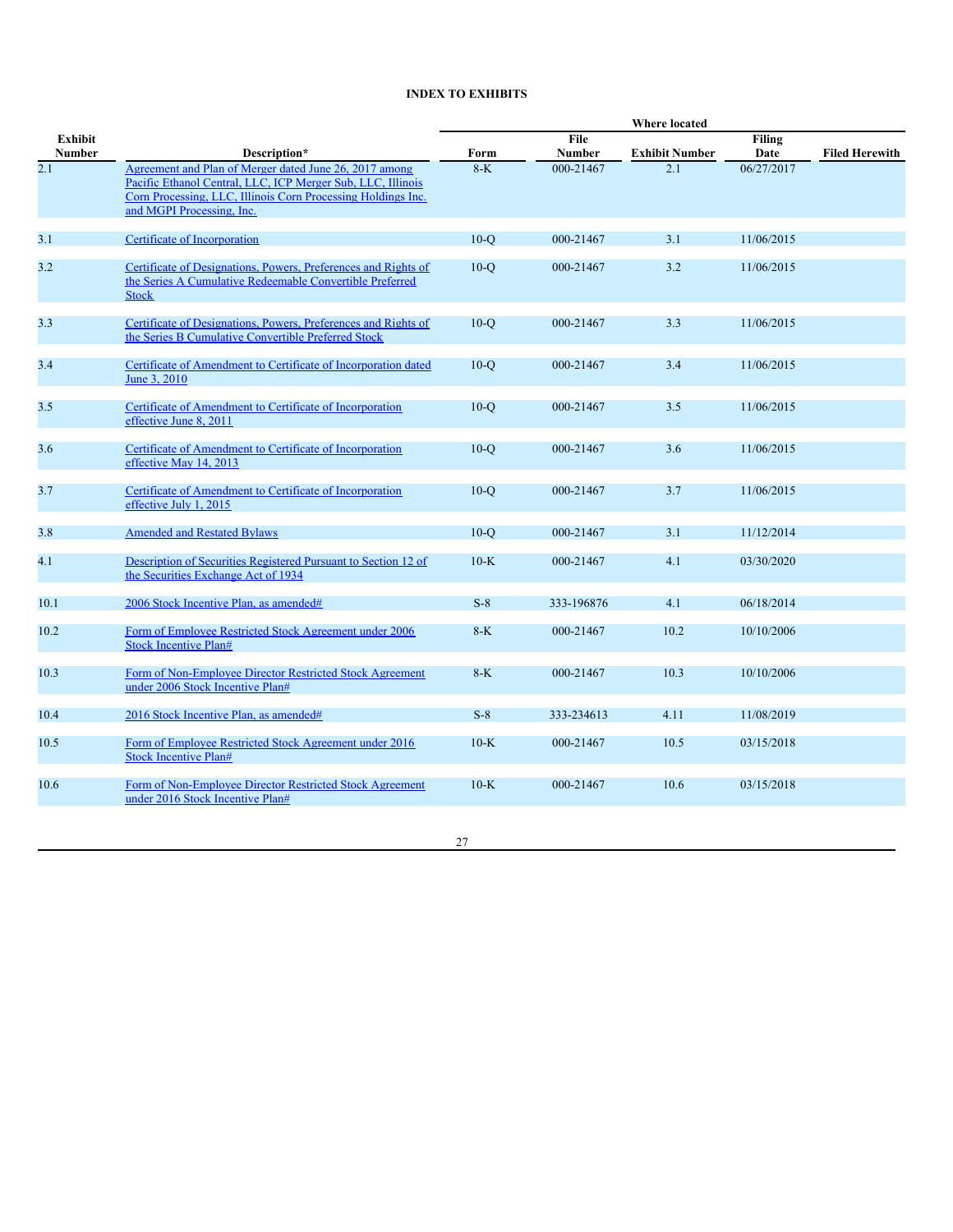**INDEX TO EXHIBITS**

| Exhibit Number | Description* | Where located | | | | |
|---|---|---|---|---|---|---|
| | | Form | File Number | Exhibit Number | Filing Date | Filed Herewith |
| 2.1 | Agreement and Plan of Merger dated June 26, 2017 among Pacific Ethanol Central, LLC, ICP Merger Sub, LLC, Illinois Corn Processing, LLC, Illinois Corn Processing Holdings Inc. and MGPI Processing, Inc. | 8-K | 000-21467 | 2.1 | 06/27/2017 | |
| 3.1 | Certificate of Incorporation | 10-Q | 000-21467 | 3.1 | 11/06/2015 | |
| 3.2 | Certificate of Designations, Powers, Preferences and Rights of the Series A Cumulative Redeemable Convertible Preferred Stock | 10-Q | 000-21467 | 3.2 | 11/06/2015 | |
| 3.3 | Certificate of Designations, Powers, Preferences and Rights of the Series B Cumulative Convertible Preferred Stock | 10-Q | 000-21467 | 3.3 | 11/06/2015 | |
| 3.4 | Certificate of Amendment to Certificate of Incorporation dated June 3, 2010 | 10-Q | 000-21467 | 3.4 | 11/06/2015 | |
| 3.5 | Certificate of Amendment to Certificate of Incorporation effective June 8, 2011 | 10-Q | 000-21467 | 3.5 | 11/06/2015 | |
| 3.6 | Certificate of Amendment to Certificate of Incorporation effective May 14, 2013 | 10-Q | 000-21467 | 3.6 | 11/06/2015 | |
| 3.7 | Certificate of Amendment to Certificate of Incorporation effective July 1, 2015 | 10-Q | 000-21467 | 3.7 | 11/06/2015 | |
| 3.8 | Amended and Restated Bylaws | 10-Q | 000-21467 | 3.1 | 11/12/2014 | |
| 4.1 | Description of Securities Registered Pursuant to Section 12 of the Securities Exchange Act of 1934 | 10-K | 000-21467 | 4.1 | 03/30/2020 | |
| 10.1 | 2006 Stock Incentive Plan, as amended# | S-8 | 333-196876 | 4.1 | 06/18/2014 | |
| 10.2 | Form of Employee Restricted Stock Agreement under 2006 Stock Incentive Plan# | 8-K | 000-21467 | 10.2 | 10/10/2006 | |
| 10.3 | Form of Non-Employee Director Restricted Stock Agreement under 2006 Stock Incentive Plan# | 8-K | 000-21467 | 10.3 | 10/10/2006 | |
| 10.4 | 2016 Stock Incentive Plan, as amended# | S-8 | 333-234613 | 4.11 | 11/08/2019 | |
| 10.5 | Form of Employee Restricted Stock Agreement under 2016 Stock Incentive Plan# | 10-K | 000-21467 | 10.5 | 03/15/2018 | |
| 10.6 | Form of Non-Employee Director Restricted Stock Agreement under 2016 Stock Incentive Plan# | 10-K | 000-21467 | 10.6 | 03/15/2018 | |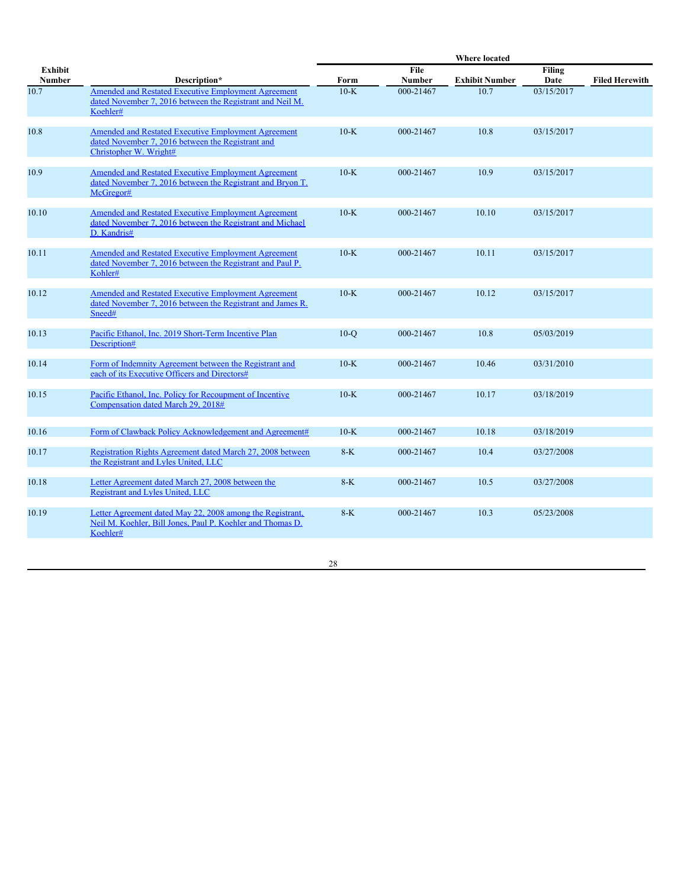| Exhibit Number | Description* | Where located | | | | |
|---|---|---|---|---|---|---|
| | | Form | File Number | Exhibit Number | Filing Date | Filed Herewith |
| 10.7 | Amended and Restated Executive Employment Agreement dated November 7, 2016 between the Registrant and Neil M. Koehler# | 10-K | 000-21467 | 10.7 | 03/15/2017 | |
| 10.8 | Amended and Restated Executive Employment Agreement dated November 7, 2016 between the Registrant and Christopher W. Wright# | 10-K | 000-21467 | 10.8 | 03/15/2017 | |
| 10.9 | Amended and Restated Executive Employment Agreement dated November 7, 2016 between the Registrant and Bryon T. McGregor# | 10-K | 000-21467 | 10.9 | 03/15/2017 | |
| 10.10 | Amended and Restated Executive Employment Agreement dated November 7, 2016 between the Registrant and Michael D. Kandris# | 10-K | 000-21467 | 10.10 | 03/15/2017 | |
| 10.11 | Amended and Restated Executive Employment Agreement dated November 7, 2016 between the Registrant and Paul P. Kohler# | 10-K | 000-21467 | 10.11 | 03/15/2017 | |
| 10.12 | Amended and Restated Executive Employment Agreement dated November 7, 2016 between the Registrant and James R. Sneed# | 10-K | 000-21467 | 10.12 | 03/15/2017 | |
| 10.13 | Pacific Ethanol, Inc. 2019 Short-Term Incentive Plan Description# | 10-Q | 000-21467 | 10.8 | 05/03/2019 | |
| 10.14 | Form of Indemnity Agreement between the Registrant and each of its Executive Officers and Directors# | 10-K | 000-21467 | 10.46 | 03/31/2010 | |
| 10.15 | Pacific Ethanol, Inc. Policy for Recoupment of Incentive Compensation dated March 29, 2018# | 10-K | 000-21467 | 10.17 | 03/18/2019 | |
| 10.16 | Form of Clawback Policy Acknowledgement and Agreement# | 10-K | 000-21467 | 10.18 | 03/18/2019 | |
| 10.17 | Registration Rights Agreement dated March 27, 2008 between the Registrant and Lyles United, LLC | 8-K | 000-21467 | 10.4 | 03/27/2008 | |
| 10.18 | Letter Agreement dated March 27, 2008 between the Registrant and Lyles United, LLC | 8-K | 000-21467 | 10.5 | 03/27/2008 | |
| 10.19 | Letter Agreement dated May 22, 2008 among the Registrant, Neil M. Koehler, Bill Jones, Paul P. Koehler and Thomas D. Koehler# | 8-K | 000-21467 | 10.3 | 05/23/2008 | |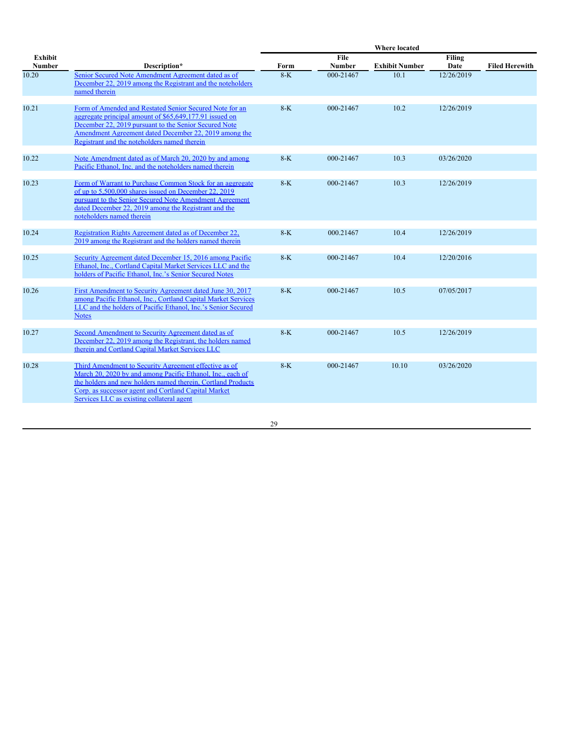| Exhibit Number | Description* | Where located | | | | |
|---|---|---|---|---|---|---|
| | | Form | File Number | Exhibit Number | Filing Date | Filed Herewith |
| 10.20 | Senior Secured Note Amendment Agreement dated as of December 22, 2019 among the Registrant and the noteholders named therein | 8-K | 000-21467 | 10.1 | 12/26/2019 | |
| 10.21 | Form of Amended and Restated Senior Secured Note for an aggregate principal amount of $65,649,177.91 issued on December 22, 2019 pursuant to the Senior Secured Note Amendment Agreement dated December 22, 2019 among the Registrant and the noteholders named therein | 8-K | 000-21467 | 10.2 | 12/26/2019 | |
| 10.22 | Note Amendment dated as of March 20, 2020 by and among Pacific Ethanol, Inc. and the noteholders named therein | 8-K | 000-21467 | 10.3 | 03/26/2020 | |
| 10.23 | Form of Warrant to Purchase Common Stock for an aggregate of up to 5,500,000 shares issued on December 22, 2019 pursuant to the Senior Secured Note Amendment Agreement dated December 22, 2019 among the Registrant and the noteholders named therein | 8-K | 000-21467 | 10.3 | 12/26/2019 | |
| 10.24 | Registration Rights Agreement dated as of December 22, 2019 among the Registrant and the holders named therein | 8-K | 000.21467 | 10.4 | 12/26/2019 | |
| 10.25 | Security Agreement dated December 15, 2016 among Pacific Ethanol, Inc., Cortland Capital Market Services LLC and the holders of Pacific Ethanol, Inc.'s Senior Secured Notes | 8-K | 000-21467 | 10.4 | 12/20/2016 | |
| 10.26 | First Amendment to Security Agreement dated June 30, 2017 among Pacific Ethanol, Inc., Cortland Capital Market Services LLC and the holders of Pacific Ethanol, Inc.'s Senior Secured Notes | 8-K | 000-21467 | 10.5 | 07/05/2017 | |
| 10.27 | Second Amendment to Security Agreement dated as of December 22, 2019 among the Registrant, the holders named therein and Cortland Capital Market Services LLC | 8-K | 000-21467 | 10.5 | 12/26/2019 | |
| 10.28 | Third Amendment to Security Agreement effective as of March 20, 2020 by and among Pacific Ethanol, Inc., each of the holders and new holders named therein, Cortland Products Corp. as successor agent and Cortland Capital Market Services LLC as existing collateral agent | 8-K | 000-21467 | 10.10 | 03/26/2020 | |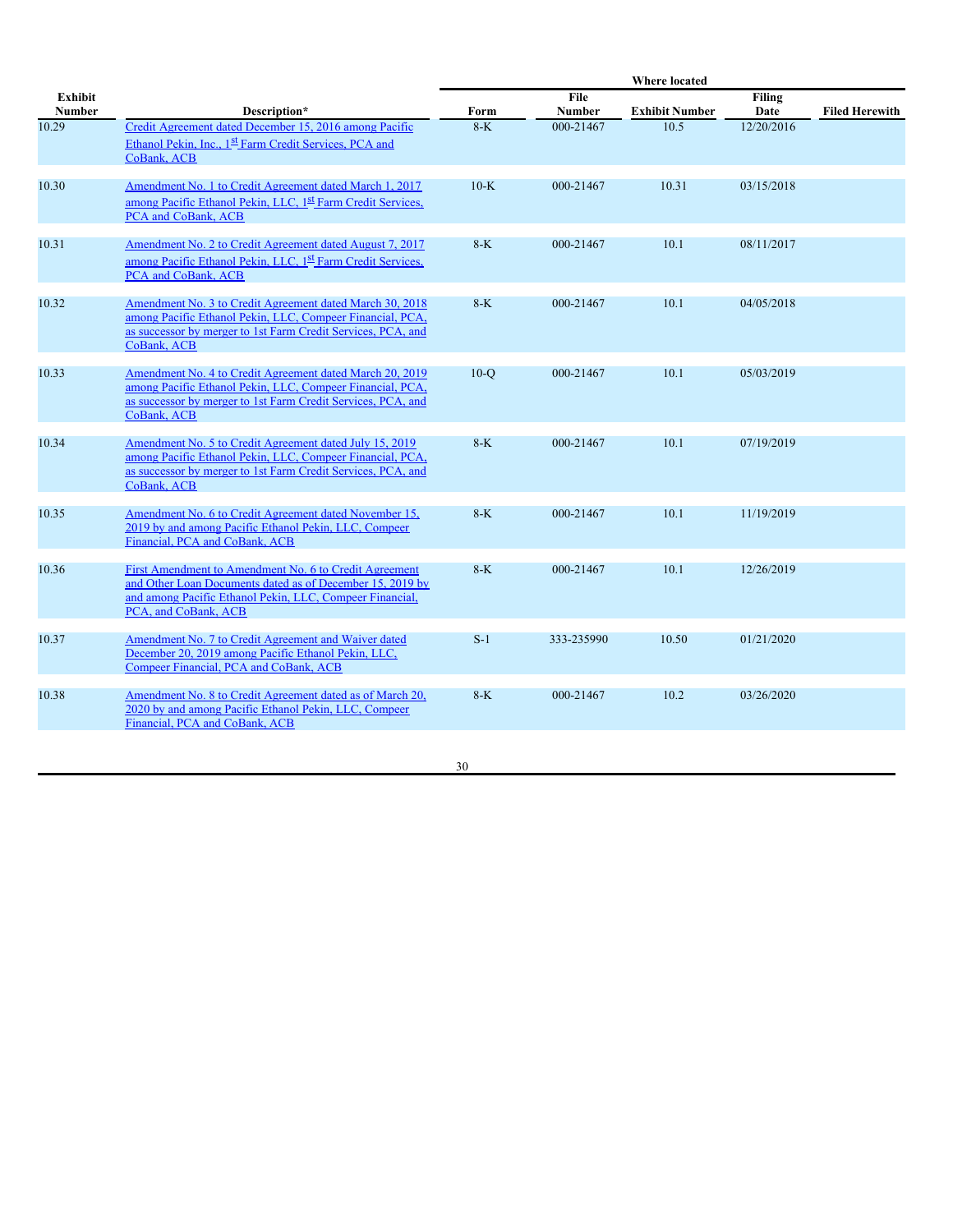| Exhibit Number | Description* | Where located | | | | |
|---|---|---|---|---|---|---|
| | | Form | File Number | Exhibit Number | Filing Date | Filed Herewith |
| 10.29 | Credit Agreement dated December 15, 2016 among Pacific Ethanol Pekin, Inc., 1st Farm Credit Services, PCA and CoBank, ACB | 8-K | 000-21467 | 10.5 | 12/20/2016 | |
| 10.30 | Amendment No. 1 to Credit Agreement dated March 1, 2017 among Pacific Ethanol Pekin, LLC, 1st Farm Credit Services, PCA and CoBank, ACB | 10-K | 000-21467 | 10.31 | 03/15/2018 | |
| 10.31 | Amendment No. 2 to Credit Agreement dated August 7, 2017 among Pacific Ethanol Pekin, LLC, 1st Farm Credit Services, PCA and CoBank, ACB | 8-K | 000-21467 | 10.1 | 08/11/2017 | |
| 10.32 | Amendment No. 3 to Credit Agreement dated March 30, 2018 among Pacific Ethanol Pekin, LLC, Compeer Financial, PCA, as successor by merger to 1st Farm Credit Services, PCA, and CoBank, ACB | 8-K | 000-21467 | 10.1 | 04/05/2018 | |
| 10.33 | Amendment No. 4 to Credit Agreement dated March 20, 2019 among Pacific Ethanol Pekin, LLC, Compeer Financial, PCA, as successor by merger to 1st Farm Credit Services, PCA, and CoBank, ACB | 10-Q | 000-21467 | 10.1 | 05/03/2019 | |
| 10.34 | Amendment No. 5 to Credit Agreement dated July 15, 2019 among Pacific Ethanol Pekin, LLC, Compeer Financial, PCA, as successor by merger to 1st Farm Credit Services, PCA, and CoBank, ACB | 8-K | 000-21467 | 10.1 | 07/19/2019 | |
| 10.35 | Amendment No. 6 to Credit Agreement dated November 15, 2019 by and among Pacific Ethanol Pekin, LLC, Compeer Financial, PCA and CoBank, ACB | 8-K | 000-21467 | 10.1 | 11/19/2019 | |
| 10.36 | First Amendment to Amendment No. 6 to Credit Agreement and Other Loan Documents dated as of December 15, 2019 by and among Pacific Ethanol Pekin, LLC, Compeer Financial, PCA, and CoBank, ACB | 8-K | 000-21467 | 10.1 | 12/26/2019 | |
| 10.37 | Amendment No. 7 to Credit Agreement and Waiver dated December 20, 2019 among Pacific Ethanol Pekin, LLC, Compeer Financial, PCA and CoBank, ACB | S-1 | 333-235990 | 10.50 | 01/21/2020 | |
| 10.38 | Amendment No. 8 to Credit Agreement dated as of March 20, 2020 by and among Pacific Ethanol Pekin, LLC, Compeer Financial, PCA and CoBank, ACB | 8-K | 000-21467 | 10.2 | 03/26/2020 | |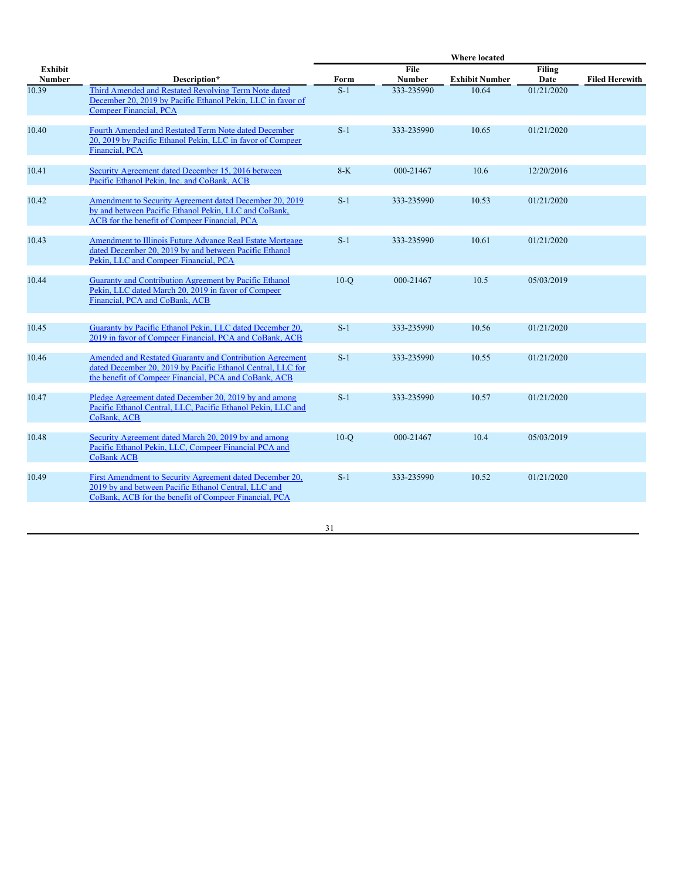| Exhibit Number | Description* | Where located | | | | Filed Herewith |
|---|---|---|---|---|---|---|
| | | Form | File Number | Exhibit Number | Filing Date | |
| 10.39 | Third Amended and Restated Revolving Term Note dated December 20, 2019 by Pacific Ethanol Pekin, LLC in favor of Compeer Financial, PCA | S-1 | 333-235990 | 10.64 | 01/21/2020 | |
| 10.40 | Fourth Amended and Restated Term Note dated December 20, 2019 by Pacific Ethanol Pekin, LLC in favor of Compeer Financial, PCA | S-1 | 333-235990 | 10.65 | 01/21/2020 | |
| 10.41 | Security Agreement dated December 15, 2016 between Pacific Ethanol Pekin, Inc. and CoBank, ACB | 8-K | 000-21467 | 10.6 | 12/20/2016 | |
| 10.42 | Amendment to Security Agreement dated December 20, 2019 by and between Pacific Ethanol Pekin, LLC and CoBank, ACB for the benefit of Compeer Financial, PCA | S-1 | 333-235990 | 10.53 | 01/21/2020 | |
| 10.43 | Amendment to Illinois Future Advance Real Estate Mortgage dated December 20, 2019 by and between Pacific Ethanol Pekin, LLC and Compeer Financial, PCA | S-1 | 333-235990 | 10.61 | 01/21/2020 | |
| 10.44 | Guaranty and Contribution Agreement by Pacific Ethanol Pekin, LLC dated March 20, 2019 in favor of Compeer Financial, PCA and CoBank, ACB | 10-Q | 000-21467 | 10.5 | 05/03/2019 | |
| 10.45 | Guaranty by Pacific Ethanol Pekin, LLC dated December 20, 2019 in favor of Compeer Financial, PCA and CoBank, ACB | S-1 | 333-235990 | 10.56 | 01/21/2020 | |
| 10.46 | Amended and Restated Guaranty and Contribution Agreement dated December 20, 2019 by Pacific Ethanol Central, LLC for the benefit of Compeer Financial, PCA and CoBank, ACB | S-1 | 333-235990 | 10.55 | 01/21/2020 | |
| 10.47 | Pledge Agreement dated December 20, 2019 by and among Pacific Ethanol Central, LLC, Pacific Ethanol Pekin, LLC and CoBank, ACB | S-1 | 333-235990 | 10.57 | 01/21/2020 | |
| 10.48 | Security Agreement dated March 20, 2019 by and among Pacific Ethanol Pekin, LLC, Compeer Financial PCA and CoBank ACB | 10-Q | 000-21467 | 10.4 | 05/03/2019 | |
| 10.49 | First Amendment to Security Agreement dated December 20, 2019 by and between Pacific Ethanol Central, LLC and CoBank, ACB for the benefit of Compeer Financial, PCA | S-1 | 333-235990 | 10.52 | 01/21/2020 | |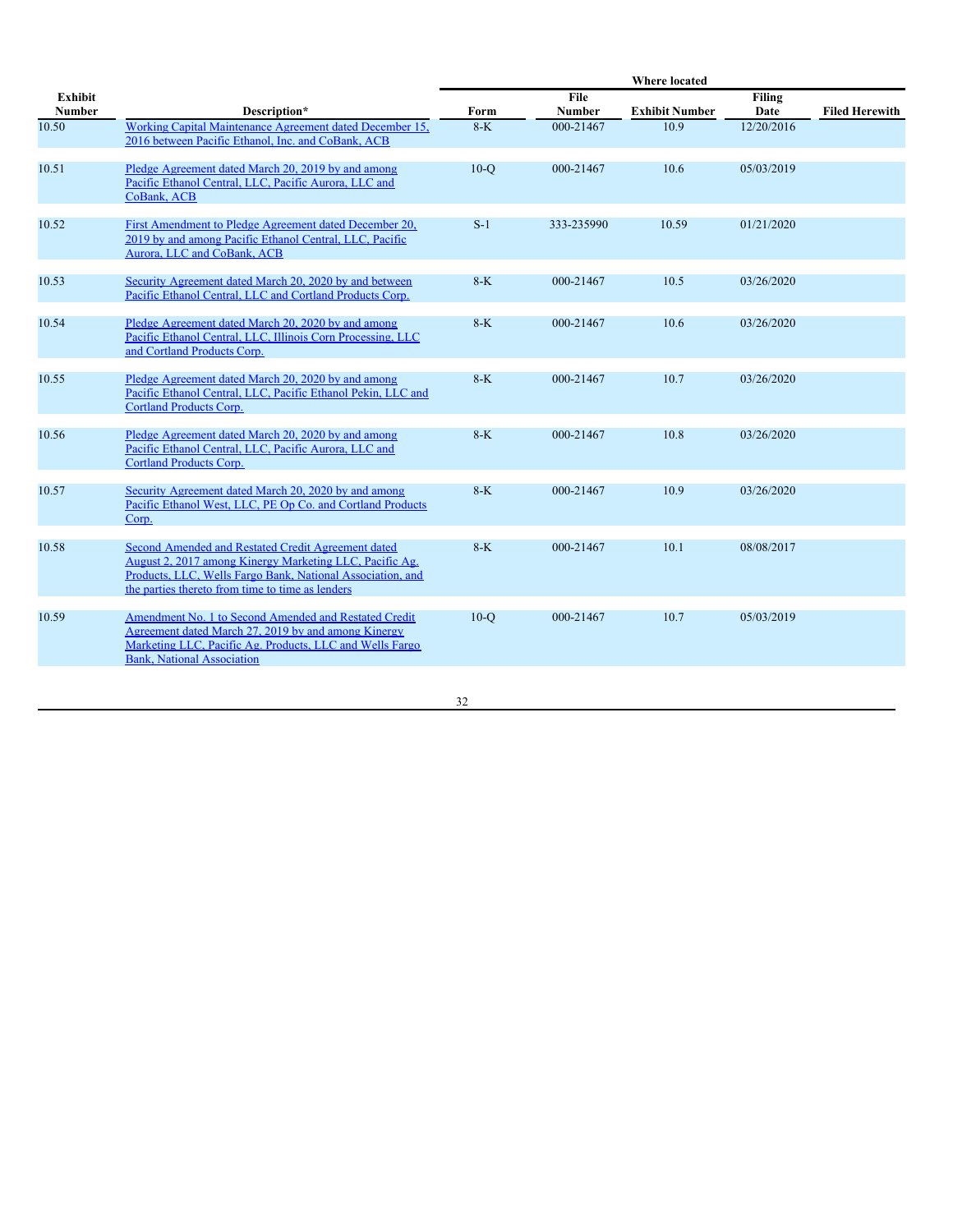| Exhibit Number | Description* | Where located Form | File Number | Exhibit Number | Filing Date | Filed Herewith |
|---|---|---|---|---|---|---|
| 10.50 | Working Capital Maintenance Agreement dated December 15, 2016 between Pacific Ethanol, Inc. and CoBank, ACB | 8-K | 000-21467 | 10.9 | 12/20/2016 | |
| 10.51 | Pledge Agreement dated March 20, 2019 by and among Pacific Ethanol Central, LLC, Pacific Aurora, LLC and CoBank, ACB | 10-Q | 000-21467 | 10.6 | 05/03/2019 | |
| 10.52 | First Amendment to Pledge Agreement dated December 20, 2019 by and among Pacific Ethanol Central, LLC, Pacific Aurora, LLC and CoBank, ACB | S-1 | 333-235990 | 10.59 | 01/21/2020 | |
| 10.53 | Security Agreement dated March 20, 2020 by and between Pacific Ethanol Central, LLC and Cortland Products Corp. | 8-K | 000-21467 | 10.5 | 03/26/2020 | |
| 10.54 | Pledge Agreement dated March 20, 2020 by and among Pacific Ethanol Central, LLC, Illinois Corn Processing, LLC and Cortland Products Corp. | 8-K | 000-21467 | 10.6 | 03/26/2020 | |
| 10.55 | Pledge Agreement dated March 20, 2020 by and among Pacific Ethanol Central, LLC, Pacific Ethanol Pekin, LLC and Cortland Products Corp. | 8-K | 000-21467 | 10.7 | 03/26/2020 | |
| 10.56 | Pledge Agreement dated March 20, 2020 by and among Pacific Ethanol Central, LLC, Pacific Aurora, LLC and Cortland Products Corp. | 8-K | 000-21467 | 10.8 | 03/26/2020 | |
| 10.57 | Security Agreement dated March 20, 2020 by and among Pacific Ethanol West, LLC, PE Op Co. and Cortland Products Corp. | 8-K | 000-21467 | 10.9 | 03/26/2020 | |
| 10.58 | Second Amended and Restated Credit Agreement dated August 2, 2017 among Kinergy Marketing LLC, Pacific Ag. Products, LLC, Wells Fargo Bank, National Association, and the parties thereto from time to time as lenders | 8-K | 000-21467 | 10.1 | 08/08/2017 | |
| 10.59 | Amendment No. 1 to Second Amended and Restated Credit Agreement dated March 27, 2019 by and among Kinergy Marketing LLC, Pacific Ag. Products, LLC and Wells Fargo Bank, National Association | 10-Q | 000-21467 | 10.7 | 05/03/2019 | |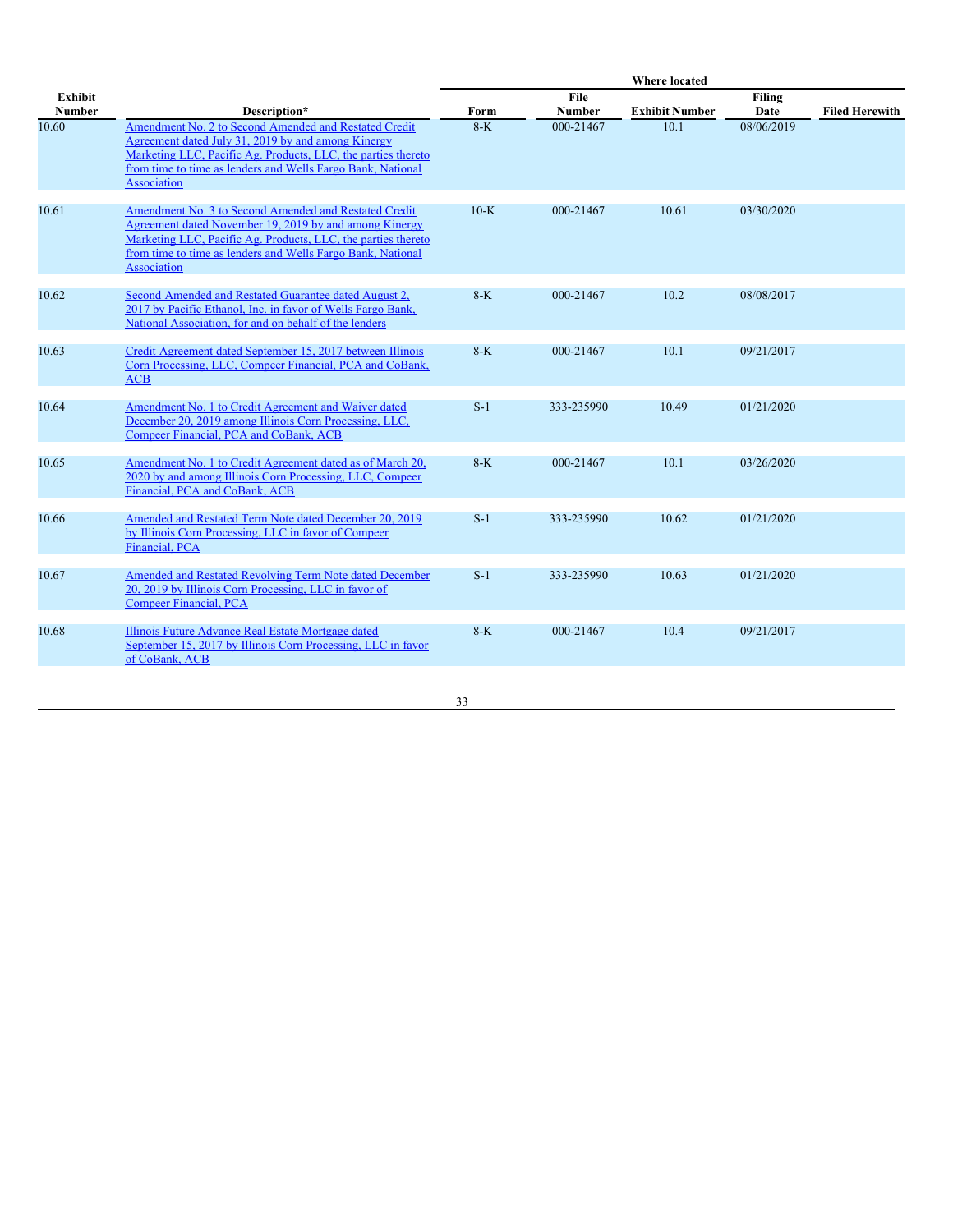| Exhibit Number | Description* | Where located | | | | |
|---|---|---|---|---|---|---|
| | | Form | File Number | Exhibit Number | Filing Date | Filed Herewith |
| 10.60 | Amendment No. 2 to Second Amended and Restated Credit Agreement dated July 31, 2019 by and among Kinergy Marketing LLC, Pacific Ag. Products, LLC, the parties thereto from time to time as lenders and Wells Fargo Bank, National Association | 8-K | 000-21467 | 10.1 | 08/06/2019 | |
| 10.61 | Amendment No. 3 to Second Amended and Restated Credit Agreement dated November 19, 2019 by and among Kinergy Marketing LLC, Pacific Ag. Products, LLC, the parties thereto from time to time as lenders and Wells Fargo Bank, National Association | 10-K | 000-21467 | 10.61 | 03/30/2020 | |
| 10.62 | Second Amended and Restated Guarantee dated August 2, 2017 by Pacific Ethanol, Inc. in favor of Wells Fargo Bank, National Association, for and on behalf of the lenders | 8-K | 000-21467 | 10.2 | 08/08/2017 | |
| 10.63 | Credit Agreement dated September 15, 2017 between Illinois Corn Processing, LLC, Compeer Financial, PCA and CoBank, ACB | 8-K | 000-21467 | 10.1 | 09/21/2017 | |
| 10.64 | Amendment No. 1 to Credit Agreement and Waiver dated December 20, 2019 among Illinois Corn Processing, LLC, Compeer Financial, PCA and CoBank, ACB | S-1 | 333-235990 | 10.49 | 01/21/2020 | |
| 10.65 | Amendment No. 1 to Credit Agreement dated as of March 20, 2020 by and among Illinois Corn Processing, LLC, Compeer Financial, PCA and CoBank, ACB | 8-K | 000-21467 | 10.1 | 03/26/2020 | |
| 10.66 | Amended and Restated Term Note dated December 20, 2019 by Illinois Corn Processing, LLC in favor of Compeer Financial, PCA | S-1 | 333-235990 | 10.62 | 01/21/2020 | |
| 10.67 | Amended and Restated Revolving Term Note dated December 20, 2019 by Illinois Corn Processing, LLC in favor of Compeer Financial, PCA | S-1 | 333-235990 | 10.63 | 01/21/2020 | |
| 10.68 | Illinois Future Advance Real Estate Mortgage dated September 15, 2017 by Illinois Corn Processing, LLC in favor of CoBank, ACB | 8-K | 000-21467 | 10.4 | 09/21/2017 | |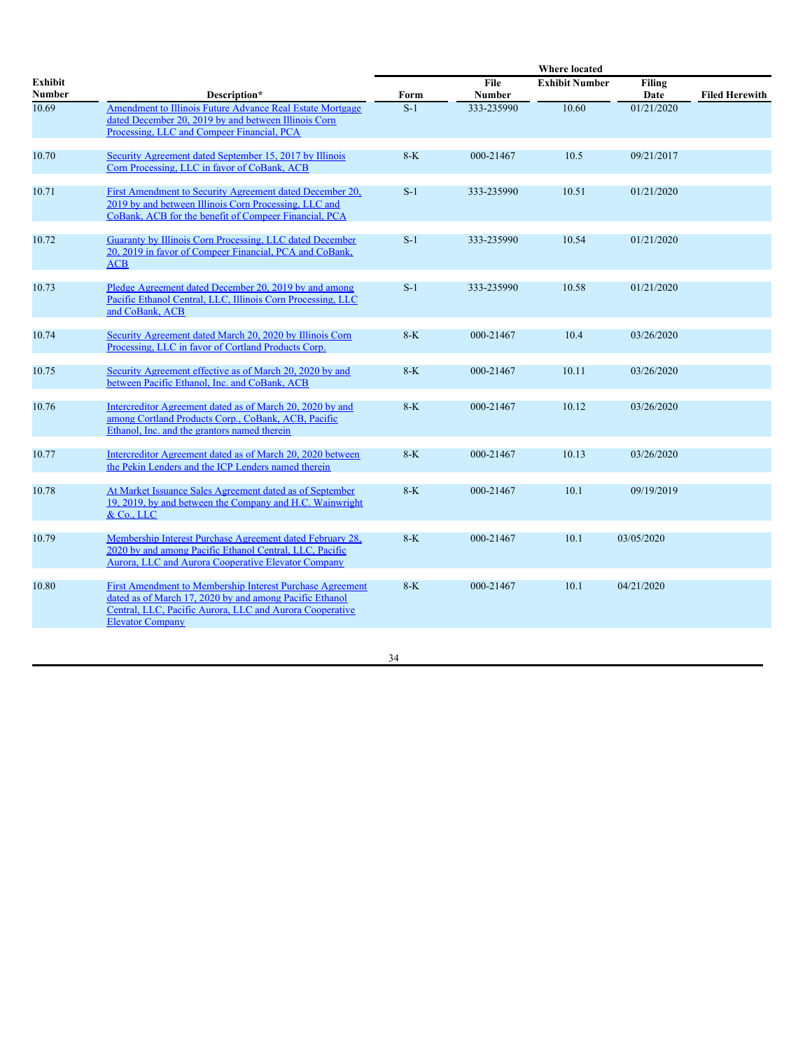| Exhibit Number | Description* | Where located | | | | Filed Herewith |
|---|---|---|---|---|---|---|
| | | Form | File Number | Exhibit Number | Filing Date | |
| 10.69 | Amendment to Illinois Future Advance Real Estate Mortgage dated December 20, 2019 by and between Illinois Corn Processing, LLC and Compeer Financial, PCA | S-1 | 333-235990 | 10.60 | 01/21/2020 | |
| 10.70 | Security Agreement dated September 15, 2017 by Illinois Corn Processing, LLC in favor of CoBank, ACB | 8-K | 000-21467 | 10.5 | 09/21/2017 | |
| 10.71 | First Amendment to Security Agreement dated December 20, 2019 by and between Illinois Corn Processing, LLC and CoBank, ACB for the benefit of Compeer Financial, PCA | S-1 | 333-235990 | 10.51 | 01/21/2020 | |
| 10.72 | Guaranty by Illinois Corn Processing, LLC dated December 20, 2019 in favor of Compeer Financial, PCA and CoBank, ACB | S-1 | 333-235990 | 10.54 | 01/21/2020 | |
| 10.73 | Pledge Agreement dated December 20, 2019 by and among Pacific Ethanol Central, LLC, Illinois Corn Processing, LLC and CoBank, ACB | S-1 | 333-235990 | 10.58 | 01/21/2020 | |
| 10.74 | Security Agreement dated March 20, 2020 by Illinois Corn Processing, LLC in favor of Cortland Products Corp. | 8-K | 000-21467 | 10.4 | 03/26/2020 | |
| 10.75 | Security Agreement effective as of March 20, 2020 by and between Pacific Ethanol, Inc. and CoBank, ACB | 8-K | 000-21467 | 10.11 | 03/26/2020 | |
| 10.76 | Intercreditor Agreement dated as of March 20, 2020 by and among Cortland Products Corp., CoBank, ACB, Pacific Ethanol, Inc. and the grantors named therein | 8-K | 000-21467 | 10.12 | 03/26/2020 | |
| 10.77 | Intercreditor Agreement dated as of March 20, 2020 between the Pekin Lenders and the ICP Lenders named therein | 8-K | 000-21467 | 10.13 | 03/26/2020 | |
| 10.78 | At Market Issuance Sales Agreement dated as of September 19, 2019, by and between the Company and H.C. Wainwright & Co., LLC | 8-K | 000-21467 | 10.1 | 09/19/2019 | |
| 10.79 | Membership Interest Purchase Agreement dated February 28, 2020 by and among Pacific Ethanol Central, LLC, Pacific Aurora, LLC and Aurora Cooperative Elevator Company | 8-K | 000-21467 | 10.1 | 03/05/2020 | |
| 10.80 | First Amendment to Membership Interest Purchase Agreement dated as of March 17, 2020 by and among Pacific Ethanol Central, LLC, Pacific Aurora, LLC and Aurora Cooperative Elevator Company | 8-K | 000-21467 | 10.1 | 04/21/2020 | |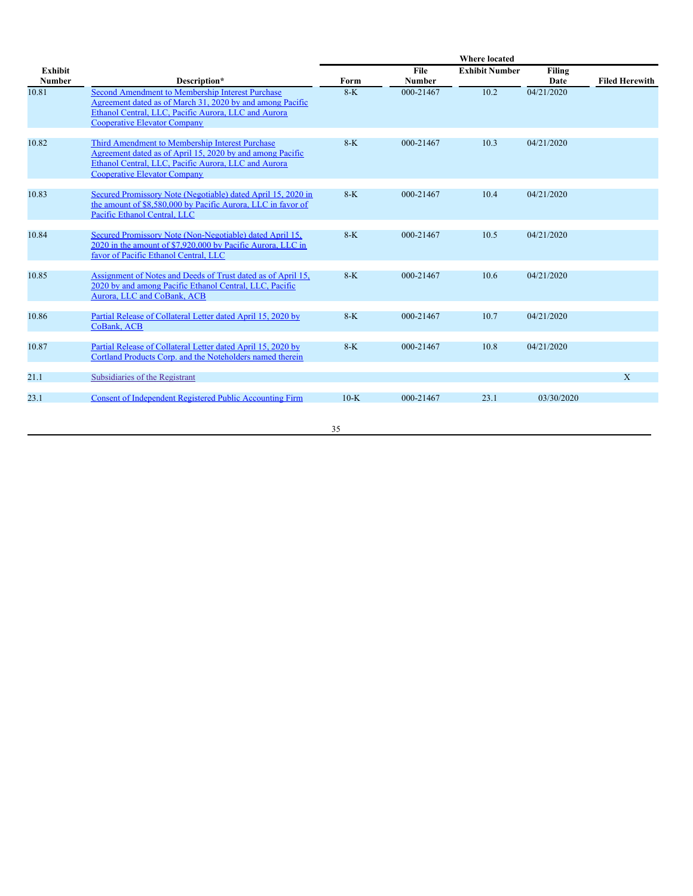| Exhibit Number | Description* | Where located | | | | |
|---|---|---|---|---|---|---|
| | | Form | File Number | Exhibit Number | Filing Date | Filed Herewith |
| 10.81 | Second Amendment to Membership Interest Purchase Agreement dated as of March 31, 2020 by and among Pacific Ethanol Central, LLC, Pacific Aurora, LLC and Aurora Cooperative Elevator Company | 8-K | 000-21467 | 10.2 | 04/21/2020 | |
| 10.82 | Third Amendment to Membership Interest Purchase Agreement dated as of April 15, 2020 by and among Pacific Ethanol Central, LLC, Pacific Aurora, LLC and Aurora Cooperative Elevator Company | 8-K | 000-21467 | 10.3 | 04/21/2020 | |
| 10.83 | Secured Promissory Note (Negotiable) dated April 15, 2020 in the amount of $8,580,000 by Pacific Aurora, LLC in favor of Pacific Ethanol Central, LLC | 8-K | 000-21467 | 10.4 | 04/21/2020 | |
| 10.84 | Secured Promissory Note (Non-Negotiable) dated April 15, 2020 in the amount of $7,920,000 by Pacific Aurora, LLC in favor of Pacific Ethanol Central, LLC | 8-K | 000-21467 | 10.5 | 04/21/2020 | |
| 10.85 | Assignment of Notes and Deeds of Trust dated as of April 15, 2020 by and among Pacific Ethanol Central, LLC, Pacific Aurora, LLC and CoBank, ACB | 8-K | 000-21467 | 10.6 | 04/21/2020 | |
| 10.86 | Partial Release of Collateral Letter dated April 15, 2020 by CoBank, ACB | 8-K | 000-21467 | 10.7 | 04/21/2020 | |
| 10.87 | Partial Release of Collateral Letter dated April 15, 2020 by Cortland Products Corp. and the Noteholders named therein | 8-K | 000-21467 | 10.8 | 04/21/2020 | |
| 21.1 | Subsidiaries of the Registrant | | | | | X |
| 23.1 | Consent of Independent Registered Public Accounting Firm | 10-K | 000-21467 | 23.1 | 03/30/2020 | |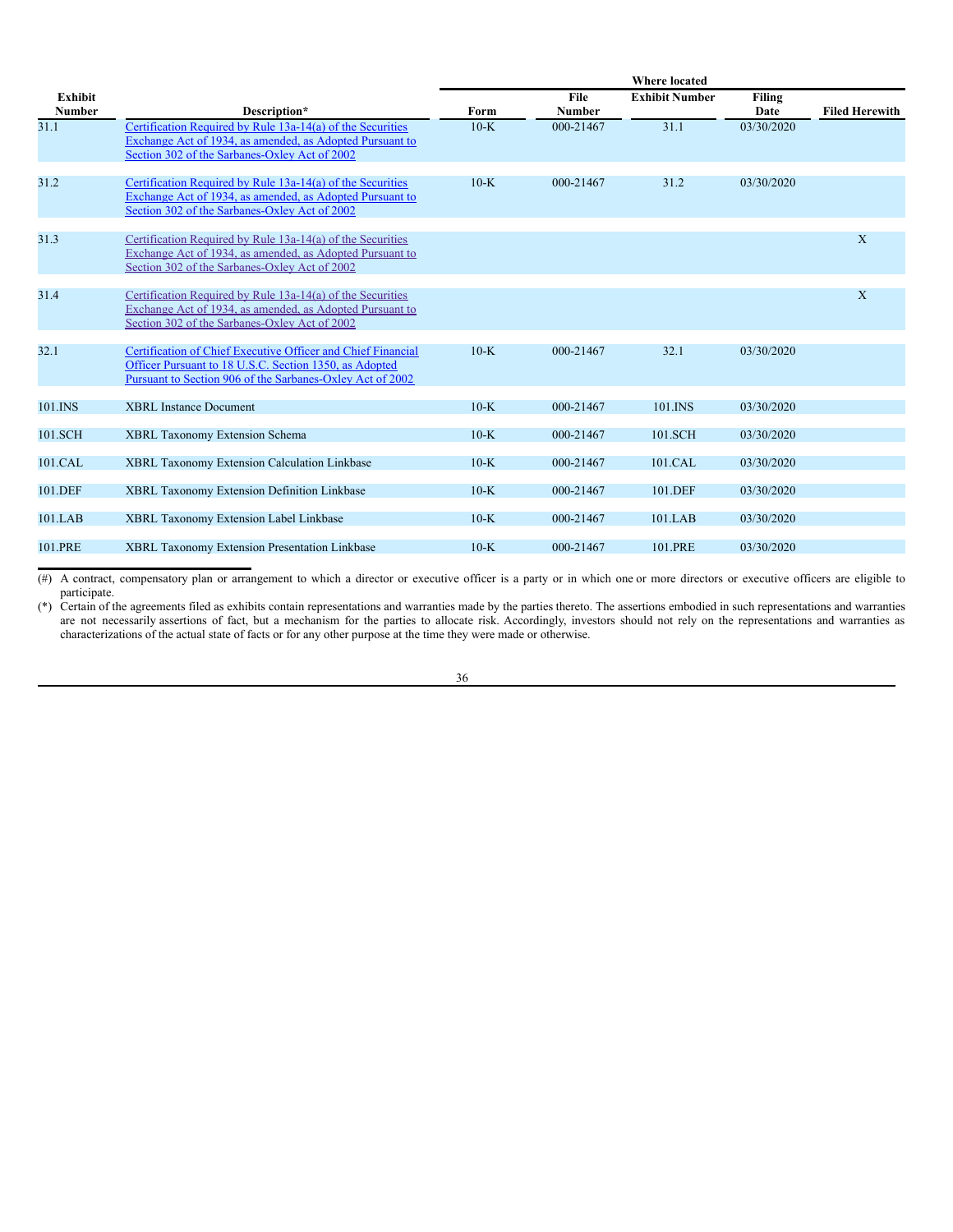| Exhibit Number | Description* | Where located Form | File Number | Exhibit Number | Filing Date | Filed Herewith |
|---|---|---|---|---|---|---|
| 31.1 | Certification Required by Rule 13a-14(a) of the Securities Exchange Act of 1934, as amended, as Adopted Pursuant to Section 302 of the Sarbanes-Oxley Act of 2002 | 10-K | 000-21467 | 31.1 | 03/30/2020 | |
| 31.2 | Certification Required by Rule 13a-14(a) of the Securities Exchange Act of 1934, as amended, as Adopted Pursuant to Section 302 of the Sarbanes-Oxley Act of 2002 | 10-K | 000-21467 | 31.2 | 03/30/2020 | |
| 31.3 | Certification Required by Rule 13a-14(a) of the Securities Exchange Act of 1934, as amended, as Adopted Pursuant to Section 302 of the Sarbanes-Oxley Act of 2002 | | | | | X |
| 31.4 | Certification Required by Rule 13a-14(a) of the Securities Exchange Act of 1934, as amended, as Adopted Pursuant to Section 302 of the Sarbanes-Oxley Act of 2002 | | | | | X |
| 32.1 | Certification of Chief Executive Officer and Chief Financial Officer Pursuant to 18 U.S.C. Section 1350, as Adopted Pursuant to Section 906 of the Sarbanes-Oxley Act of 2002 | 10-K | 000-21467 | 32.1 | 03/30/2020 | |
| 101.INS | XBRL Instance Document | 10-K | 000-21467 | 101.INS | 03/30/2020 | |
| 101.SCH | XBRL Taxonomy Extension Schema | 10-K | 000-21467 | 101.SCH | 03/30/2020 | |
| 101.CAL | XBRL Taxonomy Extension Calculation Linkbase | 10-K | 000-21467 | 101.CAL | 03/30/2020 | |
| 101.DEF | XBRL Taxonomy Extension Definition Linkbase | 10-K | 000-21467 | 101.DEF | 03/30/2020 | |
| 101.LAB | XBRL Taxonomy Extension Label Linkbase | 10-K | 000-21467 | 101.LAB | 03/30/2020 | |
| 101.PRE | XBRL Taxonomy Extension Presentation Linkbase | 10-K | 000-21467 | 101.PRE | 03/30/2020 | |

(#) A contract, compensatory plan or arrangement to which a director or executive officer is a party or in which one or more directors or executive officers are eligible to participate.

(*) Certain of the agreements filed as exhibits contain representations and warranties made by the parties thereto. The assertions embodied in such representations and warranties are not necessarily assertions of fact, but a mechanism for the parties to allocate risk. Accordingly, investors should not rely on the representations and warranties as characterizations of the actual state of facts or for any other purpose at the time they were made or otherwise.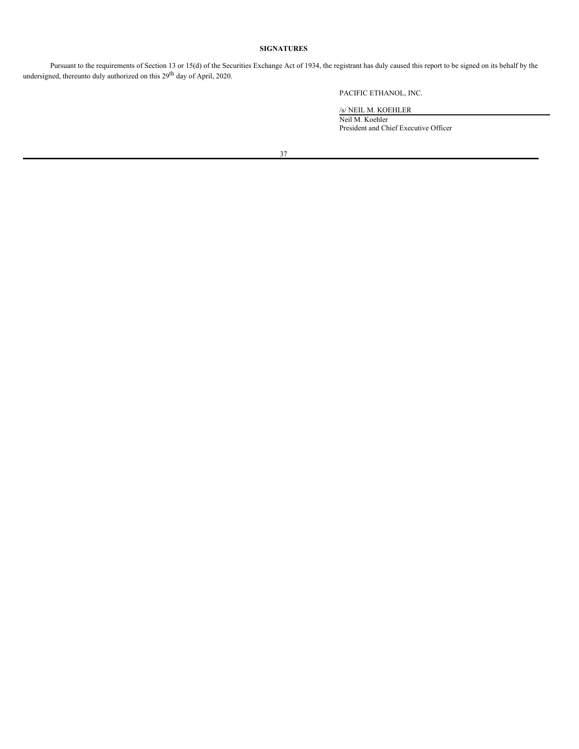**SIGNATURES**

Pursuant to the requirements of Section 13 or 15(d) of the Securities Exchange Act of 1934, the registrant has duly caused this report to be signed on its behalf by the undersigned, thereunto duly authorized on this 29th day of April, 2020.

PACIFIC ETHANOL, INC.

/s/ NEIL M. KOEHLER
Neil M. Koehler
President and Chief Executive Officer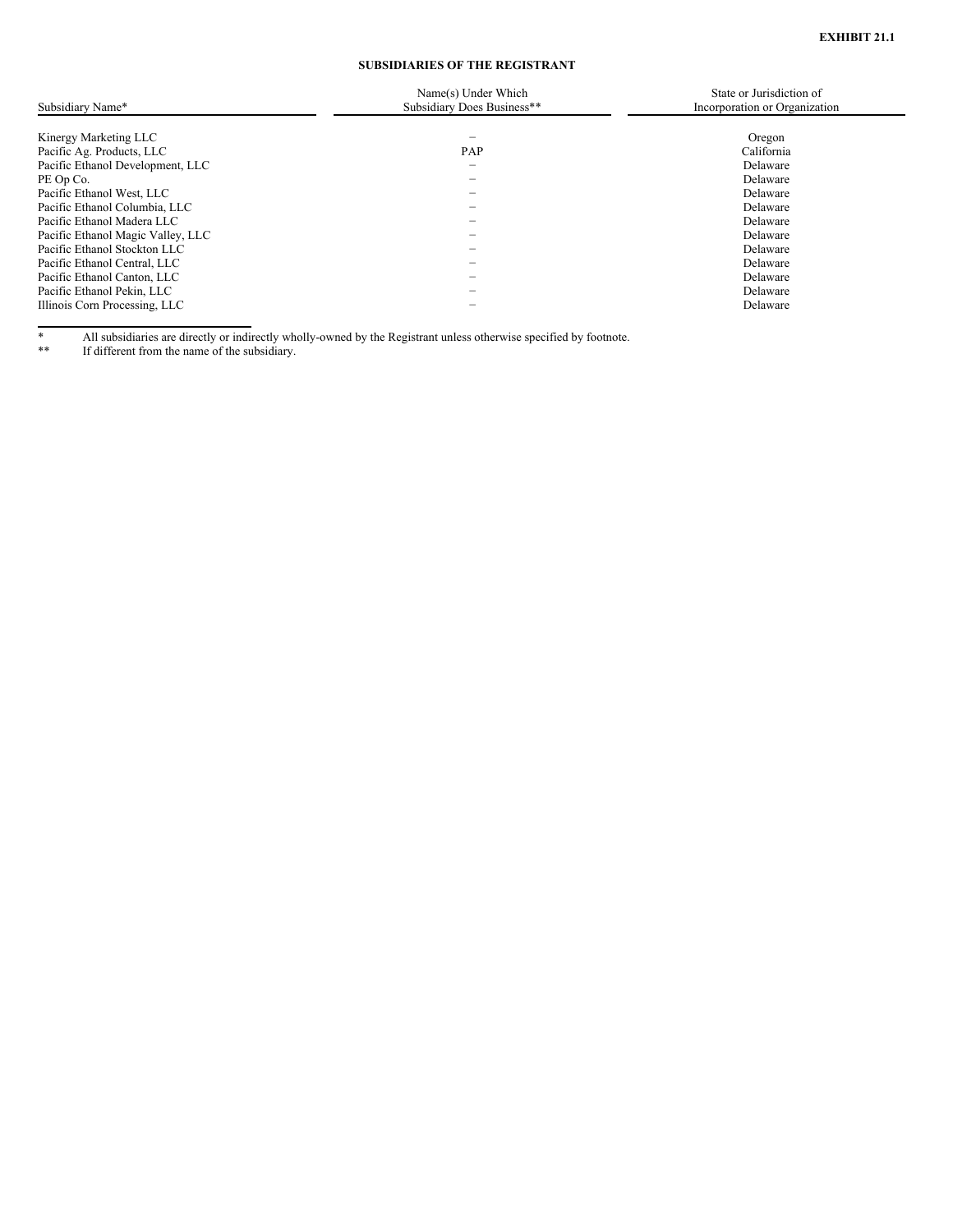**EXHIBIT 21.1**

**SUBSIDIARIES OF THE REGISTRANT**

| Subsidiary Name* | Name(s) Under Which Subsidiary Does Business** | State or Jurisdiction of Incorporation or Organization |
|---|---|---|
| Kinergy Marketing LLC | – | Oregon |
| Pacific Ag. Products, LLC | PAP | California |
| Pacific Ethanol Development, LLC | – | Delaware |
| PE Op Co. | – | Delaware |
| Pacific Ethanol West, LLC | – | Delaware |
| Pacific Ethanol Columbia, LLC | – | Delaware |
| Pacific Ethanol Madera LLC | – | Delaware |
| Pacific Ethanol Magic Valley, LLC | – | Delaware |
| Pacific Ethanol Stockton LLC | – | Delaware |
| Pacific Ethanol Central, LLC | – | Delaware |
| Pacific Ethanol Canton, LLC | – | Delaware |
| Pacific Ethanol Pekin, LLC | – | Delaware |
| Illinois Corn Processing, LLC | – | Delaware |

\* All subsidiaries are directly or indirectly wholly-owned by the Registrant unless otherwise specified by footnote.

\*\* If different from the name of the subsidiary.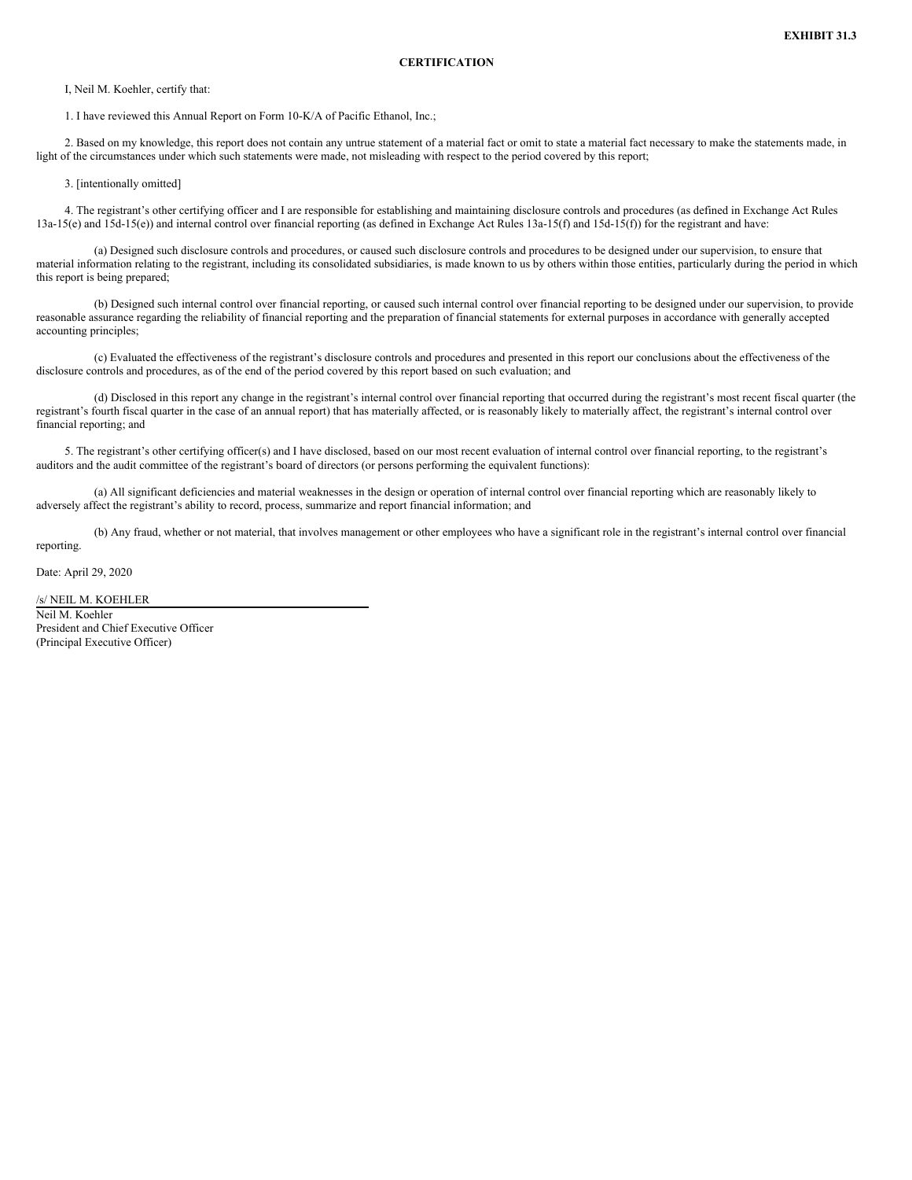**EXHIBIT 31.3**

**CERTIFICATION**

I, Neil M. Koehler, certify that:

1. I have reviewed this Annual Report on Form 10-K/A of Pacific Ethanol, Inc.;

2. Based on my knowledge, this report does not contain any untrue statement of a material fact or omit to state a material fact necessary to make the statements made, in light of the circumstances under which such statements were made, not misleading with respect to the period covered by this report;

3. [intentionally omitted]

4. The registrant's other certifying officer and I are responsible for establishing and maintaining disclosure controls and procedures (as defined in Exchange Act Rules 13a-15(e) and 15d-15(e)) and internal control over financial reporting (as defined in Exchange Act Rules 13a-15(f) and 15d-15(f)) for the registrant and have:

(a) Designed such disclosure controls and procedures, or caused such disclosure controls and procedures to be designed under our supervision, to ensure that material information relating to the registrant, including its consolidated subsidiaries, is made known to us by others within those entities, particularly during the period in which this report is being prepared;

(b) Designed such internal control over financial reporting, or caused such internal control over financial reporting to be designed under our supervision, to provide reasonable assurance regarding the reliability of financial reporting and the preparation of financial statements for external purposes in accordance with generally accepted accounting principles;

(c) Evaluated the effectiveness of the registrant's disclosure controls and procedures and presented in this report our conclusions about the effectiveness of the disclosure controls and procedures, as of the end of the period covered by this report based on such evaluation; and

(d) Disclosed in this report any change in the registrant's internal control over financial reporting that occurred during the registrant's most recent fiscal quarter (the registrant's fourth fiscal quarter in the case of an annual report) that has materially affected, or is reasonably likely to materially affect, the registrant's internal control over financial reporting; and

5. The registrant's other certifying officer(s) and I have disclosed, based on our most recent evaluation of internal control over financial reporting, to the registrant's auditors and the audit committee of the registrant's board of directors (or persons performing the equivalent functions):

(a) All significant deficiencies and material weaknesses in the design or operation of internal control over financial reporting which are reasonably likely to adversely affect the registrant's ability to record, process, summarize and report financial information; and

(b) Any fraud, whether or not material, that involves management or other employees who have a significant role in the registrant's internal control over financial reporting.

Date: April 29, 2020

/s/ NEIL M. KOEHLER
Neil M. Koehler
President and Chief Executive Officer
(Principal Executive Officer)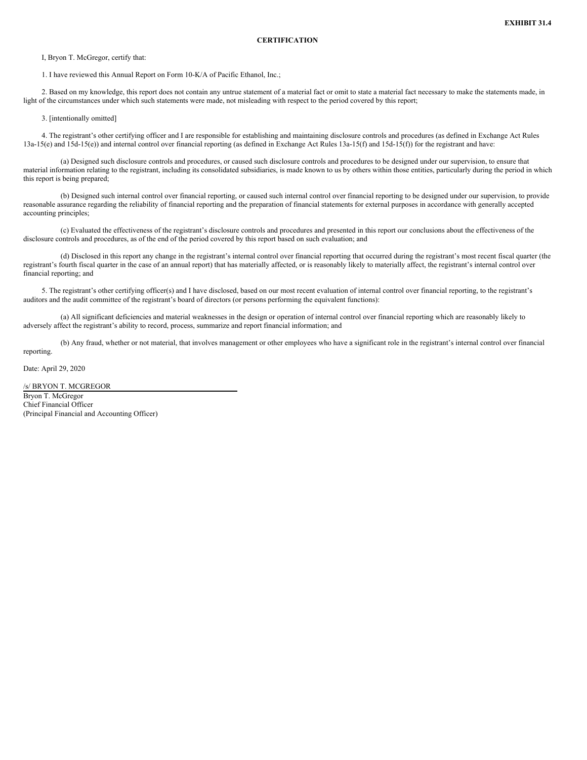**EXHIBIT 31.4**

**CERTIFICATION**

I, Bryon T. McGregor, certify that:

1. I have reviewed this Annual Report on Form 10-K/A of Pacific Ethanol, Inc.;

2. Based on my knowledge, this report does not contain any untrue statement of a material fact or omit to state a material fact necessary to make the statements made, in light of the circumstances under which such statements were made, not misleading with respect to the period covered by this report;

3. [intentionally omitted]

4. The registrant's other certifying officer and I are responsible for establishing and maintaining disclosure controls and procedures (as defined in Exchange Act Rules 13a-15(e) and 15d-15(e)) and internal control over financial reporting (as defined in Exchange Act Rules 13a-15(f) and 15d-15(f)) for the registrant and have:

(a) Designed such disclosure controls and procedures, or caused such disclosure controls and procedures to be designed under our supervision, to ensure that material information relating to the registrant, including its consolidated subsidiaries, is made known to us by others within those entities, particularly during the period in which this report is being prepared;

(b) Designed such internal control over financial reporting, or caused such internal control over financial reporting to be designed under our supervision, to provide reasonable assurance regarding the reliability of financial reporting and the preparation of financial statements for external purposes in accordance with generally accepted accounting principles;

(c) Evaluated the effectiveness of the registrant's disclosure controls and procedures and presented in this report our conclusions about the effectiveness of the disclosure controls and procedures, as of the end of the period covered by this report based on such evaluation; and

(d) Disclosed in this report any change in the registrant's internal control over financial reporting that occurred during the registrant's most recent fiscal quarter (the registrant's fourth fiscal quarter in the case of an annual report) that has materially affected, or is reasonably likely to materially affect, the registrant's internal control over financial reporting; and

5. The registrant's other certifying officer(s) and I have disclosed, based on our most recent evaluation of internal control over financial reporting, to the registrant's auditors and the audit committee of the registrant's board of directors (or persons performing the equivalent functions):

(a) All significant deficiencies and material weaknesses in the design or operation of internal control over financial reporting which are reasonably likely to adversely affect the registrant's ability to record, process, summarize and report financial information; and

(b) Any fraud, whether or not material, that involves management or other employees who have a significant role in the registrant's internal control over financial reporting.

Date: April 29, 2020

/s/ BRYON T. MCGREGOR

Bryon T. McGregor
Chief Financial Officer
(Principal Financial and Accounting Officer)